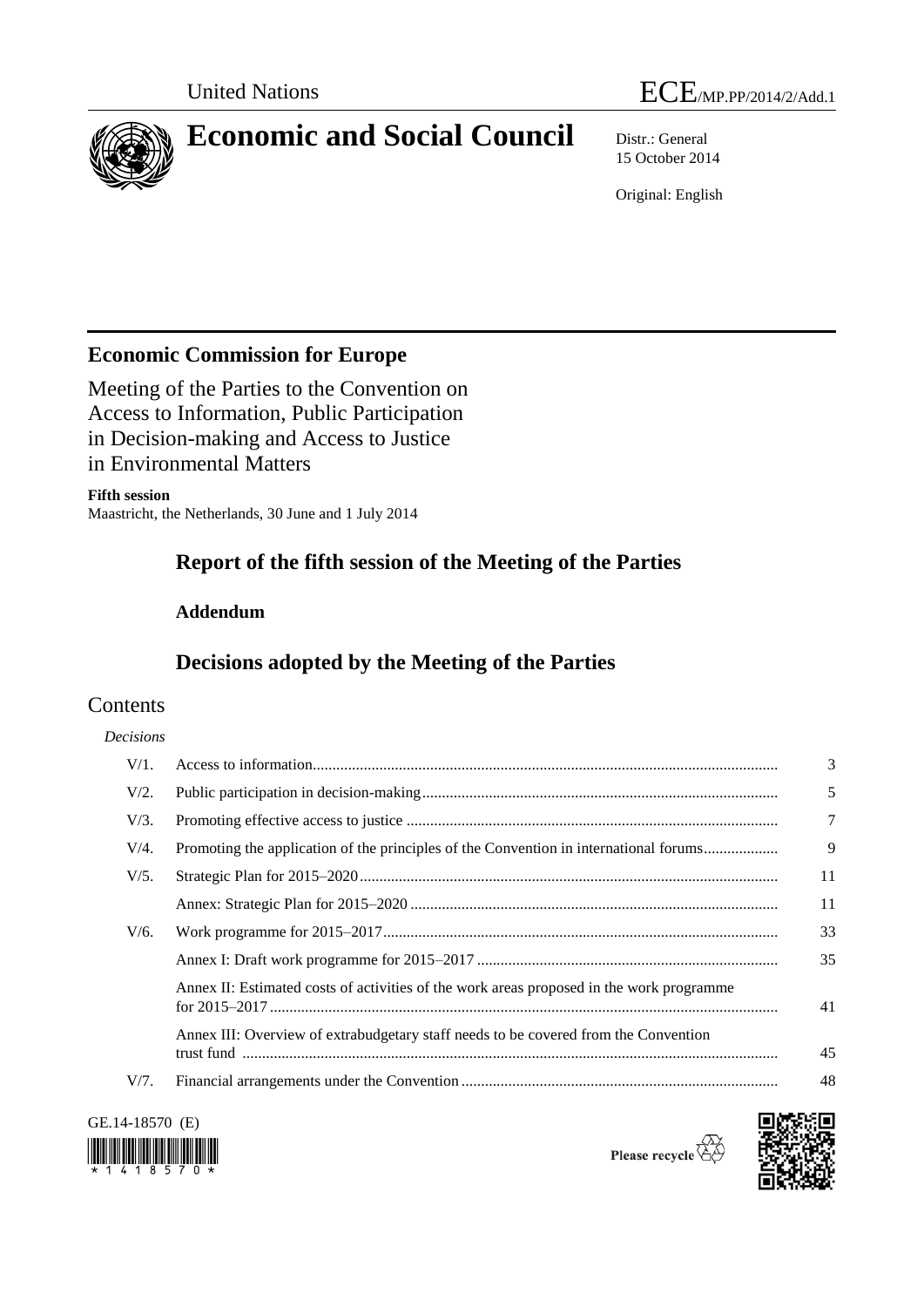United Nations

ECE/MP.PP/2014/2/Add.1

# Economic and Social Council

Distr.: General
15 October 2014

Original: English

## Economic Commission for Europe

Meeting of the Parties to the Convention on Access to Information, Public Participation in Decision-making and Access to Justice in Environmental Matters

**Fifth session**
Maastricht, the Netherlands, 30 June and 1 July 2014

# Report of the fifth session of the Meeting of the Parties

## Addendum

# Decisions adopted by the Meeting of the Parties

## Contents

*Decisions*

| | | |
|---|---|---|
| V/1. | Access to information | 3 |
| V/2. | Public participation in decision-making | 5 |
| V/3. | Promoting effective access to justice | 7 |
| V/4. | Promoting the application of the principles of the Convention in international forums | 9 |
| V/5. | Strategic Plan for 2015–2020 | 11 |
| | Annex: Strategic Plan for 2015–2020 | 11 |
| V/6. | Work programme for 2015–2017 | 33 |
| | Annex I: Draft work programme for 2015–2017 | 35 |
| | Annex II: Estimated costs of activities of the work areas proposed in the work programme for 2015–2017 | 41 |
| | Annex III: Overview of extrabudgetary staff needs to be covered from the Convention trust fund | 45 |
| V/7. | Financial arrangements under the Convention | 48 |

GE.14-18570 (E)

Please recycle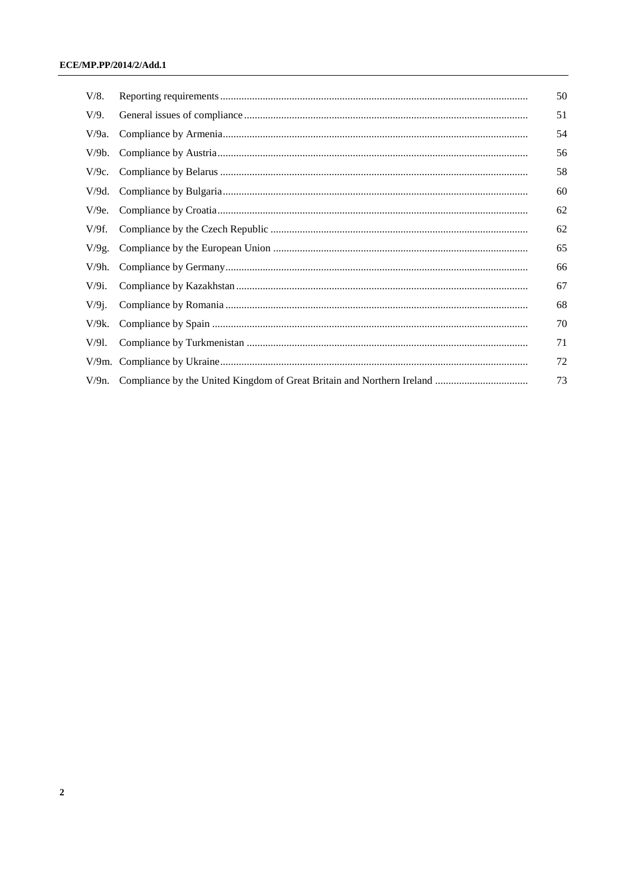| | | |
|---|---|---|
| V/8. | Reporting requirements | 50 |
| V/9. | General issues of compliance | 51 |
| V/9a. | Compliance by Armenia | 54 |
| V/9b. | Compliance by Austria | 56 |
| V/9c. | Compliance by Belarus | 58 |
| V/9d. | Compliance by Bulgaria | 60 |
| V/9e. | Compliance by Croatia | 62 |
| V/9f. | Compliance by the Czech Republic | 62 |
| V/9g. | Compliance by the European Union | 65 |
| V/9h. | Compliance by Germany | 66 |
| V/9i. | Compliance by Kazakhstan | 67 |
| V/9j. | Compliance by Romania | 68 |
| V/9k. | Compliance by Spain | 70 |
| V/9l. | Compliance by Turkmenistan | 71 |
| V/9m. | Compliance by Ukraine | 72 |
| V/9n. | Compliance by the United Kingdom of Great Britain and Northern Ireland | 73 |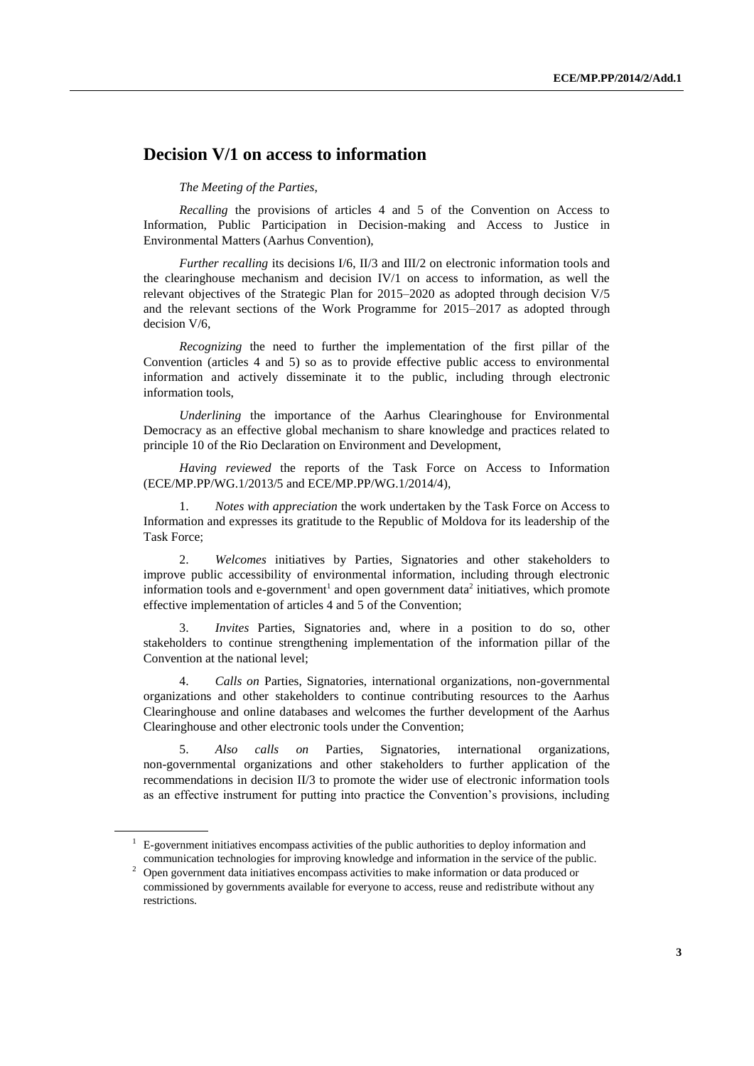## Decision V/1 on access to information

*The Meeting of the Parties*,

*Recalling* the provisions of articles 4 and 5 of the Convention on Access to Information, Public Participation in Decision-making and Access to Justice in Environmental Matters (Aarhus Convention),

*Further recalling* its decisions I/6, II/3 and III/2 on electronic information tools and the clearinghouse mechanism and decision IV/1 on access to information, as well the relevant objectives of the Strategic Plan for 2015–2020 as adopted through decision V/5 and the relevant sections of the Work Programme for 2015–2017 as adopted through decision V/6,

*Recognizing* the need to further the implementation of the first pillar of the Convention (articles 4 and 5) so as to provide effective public access to environmental information and actively disseminate it to the public, including through electronic information tools,

*Underlining* the importance of the Aarhus Clearinghouse for Environmental Democracy as an effective global mechanism to share knowledge and practices related to principle 10 of the Rio Declaration on Environment and Development,

*Having reviewed* the reports of the Task Force on Access to Information (ECE/MP.PP/WG.1/2013/5 and ECE/MP.PP/WG.1/2014/4),

1. *Notes with appreciation* the work undertaken by the Task Force on Access to Information and expresses its gratitude to the Republic of Moldova for its leadership of the Task Force;

2. *Welcomes* initiatives by Parties, Signatories and other stakeholders to improve public accessibility of environmental information, including through electronic information tools and e-government[1] and open government data[2] initiatives, which promote effective implementation of articles 4 and 5 of the Convention;

3. *Invites* Parties, Signatories and, where in a position to do so, other stakeholders to continue strengthening implementation of the information pillar of the Convention at the national level;

4. *Calls on* Parties, Signatories, international organizations, non-governmental organizations and other stakeholders to continue contributing resources to the Aarhus Clearinghouse and online databases and welcomes the further development of the Aarhus Clearinghouse and other electronic tools under the Convention;

5. *Also calls on* Parties, Signatories, international organizations, non-governmental organizations and other stakeholders to further application of the recommendations in decision II/3 to promote the wider use of electronic information tools as an effective instrument for putting into practice the Convention's provisions, including

---

[1] E-government initiatives encompass activities of the public authorities to deploy information and communication technologies for improving knowledge and information in the service of the public.

[2] Open government data initiatives encompass activities to make information or data produced or commissioned by governments available for everyone to access, reuse and redistribute without any restrictions.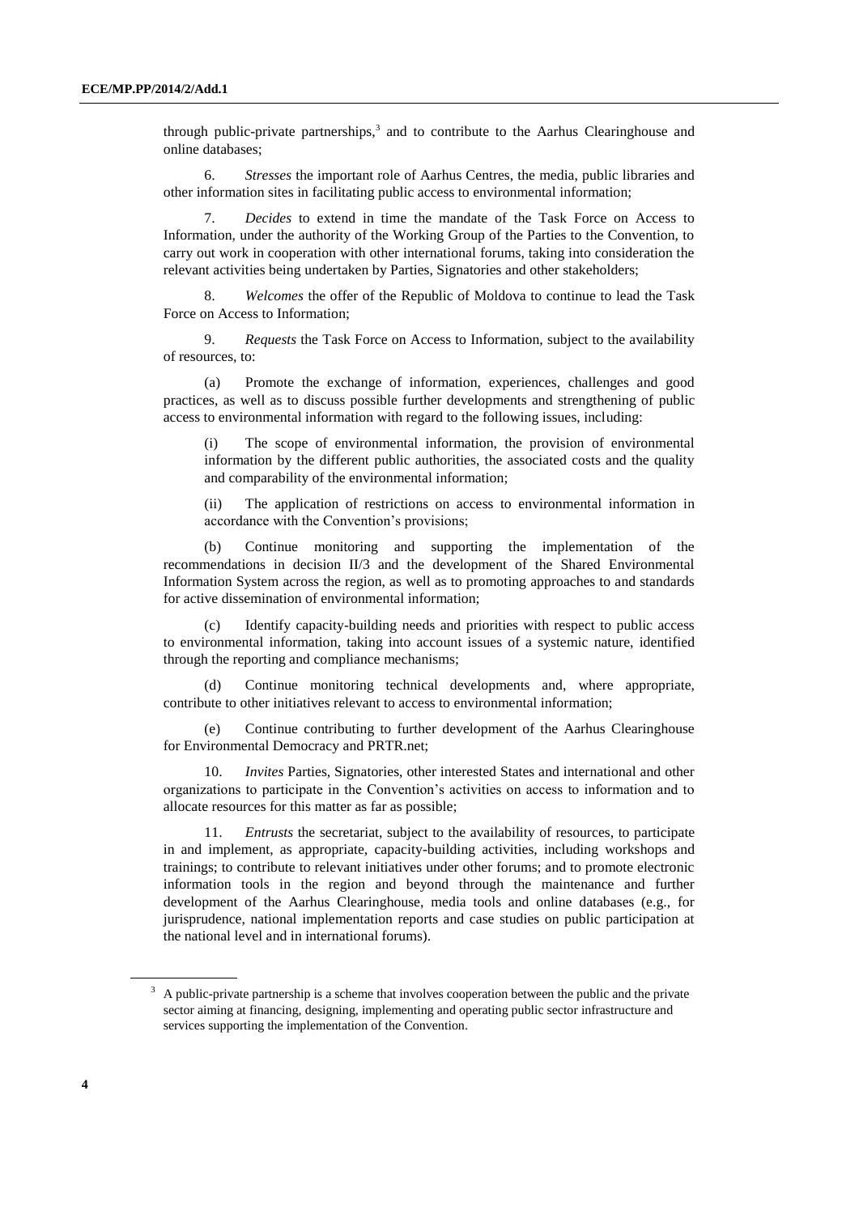through public-private partnerships,[3] and to contribute to the Aarhus Clearinghouse and online databases;

6. *Stresses* the important role of Aarhus Centres, the media, public libraries and other information sites in facilitating public access to environmental information;

7. *Decides* to extend in time the mandate of the Task Force on Access to Information, under the authority of the Working Group of the Parties to the Convention, to carry out work in cooperation with other international forums, taking into consideration the relevant activities being undertaken by Parties, Signatories and other stakeholders;

8. *Welcomes* the offer of the Republic of Moldova to continue to lead the Task Force on Access to Information;

9. *Requests* the Task Force on Access to Information, subject to the availability of resources, to:

(a) Promote the exchange of information, experiences, challenges and good practices, as well as to discuss possible further developments and strengthening of public access to environmental information with regard to the following issues, including:

(i) The scope of environmental information, the provision of environmental information by the different public authorities, the associated costs and the quality and comparability of the environmental information;

(ii) The application of restrictions on access to environmental information in accordance with the Convention's provisions;

(b) Continue monitoring and supporting the implementation of the recommendations in decision II/3 and the development of the Shared Environmental Information System across the region, as well as to promoting approaches to and standards for active dissemination of environmental information;

(c) Identify capacity-building needs and priorities with respect to public access to environmental information, taking into account issues of a systemic nature, identified through the reporting and compliance mechanisms;

(d) Continue monitoring technical developments and, where appropriate, contribute to other initiatives relevant to access to environmental information;

(e) Continue contributing to further development of the Aarhus Clearinghouse for Environmental Democracy and PRTR.net;

10. *Invites* Parties, Signatories, other interested States and international and other organizations to participate in the Convention's activities on access to information and to allocate resources for this matter as far as possible;

11. *Entrusts* the secretariat, subject to the availability of resources, to participate in and implement, as appropriate, capacity-building activities, including workshops and trainings; to contribute to relevant initiatives under other forums; and to promote electronic information tools in the region and beyond through the maintenance and further development of the Aarhus Clearinghouse, media tools and online databases (e.g., for jurisprudence, national implementation reports and case studies on public participation at the national level and in international forums).

[3] A public-private partnership is a scheme that involves cooperation between the public and the private sector aiming at financing, designing, implementing and operating public sector infrastructure and services supporting the implementation of the Convention.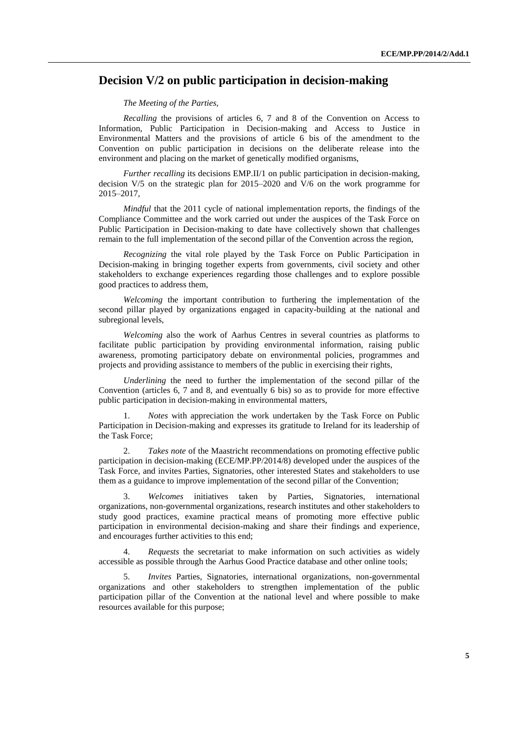# Decision V/2 on public participation in decision-making

*The Meeting of the Parties,*

*Recalling* the provisions of articles 6, 7 and 8 of the Convention on Access to Information, Public Participation in Decision-making and Access to Justice in Environmental Matters and the provisions of article 6 bis of the amendment to the Convention on public participation in decisions on the deliberate release into the environment and placing on the market of genetically modified organisms,

*Further recalling* its decisions EMP.II/1 on public participation in decision-making, decision V/5 on the strategic plan for 2015–2020 and V/6 on the work programme for 2015–2017,

*Mindful* that the 2011 cycle of national implementation reports, the findings of the Compliance Committee and the work carried out under the auspices of the Task Force on Public Participation in Decision-making to date have collectively shown that challenges remain to the full implementation of the second pillar of the Convention across the region,

*Recognizing* the vital role played by the Task Force on Public Participation in Decision-making in bringing together experts from governments, civil society and other stakeholders to exchange experiences regarding those challenges and to explore possible good practices to address them,

*Welcoming* the important contribution to furthering the implementation of the second pillar played by organizations engaged in capacity-building at the national and subregional levels,

*Welcoming* also the work of Aarhus Centres in several countries as platforms to facilitate public participation by providing environmental information, raising public awareness, promoting participatory debate on environmental policies, programmes and projects and providing assistance to members of the public in exercising their rights,

*Underlining* the need to further the implementation of the second pillar of the Convention (articles 6, 7 and 8, and eventually 6 bis) so as to provide for more effective public participation in decision-making in environmental matters,

1. *Notes* with appreciation the work undertaken by the Task Force on Public Participation in Decision-making and expresses its gratitude to Ireland for its leadership of the Task Force;

2. *Takes note* of the Maastricht recommendations on promoting effective public participation in decision-making (ECE/MP.PP/2014/8) developed under the auspices of the Task Force, and invites Parties, Signatories, other interested States and stakeholders to use them as a guidance to improve implementation of the second pillar of the Convention;

3. *Welcomes* initiatives taken by Parties, Signatories, international organizations, non-governmental organizations, research institutes and other stakeholders to study good practices, examine practical means of promoting more effective public participation in environmental decision-making and share their findings and experience, and encourages further activities to this end;

4. *Requests* the secretariat to make information on such activities as widely accessible as possible through the Aarhus Good Practice database and other online tools;

5. *Invites* Parties, Signatories, international organizations, non-governmental organizations and other stakeholders to strengthen implementation of the public participation pillar of the Convention at the national level and where possible to make resources available for this purpose;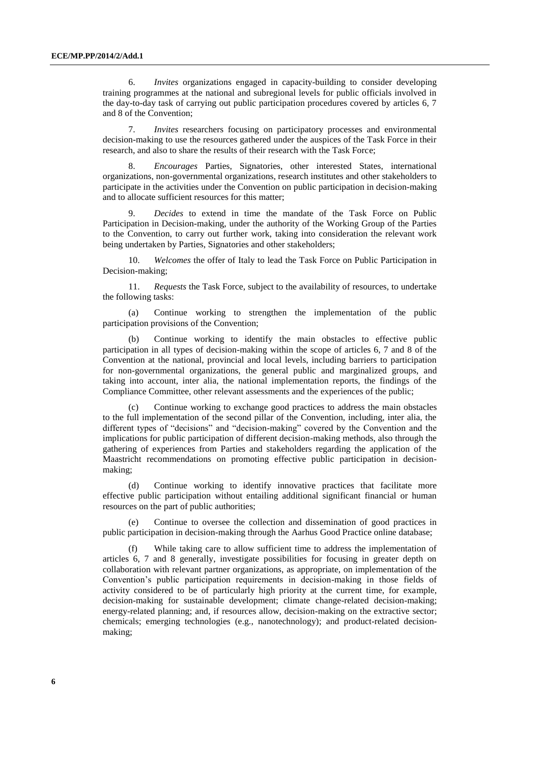6. *Invites* organizations engaged in capacity-building to consider developing training programmes at the national and subregional levels for public officials involved in the day-to-day task of carrying out public participation procedures covered by articles 6, 7 and 8 of the Convention;

7. *Invites* researchers focusing on participatory processes and environmental decision-making to use the resources gathered under the auspices of the Task Force in their research, and also to share the results of their research with the Task Force;

8. *Encourages* Parties, Signatories, other interested States, international organizations, non-governmental organizations, research institutes and other stakeholders to participate in the activities under the Convention on public participation in decision-making and to allocate sufficient resources for this matter;

9. *Decides* to extend in time the mandate of the Task Force on Public Participation in Decision-making, under the authority of the Working Group of the Parties to the Convention, to carry out further work, taking into consideration the relevant work being undertaken by Parties, Signatories and other stakeholders;

10. *Welcomes* the offer of Italy to lead the Task Force on Public Participation in Decision-making;

11. *Requests* the Task Force, subject to the availability of resources, to undertake the following tasks:

(a) Continue working to strengthen the implementation of the public participation provisions of the Convention;

(b) Continue working to identify the main obstacles to effective public participation in all types of decision-making within the scope of articles 6, 7 and 8 of the Convention at the national, provincial and local levels, including barriers to participation for non-governmental organizations, the general public and marginalized groups, and taking into account, inter alia, the national implementation reports, the findings of the Compliance Committee, other relevant assessments and the experiences of the public;

(c) Continue working to exchange good practices to address the main obstacles to the full implementation of the second pillar of the Convention, including, inter alia, the different types of "decisions" and "decision-making" covered by the Convention and the implications for public participation of different decision-making methods, also through the gathering of experiences from Parties and stakeholders regarding the application of the Maastricht recommendations on promoting effective public participation in decision-making;

(d) Continue working to identify innovative practices that facilitate more effective public participation without entailing additional significant financial or human resources on the part of public authorities;

(e) Continue to oversee the collection and dissemination of good practices in public participation in decision-making through the Aarhus Good Practice online database;

(f) While taking care to allow sufficient time to address the implementation of articles 6, 7 and 8 generally, investigate possibilities for focusing in greater depth on collaboration with relevant partner organizations, as appropriate, on implementation of the Convention's public participation requirements in decision-making in those fields of activity considered to be of particularly high priority at the current time, for example, decision-making for sustainable development; climate change-related decision-making; energy-related planning; and, if resources allow, decision-making on the extractive sector; chemicals; emerging technologies (e.g., nanotechnology); and product-related decision-making;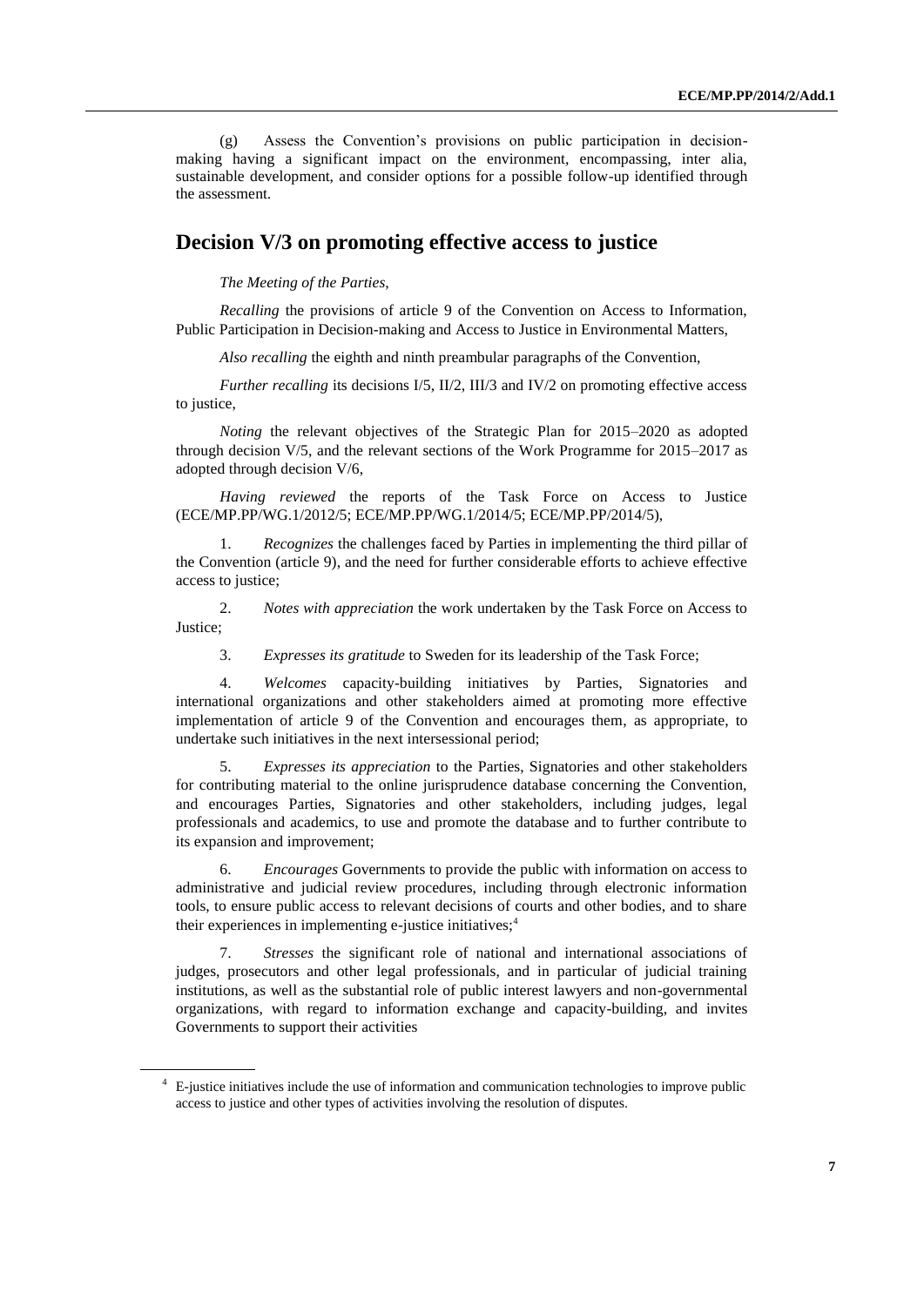(g) Assess the Convention's provisions on public participation in decision-making having a significant impact on the environment, encompassing, inter alia, sustainable development, and consider options for a possible follow-up identified through the assessment.

## Decision V/3 on promoting effective access to justice

*The Meeting of the Parties,*

*Recalling* the provisions of article 9 of the Convention on Access to Information, Public Participation in Decision-making and Access to Justice in Environmental Matters,

*Also recalling* the eighth and ninth preambular paragraphs of the Convention,

*Further recalling* its decisions I/5, II/2, III/3 and IV/2 on promoting effective access to justice,

*Noting* the relevant objectives of the Strategic Plan for 2015–2020 as adopted through decision V/5, and the relevant sections of the Work Programme for 2015–2017 as adopted through decision V/6,

*Having reviewed* the reports of the Task Force on Access to Justice (ECE/MP.PP/WG.1/2012/5; ECE/MP.PP/WG.1/2014/5; ECE/MP.PP/2014/5),

1. *Recognizes* the challenges faced by Parties in implementing the third pillar of the Convention (article 9), and the need for further considerable efforts to achieve effective access to justice;

2. *Notes with appreciation* the work undertaken by the Task Force on Access to Justice;

3. *Expresses its gratitude* to Sweden for its leadership of the Task Force;

4. *Welcomes* capacity-building initiatives by Parties, Signatories and international organizations and other stakeholders aimed at promoting more effective implementation of article 9 of the Convention and encourages them, as appropriate, to undertake such initiatives in the next intersessional period;

5. *Expresses its appreciation* to the Parties, Signatories and other stakeholders for contributing material to the online jurisprudence database concerning the Convention, and encourages Parties, Signatories and other stakeholders, including judges, legal professionals and academics, to use and promote the database and to further contribute to its expansion and improvement;

6. *Encourages* Governments to provide the public with information on access to administrative and judicial review procedures, including through electronic information tools, to ensure public access to relevant decisions of courts and other bodies, and to share their experiences in implementing e-justice initiatives;[4]

7. *Stresses* the significant role of national and international associations of judges, prosecutors and other legal professionals, and in particular of judicial training institutions, as well as the substantial role of public interest lawyers and non-governmental organizations, with regard to information exchange and capacity-building, and invites Governments to support their activities

[4] E-justice initiatives include the use of information and communication technologies to improve public access to justice and other types of activities involving the resolution of disputes.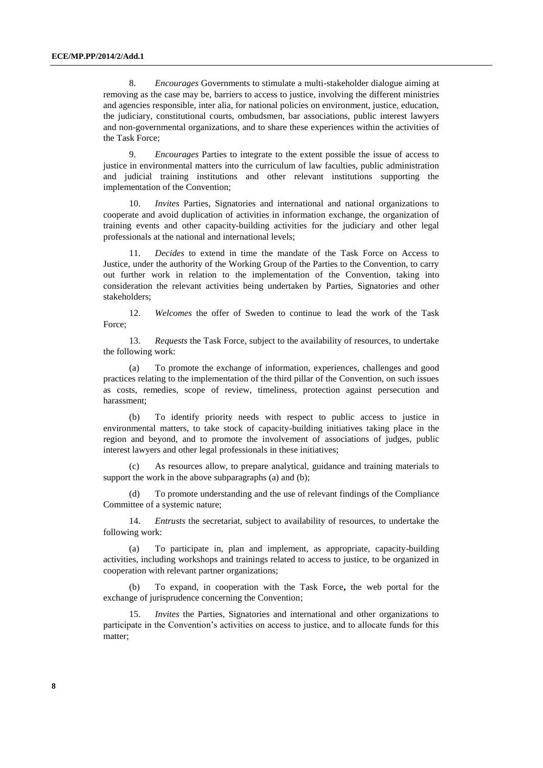8. *Encourages* Governments to stimulate a multi-stakeholder dialogue aiming at removing as the case may be, barriers to access to justice, involving the different ministries and agencies responsible, inter alia, for national policies on environment, justice, education, the judiciary, constitutional courts, ombudsmen, bar associations, public interest lawyers and non-governmental organizations, and to share these experiences within the activities of the Task Force;

9. *Encourages* Parties to integrate to the extent possible the issue of access to justice in environmental matters into the curriculum of law faculties, public administration and judicial training institutions and other relevant institutions supporting the implementation of the Convention;

10. *Invites* Parties, Signatories and international and national organizations to cooperate and avoid duplication of activities in information exchange, the organization of training events and other capacity-building activities for the judiciary and other legal professionals at the national and international levels;

11. *Decides* to extend in time the mandate of the Task Force on Access to Justice, under the authority of the Working Group of the Parties to the Convention, to carry out further work in relation to the implementation of the Convention, taking into consideration the relevant activities being undertaken by Parties, Signatories and other stakeholders;

12. *Welcomes* the offer of Sweden to continue to lead the work of the Task Force;

13. *Requests* the Task Force, subject to the availability of resources, to undertake the following work:

(a) To promote the exchange of information, experiences, challenges and good practices relating to the implementation of the third pillar of the Convention, on such issues as costs, remedies, scope of review, timeliness, protection against persecution and harassment;

(b) To identify priority needs with respect to public access to justice in environmental matters, to take stock of capacity-building initiatives taking place in the region and beyond, and to promote the involvement of associations of judges, public interest lawyers and other legal professionals in these initiatives;

(c) As resources allow, to prepare analytical, guidance and training materials to support the work in the above subparagraphs (a) and (b);

(d) To promote understanding and the use of relevant findings of the Compliance Committee of a systemic nature;

14. *Entrusts* the secretariat, subject to availability of resources, to undertake the following work:

(a) To participate in, plan and implement, as appropriate, capacity-building activities, including workshops and trainings related to access to justice, to be organized in cooperation with relevant partner organizations;

(b) To expand, in cooperation with the Task Force**,** the web portal for the exchange of jurisprudence concerning the Convention;

15. *Invites* the Parties, Signatories and international and other organizations to participate in the Convention's activities on access to justice, and to allocate funds for this matter;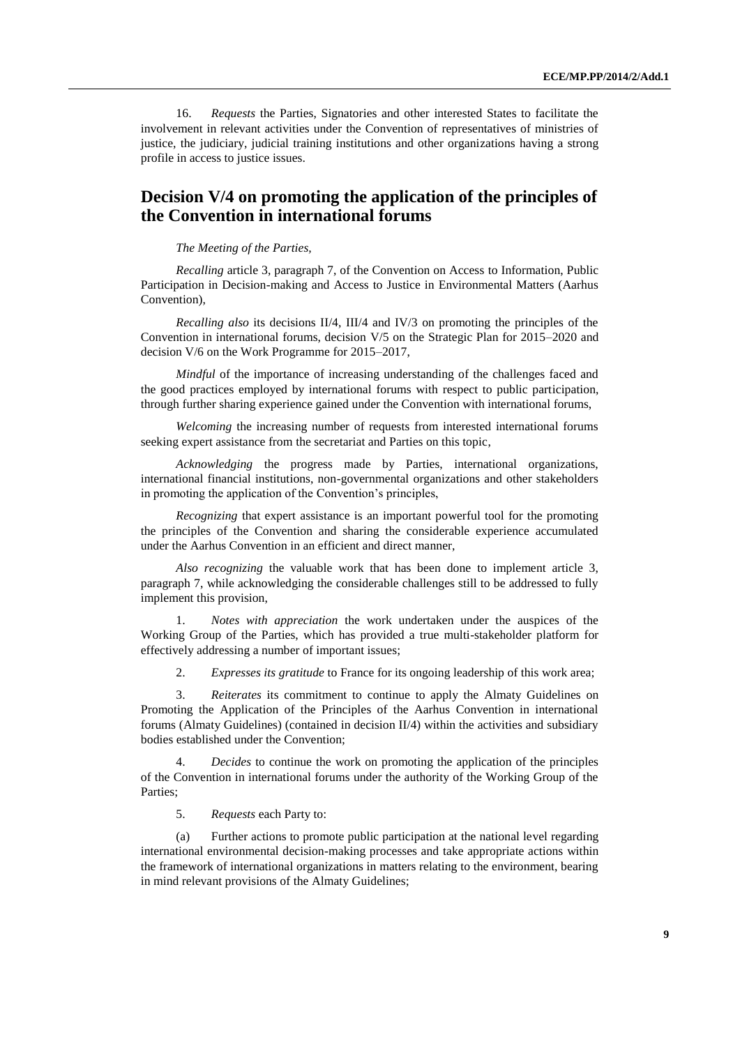16. *Requests* the Parties, Signatories and other interested States to facilitate the involvement in relevant activities under the Convention of representatives of ministries of justice, the judiciary, judicial training institutions and other organizations having a strong profile in access to justice issues.

## Decision V/4 on promoting the application of the principles of the Convention in international forums

*The Meeting of the Parties,*

*Recalling* article 3, paragraph 7, of the Convention on Access to Information, Public Participation in Decision-making and Access to Justice in Environmental Matters (Aarhus Convention),

*Recalling also* its decisions II/4, III/4 and IV/3 on promoting the principles of the Convention in international forums, decision V/5 on the Strategic Plan for 2015–2020 and decision V/6 on the Work Programme for 2015–2017,

*Mindful* of the importance of increasing understanding of the challenges faced and the good practices employed by international forums with respect to public participation, through further sharing experience gained under the Convention with international forums,

*Welcoming* the increasing number of requests from interested international forums seeking expert assistance from the secretariat and Parties on this topic,

*Acknowledging* the progress made by Parties, international organizations, international financial institutions, non-governmental organizations and other stakeholders in promoting the application of the Convention's principles,

*Recognizing* that expert assistance is an important powerful tool for the promoting the principles of the Convention and sharing the considerable experience accumulated under the Aarhus Convention in an efficient and direct manner,

*Also recognizing* the valuable work that has been done to implement article 3, paragraph 7, while acknowledging the considerable challenges still to be addressed to fully implement this provision,

1. *Notes with appreciation* the work undertaken under the auspices of the Working Group of the Parties, which has provided a true multi-stakeholder platform for effectively addressing a number of important issues;

2. *Expresses its gratitude* to France for its ongoing leadership of this work area;

3. *Reiterates* its commitment to continue to apply the Almaty Guidelines on Promoting the Application of the Principles of the Aarhus Convention in international forums (Almaty Guidelines) (contained in decision II/4) within the activities and subsidiary bodies established under the Convention;

4. *Decides* to continue the work on promoting the application of the principles of the Convention in international forums under the authority of the Working Group of the Parties;

5. *Requests* each Party to:

(a) Further actions to promote public participation at the national level regarding international environmental decision-making processes and take appropriate actions within the framework of international organizations in matters relating to the environment, bearing in mind relevant provisions of the Almaty Guidelines;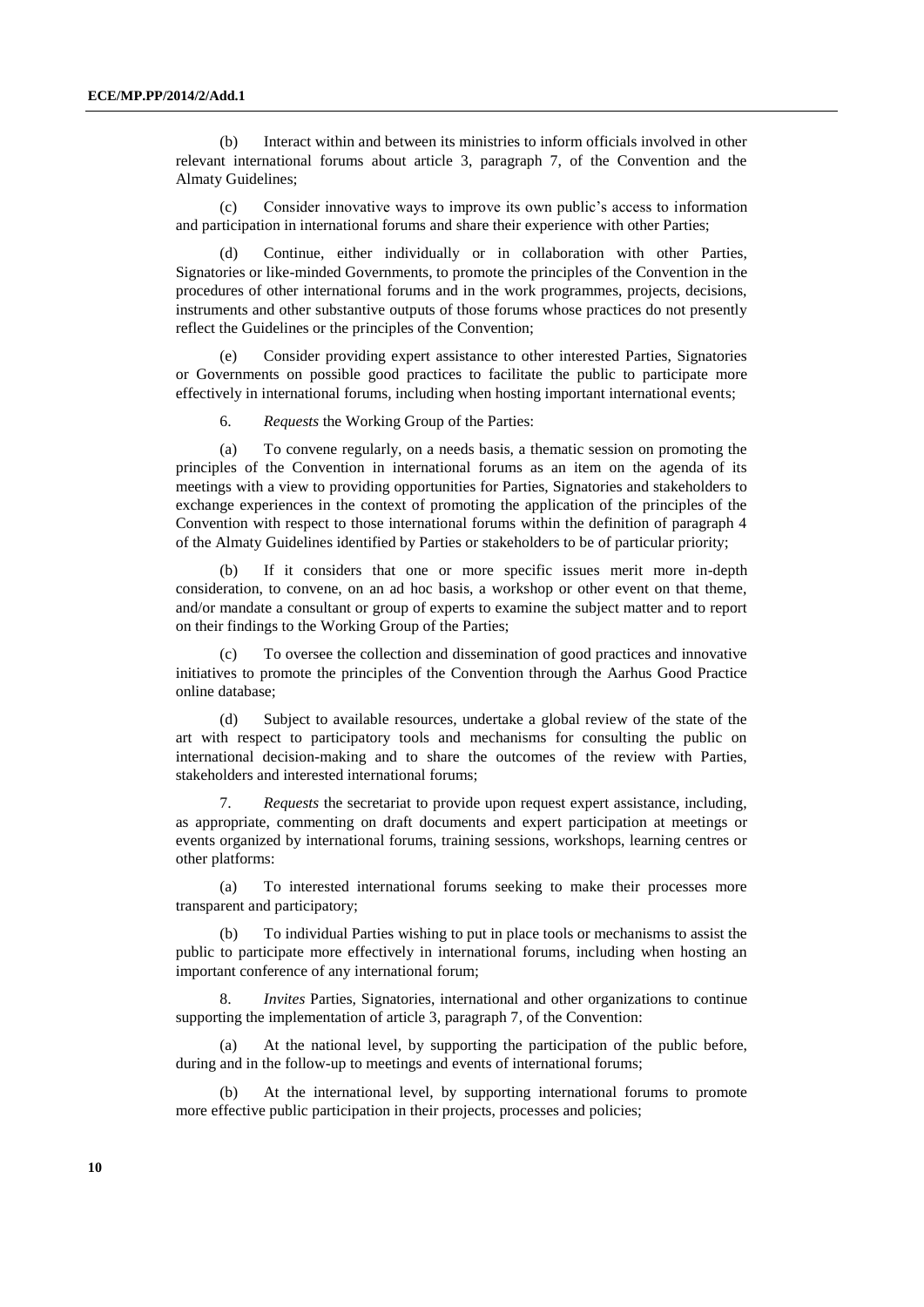(b) Interact within and between its ministries to inform officials involved in other relevant international forums about article 3, paragraph 7, of the Convention and the Almaty Guidelines;

(c) Consider innovative ways to improve its own public's access to information and participation in international forums and share their experience with other Parties;

(d) Continue, either individually or in collaboration with other Parties, Signatories or like-minded Governments, to promote the principles of the Convention in the procedures of other international forums and in the work programmes, projects, decisions, instruments and other substantive outputs of those forums whose practices do not presently reflect the Guidelines or the principles of the Convention;

(e) Consider providing expert assistance to other interested Parties, Signatories or Governments on possible good practices to facilitate the public to participate more effectively in international forums, including when hosting important international events;

6. *Requests* the Working Group of the Parties:

(a) To convene regularly, on a needs basis, a thematic session on promoting the principles of the Convention in international forums as an item on the agenda of its meetings with a view to providing opportunities for Parties, Signatories and stakeholders to exchange experiences in the context of promoting the application of the principles of the Convention with respect to those international forums within the definition of paragraph 4 of the Almaty Guidelines identified by Parties or stakeholders to be of particular priority;

(b) If it considers that one or more specific issues merit more in-depth consideration, to convene, on an ad hoc basis, a workshop or other event on that theme, and/or mandate a consultant or group of experts to examine the subject matter and to report on their findings to the Working Group of the Parties;

(c) To oversee the collection and dissemination of good practices and innovative initiatives to promote the principles of the Convention through the Aarhus Good Practice online database;

(d) Subject to available resources, undertake a global review of the state of the art with respect to participatory tools and mechanisms for consulting the public on international decision-making and to share the outcomes of the review with Parties, stakeholders and interested international forums;

7. *Requests* the secretariat to provide upon request expert assistance, including, as appropriate, commenting on draft documents and expert participation at meetings or events organized by international forums, training sessions, workshops, learning centres or other platforms:

(a) To interested international forums seeking to make their processes more transparent and participatory;

(b) To individual Parties wishing to put in place tools or mechanisms to assist the public to participate more effectively in international forums, including when hosting an important conference of any international forum;

8. *Invites* Parties, Signatories, international and other organizations to continue supporting the implementation of article 3, paragraph 7, of the Convention:

(a) At the national level, by supporting the participation of the public before, during and in the follow-up to meetings and events of international forums;

(b) At the international level, by supporting international forums to promote more effective public participation in their projects, processes and policies;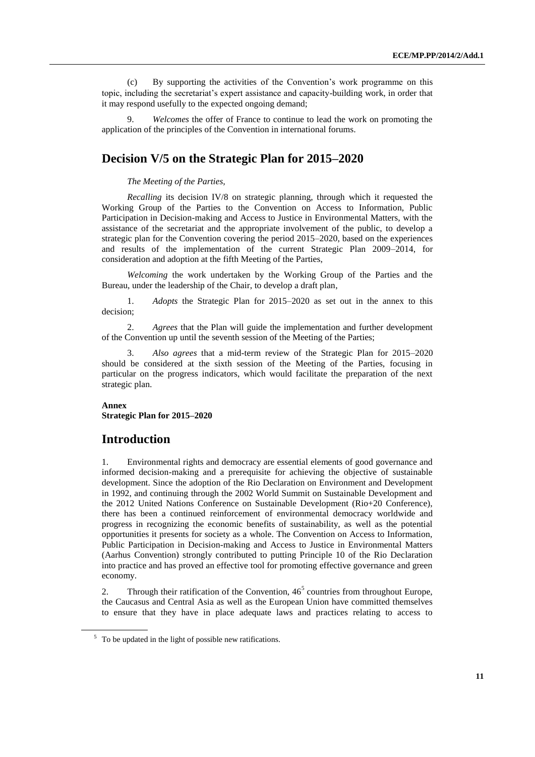(c) By supporting the activities of the Convention's work programme on this topic, including the secretariat's expert assistance and capacity-building work, in order that it may respond usefully to the expected ongoing demand;

9. *Welcomes* the offer of France to continue to lead the work on promoting the application of the principles of the Convention in international forums.

# Decision V/5 on the Strategic Plan for 2015–2020

*The Meeting of the Parties*,

*Recalling* its decision IV/8 on strategic planning, through which it requested the Working Group of the Parties to the Convention on Access to Information, Public Participation in Decision-making and Access to Justice in Environmental Matters, with the assistance of the secretariat and the appropriate involvement of the public, to develop a strategic plan for the Convention covering the period 2015–2020, based on the experiences and results of the implementation of the current Strategic Plan 2009–2014, for consideration and adoption at the fifth Meeting of the Parties,

*Welcoming* the work undertaken by the Working Group of the Parties and the Bureau, under the leadership of the Chair, to develop a draft plan,

1. *Adopts* the Strategic Plan for 2015–2020 as set out in the annex to this decision;

2. *Agrees* that the Plan will guide the implementation and further development of the Convention up until the seventh session of the Meeting of the Parties;

3. *Also agrees* that a mid-term review of the Strategic Plan for 2015–2020 should be considered at the sixth session of the Meeting of the Parties, focusing in particular on the progress indicators, which would facilitate the preparation of the next strategic plan.

**Annex**
**Strategic Plan for 2015–2020**

# Introduction

1. Environmental rights and democracy are essential elements of good governance and informed decision-making and a prerequisite for achieving the objective of sustainable development. Since the adoption of the Rio Declaration on Environment and Development in 1992, and continuing through the 2002 World Summit on Sustainable Development and the 2012 United Nations Conference on Sustainable Development (Rio+20 Conference), there has been a continued reinforcement of environmental democracy worldwide and progress in recognizing the economic benefits of sustainability, as well as the potential opportunities it presents for society as a whole. The Convention on Access to Information, Public Participation in Decision-making and Access to Justice in Environmental Matters (Aarhus Convention) strongly contributed to putting Principle 10 of the Rio Declaration into practice and has proved an effective tool for promoting effective governance and green economy.

2. Through their ratification of the Convention, 46[5] countries from throughout Europe, the Caucasus and Central Asia as well as the European Union have committed themselves to ensure that they have in place adequate laws and practices relating to access to

[5] To be updated in the light of possible new ratifications.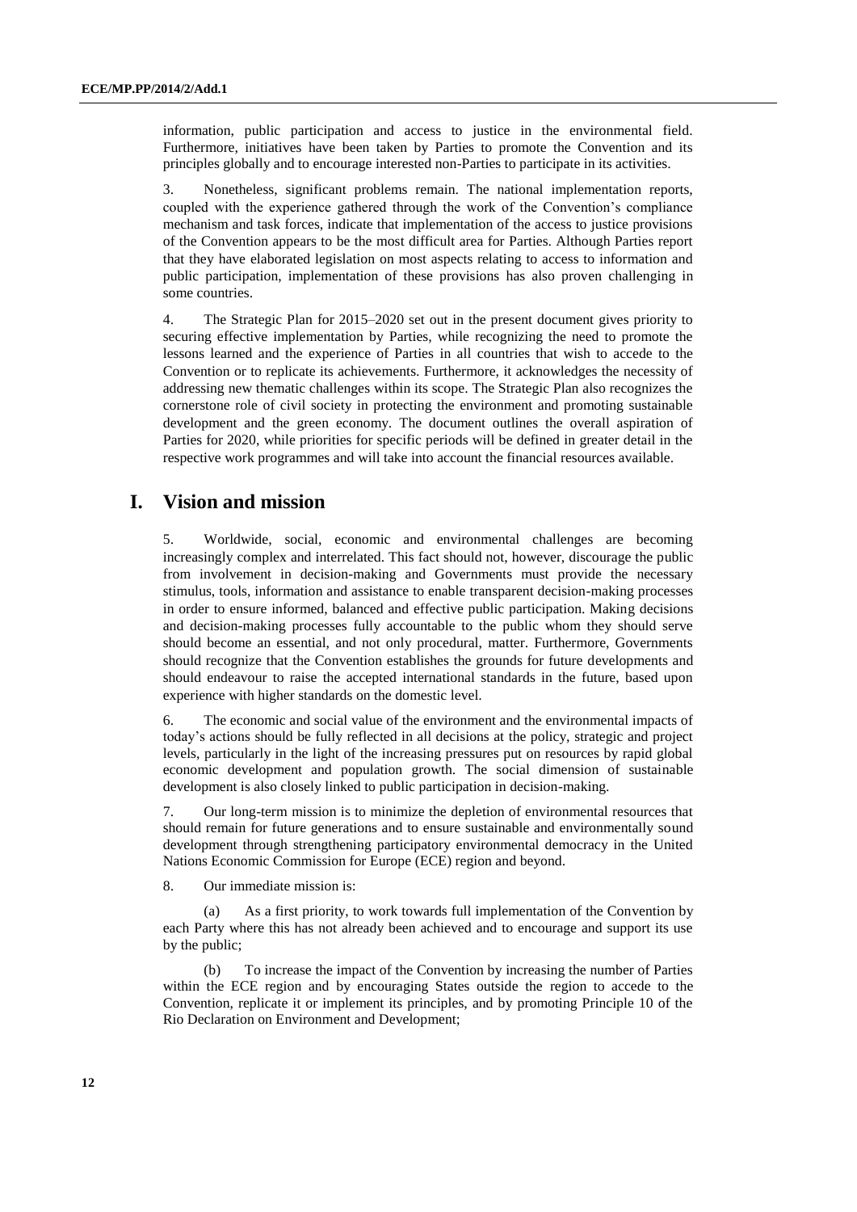information, public participation and access to justice in the environmental field. Furthermore, initiatives have been taken by Parties to promote the Convention and its principles globally and to encourage interested non-Parties to participate in its activities.

3. Nonetheless, significant problems remain. The national implementation reports, coupled with the experience gathered through the work of the Convention's compliance mechanism and task forces, indicate that implementation of the access to justice provisions of the Convention appears to be the most difficult area for Parties. Although Parties report that they have elaborated legislation on most aspects relating to access to information and public participation, implementation of these provisions has also proven challenging in some countries.

4. The Strategic Plan for 2015–2020 set out in the present document gives priority to securing effective implementation by Parties, while recognizing the need to promote the lessons learned and the experience of Parties in all countries that wish to accede to the Convention or to replicate its achievements. Furthermore, it acknowledges the necessity of addressing new thematic challenges within its scope. The Strategic Plan also recognizes the cornerstone role of civil society in protecting the environment and promoting sustainable development and the green economy. The document outlines the overall aspiration of Parties for 2020, while priorities for specific periods will be defined in greater detail in the respective work programmes and will take into account the financial resources available.

# I. Vision and mission

5. Worldwide, social, economic and environmental challenges are becoming increasingly complex and interrelated. This fact should not, however, discourage the public from involvement in decision-making and Governments must provide the necessary stimulus, tools, information and assistance to enable transparent decision-making processes in order to ensure informed, balanced and effective public participation. Making decisions and decision-making processes fully accountable to the public whom they should serve should become an essential, and not only procedural, matter. Furthermore, Governments should recognize that the Convention establishes the grounds for future developments and should endeavour to raise the accepted international standards in the future, based upon experience with higher standards on the domestic level.

6. The economic and social value of the environment and the environmental impacts of today's actions should be fully reflected in all decisions at the policy, strategic and project levels, particularly in the light of the increasing pressures put on resources by rapid global economic development and population growth. The social dimension of sustainable development is also closely linked to public participation in decision-making.

7. Our long-term mission is to minimize the depletion of environmental resources that should remain for future generations and to ensure sustainable and environmentally sound development through strengthening participatory environmental democracy in the United Nations Economic Commission for Europe (ECE) region and beyond.

8. Our immediate mission is:

(a) As a first priority, to work towards full implementation of the Convention by each Party where this has not already been achieved and to encourage and support its use by the public;

(b) To increase the impact of the Convention by increasing the number of Parties within the ECE region and by encouraging States outside the region to accede to the Convention, replicate it or implement its principles, and by promoting Principle 10 of the Rio Declaration on Environment and Development;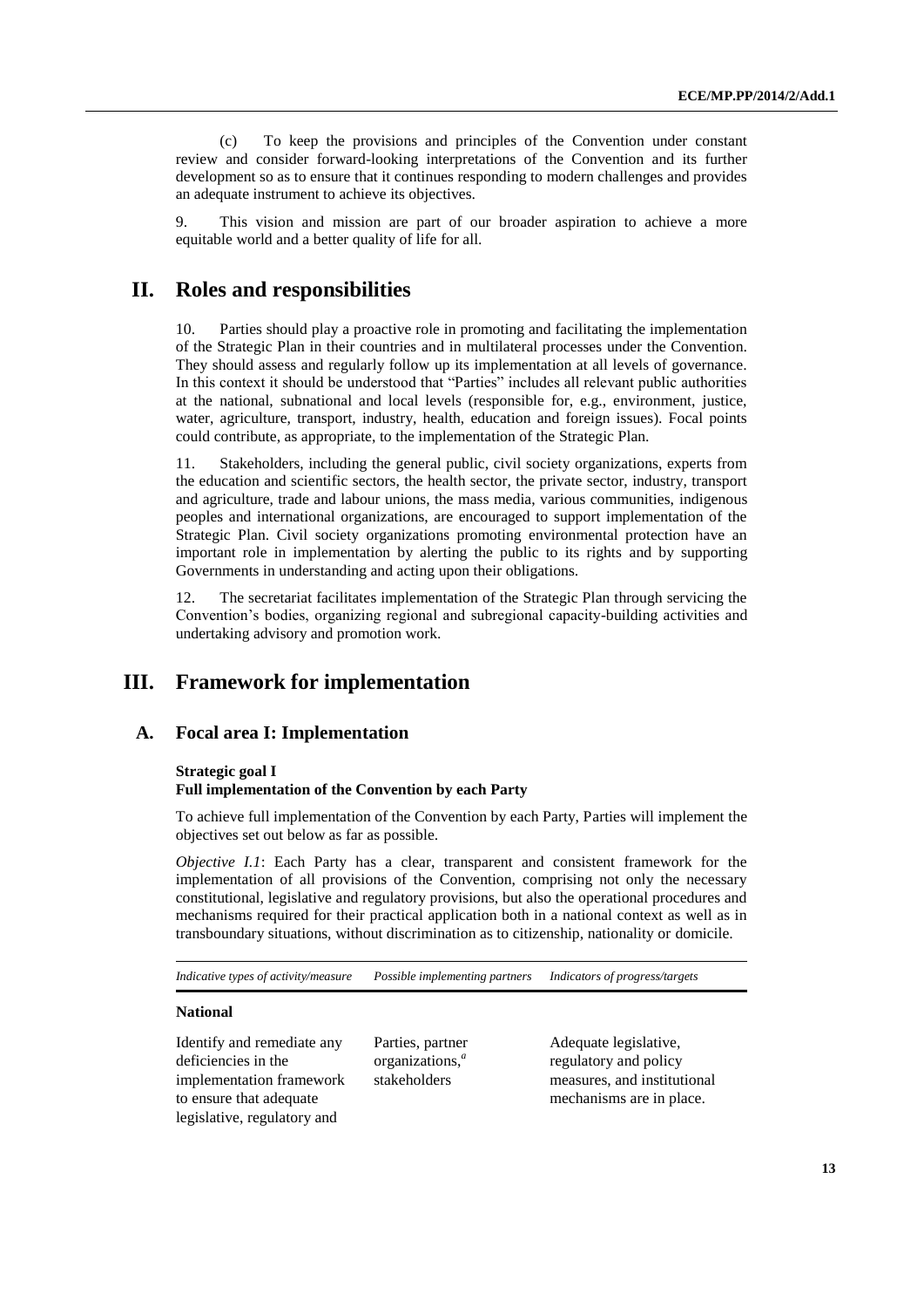(c) To keep the provisions and principles of the Convention under constant review and consider forward-looking interpretations of the Convention and its further development so as to ensure that it continues responding to modern challenges and provides an adequate instrument to achieve its objectives.

9. This vision and mission are part of our broader aspiration to achieve a more equitable world and a better quality of life for all.

# II. Roles and responsibilities

10. Parties should play a proactive role in promoting and facilitating the implementation of the Strategic Plan in their countries and in multilateral processes under the Convention. They should assess and regularly follow up its implementation at all levels of governance. In this context it should be understood that "Parties" includes all relevant public authorities at the national, subnational and local levels (responsible for, e.g., environment, justice, water, agriculture, transport, industry, health, education and foreign issues). Focal points could contribute, as appropriate, to the implementation of the Strategic Plan.

11. Stakeholders, including the general public, civil society organizations, experts from the education and scientific sectors, the health sector, the private sector, industry, transport and agriculture, trade and labour unions, the mass media, various communities, indigenous peoples and international organizations, are encouraged to support implementation of the Strategic Plan. Civil society organizations promoting environmental protection have an important role in implementation by alerting the public to its rights and by supporting Governments in understanding and acting upon their obligations.

12. The secretariat facilitates implementation of the Strategic Plan through servicing the Convention's bodies, organizing regional and subregional capacity-building activities and undertaking advisory and promotion work.

# III. Framework for implementation

## A. Focal area I: Implementation

**Strategic goal I**
**Full implementation of the Convention by each Party**

To achieve full implementation of the Convention by each Party, Parties will implement the objectives set out below as far as possible.

*Objective I.1*: Each Party has a clear, transparent and consistent framework for the implementation of all provisions of the Convention, comprising not only the necessary constitutional, legislative and regulatory provisions, but also the operational procedures and mechanisms required for their practical application both in a national context as well as in transboundary situations, without discrimination as to citizenship, nationality or domicile.

| *Indicative types of activity/measure* | *Possible implementing partners* | *Indicators of progress/targets* |
|---|---|---|
| **National** | | |
| Identify and remediate any deficiencies in the implementation framework to ensure that adequate legislative, regulatory and | Parties, partner organizations,[a] stakeholders | Adequate legislative, regulatory and policy measures, and institutional mechanisms are in place. |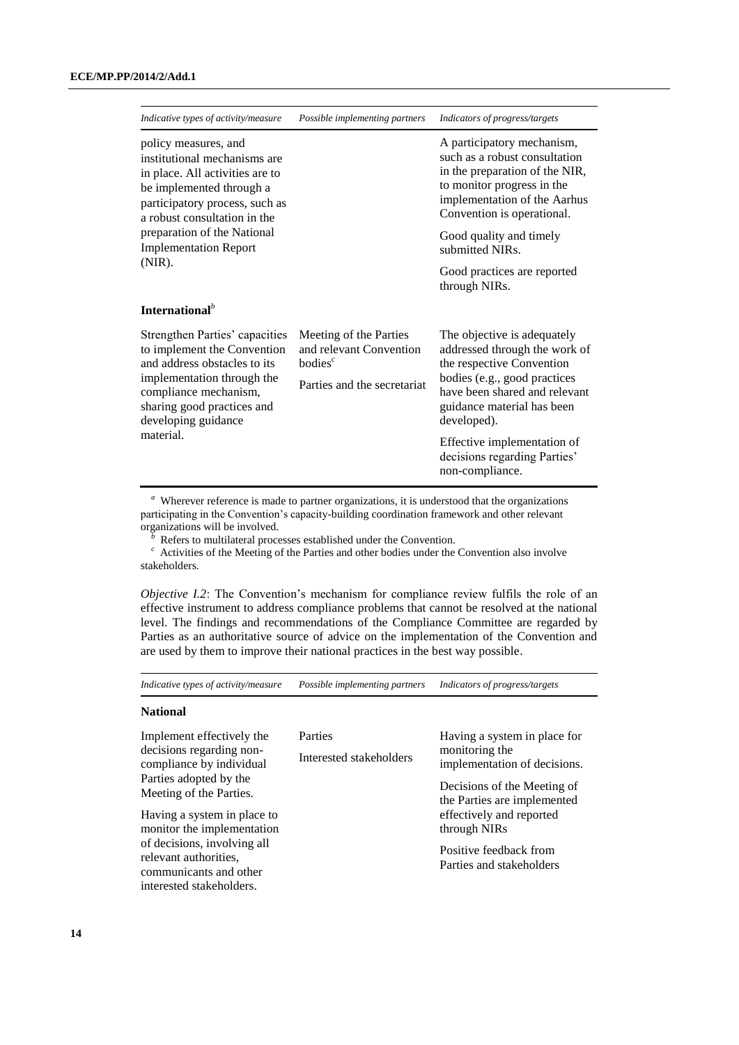| *Indicative types of activity/measure* | *Possible implementing partners* | *Indicators of progress/targets* |
|---|---|---|
| policy measures, and institutional mechanisms are in place. All activities are to be implemented through a participatory process, such as a robust consultation in the preparation of the National Implementation Report (NIR). | | A participatory mechanism, such as a robust consultation in the preparation of the NIR, to monitor progress in the implementation of the Aarhus Convention is operational.<br><br>Good quality and timely submitted NIRs.<br><br>Good practices are reported through NIRs. |
| **International**[b] | | |
| Strengthen Parties' capacities to implement the Convention and address obstacles to its implementation through the compliance mechanism, sharing good practices and developing guidance material. | Meeting of the Parties and relevant Convention bodies[c]<br><br>Parties and the secretariat | The objective is adequately addressed through the work of the respective Convention bodies (e.g., good practices have been shared and relevant guidance material has been developed).<br><br>Effective implementation of decisions regarding Parties' non-compliance. |

[a] Wherever reference is made to partner organizations, it is understood that the organizations participating in the Convention's capacity-building coordination framework and other relevant organizations will be involved.

[b] Refers to multilateral processes established under the Convention.

[c] Activities of the Meeting of the Parties and other bodies under the Convention also involve stakeholders.

*Objective I.2*: The Convention's mechanism for compliance review fulfils the role of an effective instrument to address compliance problems that cannot be resolved at the national level. The findings and recommendations of the Compliance Committee are regarded by Parties as an authoritative source of advice on the implementation of the Convention and are used by them to improve their national practices in the best way possible.

| *Indicative types of activity/measure* | *Possible implementing partners* | *Indicators of progress/targets* |
|---|---|---|
| **National** | | |
| Implement effectively the decisions regarding non-compliance by individual Parties adopted by the Meeting of the Parties.<br><br>Having a system in place to monitor the implementation of decisions, involving all relevant authorities, communicants and other interested stakeholders. | Parties<br><br>Interested stakeholders | Having a system in place for monitoring the implementation of decisions.<br><br>Decisions of the Meeting of the Parties are implemented effectively and reported through NIRs<br><br>Positive feedback from Parties and stakeholders |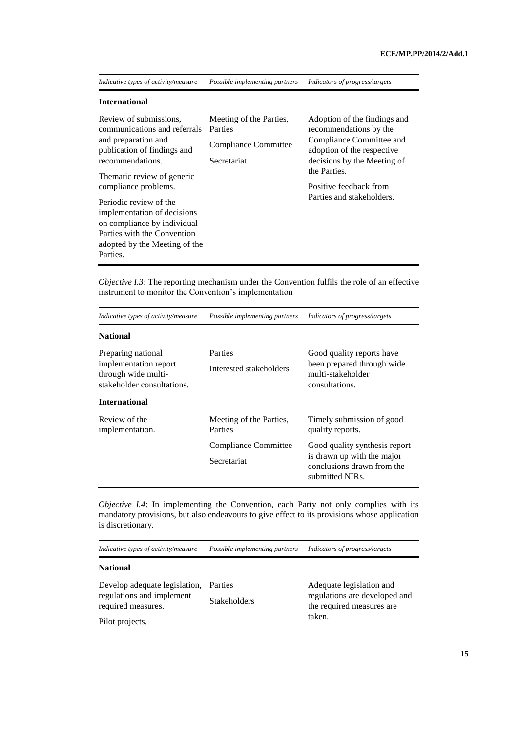| *Indicative types of activity/measure* | *Possible implementing partners* | *Indicators of progress/targets* |
|---|---|---|
| **International** | | |
| Review of submissions, communications and referrals and preparation and publication of findings and recommendations.<br>Thematic review of generic compliance problems.<br>Periodic review of the implementation of decisions on compliance by individual Parties with the Convention adopted by the Meeting of the Parties. | Meeting of the Parties, Parties<br>Compliance Committee<br>Secretariat | Adoption of the findings and recommendations by the Compliance Committee and adoption of the respective decisions by the Meeting of the Parties.<br>Positive feedback from Parties and stakeholders. |

*Objective I.3*: The reporting mechanism under the Convention fulfils the role of an effective instrument to monitor the Convention's implementation

| *Indicative types of activity/measure* | *Possible implementing partners* | *Indicators of progress/targets* |
|---|---|---|
| **National** | | |
| Preparing national implementation report through wide multi-stakeholder consultations. | Parties<br>Interested stakeholders | Good quality reports have been prepared through wide multi-stakeholder consultations. |
| **International** | | |
| Review of the implementation. | Meeting of the Parties, Parties<br>Compliance Committee<br>Secretariat | Timely submission of good quality reports.<br>Good quality synthesis report is drawn up with the major conclusions drawn from the submitted NIRs. |

*Objective I.4*: In implementing the Convention, each Party not only complies with its mandatory provisions, but also endeavours to give effect to its provisions whose application is discretionary.

| *Indicative types of activity/measure* | *Possible implementing partners* | *Indicators of progress/targets* |
|---|---|---|
| **National** | | |
| Develop adequate legislation, regulations and implement required measures.<br>Pilot projects. | Parties<br>Stakeholders | Adequate legislation and regulations are developed and the required measures are taken. |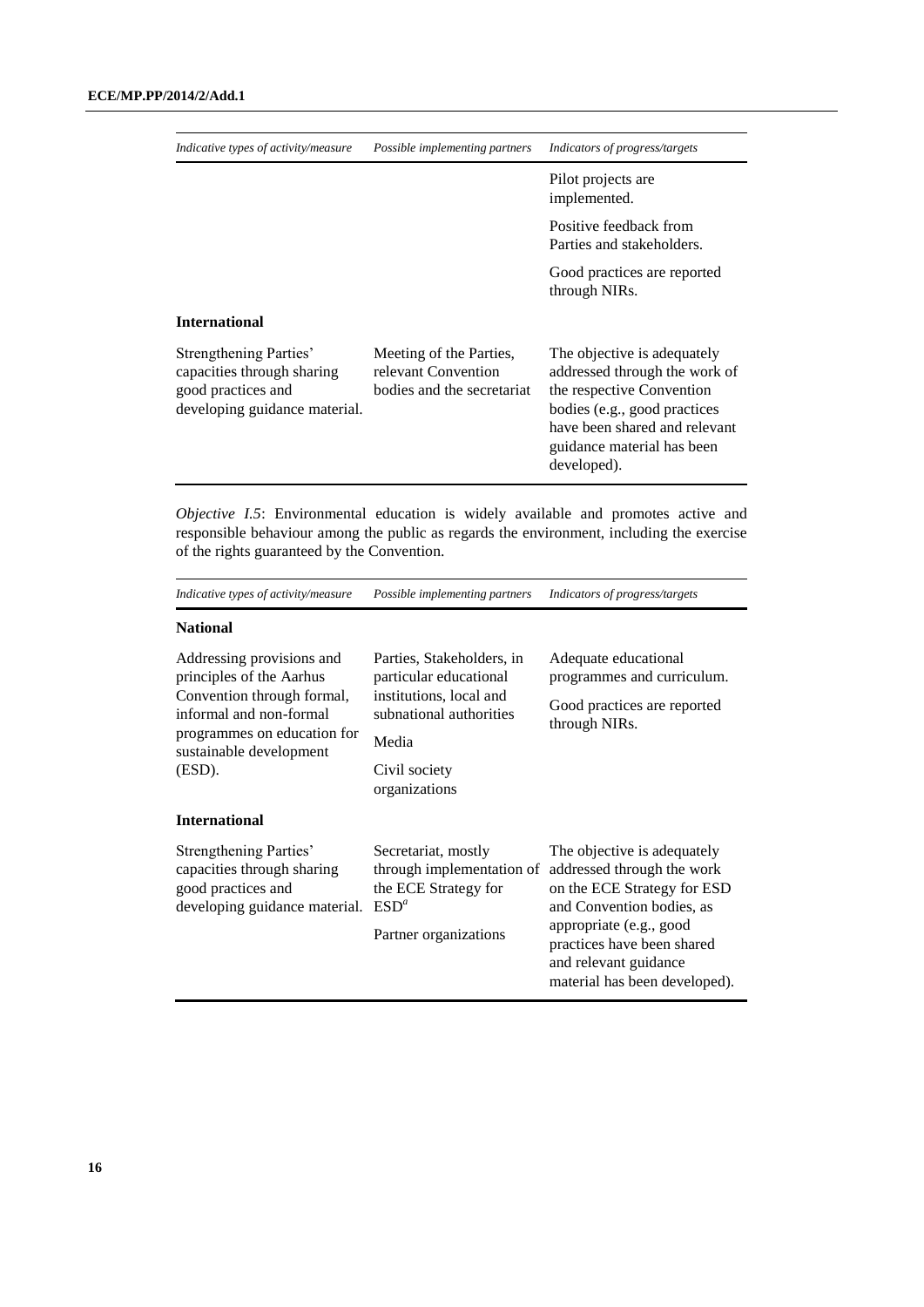| *Indicative types of activity/measure* | *Possible implementing partners* | *Indicators of progress/targets* |
|---|---|---|
| | | Pilot projects are implemented.<br><br>Positive feedback from Parties and stakeholders.<br><br>Good practices are reported through NIRs. |
| **International** | | |
| Strengthening Parties' capacities through sharing good practices and developing guidance material. | Meeting of the Parties, relevant Convention bodies and the secretariat | The objective is adequately addressed through the work of the respective Convention bodies (e.g., good practices have been shared and relevant guidance material has been developed). |

*Objective I.5*: Environmental education is widely available and promotes active and responsible behaviour among the public as regards the environment, including the exercise of the rights guaranteed by the Convention.

| *Indicative types of activity/measure* | *Possible implementing partners* | *Indicators of progress/targets* |
|---|---|---|
| **National** | | |
| Addressing provisions and principles of the Aarhus Convention through formal, informal and non-formal programmes on education for sustainable development (ESD). | Parties, Stakeholders, in particular educational institutions, local and subnational authorities<br><br>Media<br><br>Civil society organizations | Adequate educational programmes and curriculum.<br><br>Good practices are reported through NIRs. |
| **International** | | |
| Strengthening Parties' capacities through sharing good practices and developing guidance material. | Secretariat, mostly through implementation of the ECE Strategy for ESD[a]<br><br>Partner organizations | The objective is adequately addressed through the work on the ECE Strategy for ESD and Convention bodies, as appropriate (e.g., good practices have been shared and relevant guidance material has been developed). |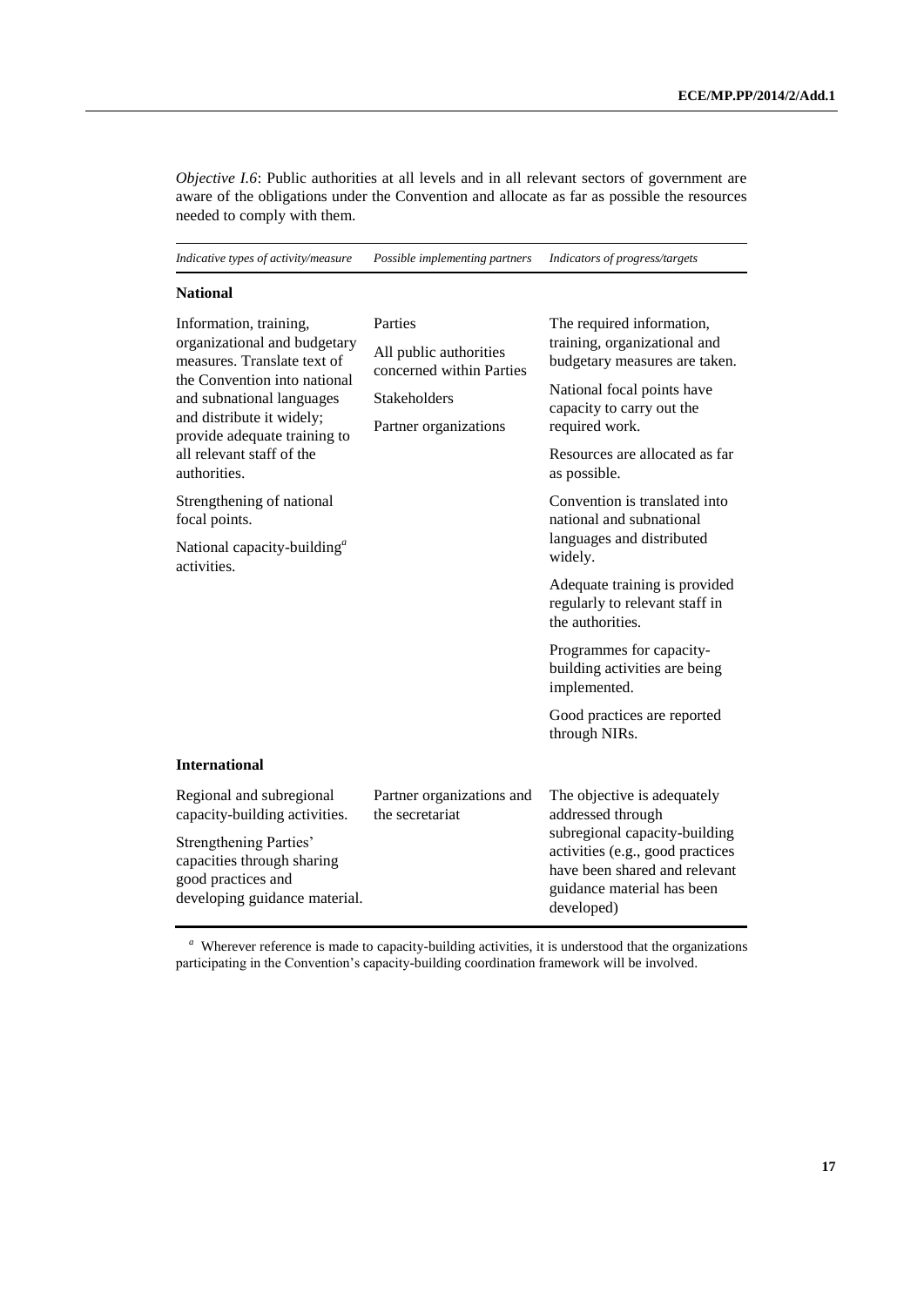*Objective I.6*: Public authorities at all levels and in all relevant sectors of government are aware of the obligations under the Convention and allocate as far as possible the resources needed to comply with them.

| *Indicative types of activity/measure* | *Possible implementing partners* | *Indicators of progress/targets* |
|---|---|---|
| **National** | | |
| Information, training, organizational and budgetary measures. Translate text of the Convention into national and subnational languages and distribute it widely; provide adequate training to all relevant staff of the authorities.<br><br>Strengthening of national focal points.<br><br>National capacity-building[a] activities. | Parties<br><br>All public authorities concerned within Parties<br><br>Stakeholders<br><br>Partner organizations | The required information, training, organizational and budgetary measures are taken.<br><br>National focal points have capacity to carry out the required work.<br><br>Resources are allocated as far as possible.<br><br>Convention is translated into national and subnational languages and distributed widely.<br><br>Adequate training is provided regularly to relevant staff in the authorities.<br><br>Programmes for capacity-building activities are being implemented.<br><br>Good practices are reported through NIRs. |
| **International** | | |
| Regional and subregional capacity-building activities.<br><br>Strengthening Parties' capacities through sharing good practices and developing guidance material. | Partner organizations and the secretariat | The objective is adequately addressed through subregional capacity-building activities (e.g., good practices have been shared and relevant guidance material has been developed) |

[a] Wherever reference is made to capacity-building activities, it is understood that the organizations participating in the Convention's capacity-building coordination framework will be involved.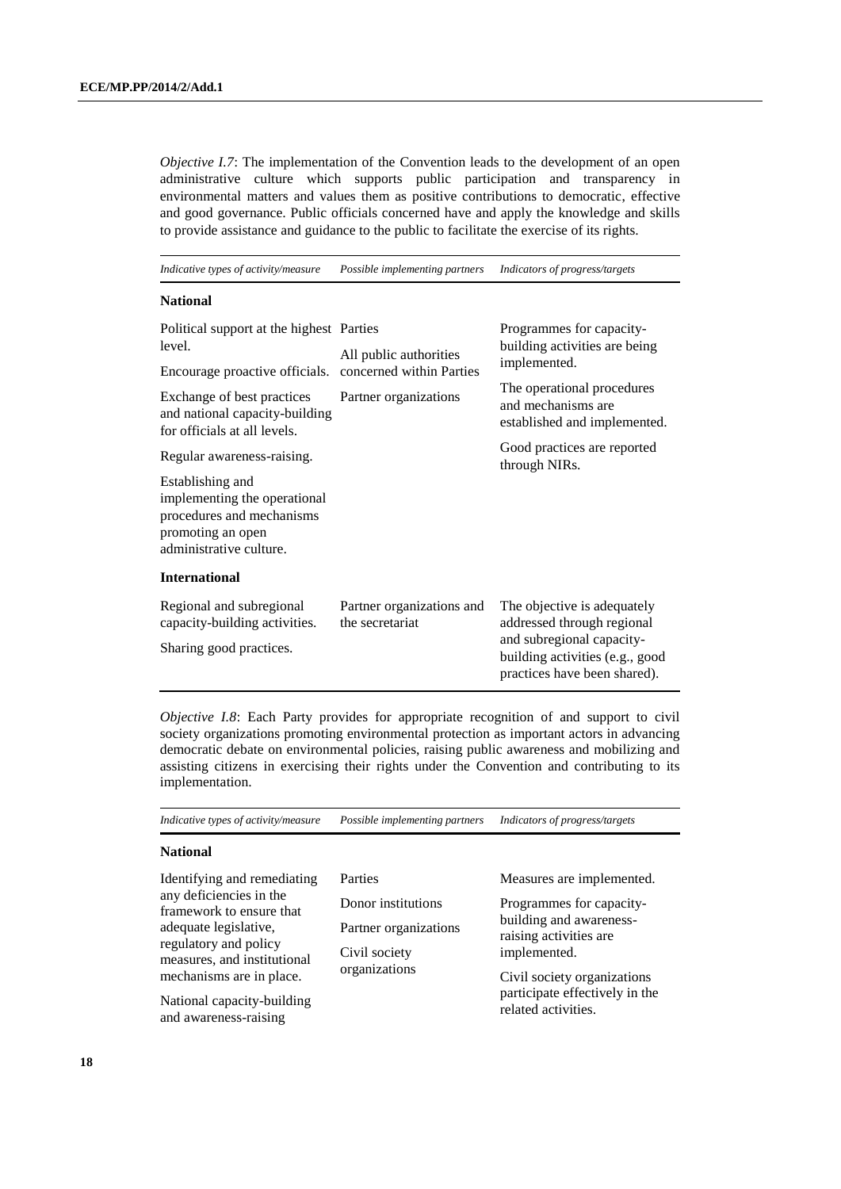*Objective I.7*: The implementation of the Convention leads to the development of an open administrative culture which supports public participation and transparency in environmental matters and values them as positive contributions to democratic, effective and good governance. Public officials concerned have and apply the knowledge and skills to provide assistance and guidance to the public to facilitate the exercise of its rights.

| *Indicative types of activity/measure* | *Possible implementing partners* | *Indicators of progress/targets* |
|---|---|---|
| **National** | | |
| Political support at the highest level.<br><br>Encourage proactive officials.<br><br>Exchange of best practices and national capacity-building for officials at all levels.<br><br>Regular awareness-raising.<br><br>Establishing and implementing the operational procedures and mechanisms promoting an open administrative culture. | Parties<br><br>All public authorities concerned within Parties<br><br>Partner organizations | Programmes for capacity-building activities are being implemented.<br><br>The operational procedures and mechanisms are established and implemented.<br><br>Good practices are reported through NIRs. |
| **International** | | |
| Regional and subregional capacity-building activities.<br><br>Sharing good practices. | Partner organizations and the secretariat | The objective is adequately addressed through regional and subregional capacity-building activities (e.g., good practices have been shared). |

*Objective I.8*: Each Party provides for appropriate recognition of and support to civil society organizations promoting environmental protection as important actors in advancing democratic debate on environmental policies, raising public awareness and mobilizing and assisting citizens in exercising their rights under the Convention and contributing to its implementation.

| *Indicative types of activity/measure* | *Possible implementing partners* | *Indicators of progress/targets* |
|---|---|---|
| **National** | | |
| Identifying and remediating any deficiencies in the framework to ensure that adequate legislative, regulatory and policy measures, and institutional mechanisms are in place.<br><br>National capacity-building and awareness-raising | Parties<br><br>Donor institutions<br><br>Partner organizations<br><br>Civil society organizations | Measures are implemented.<br><br>Programmes for capacity-building and awareness-raising activities are implemented.<br><br>Civil society organizations participate effectively in the related activities. |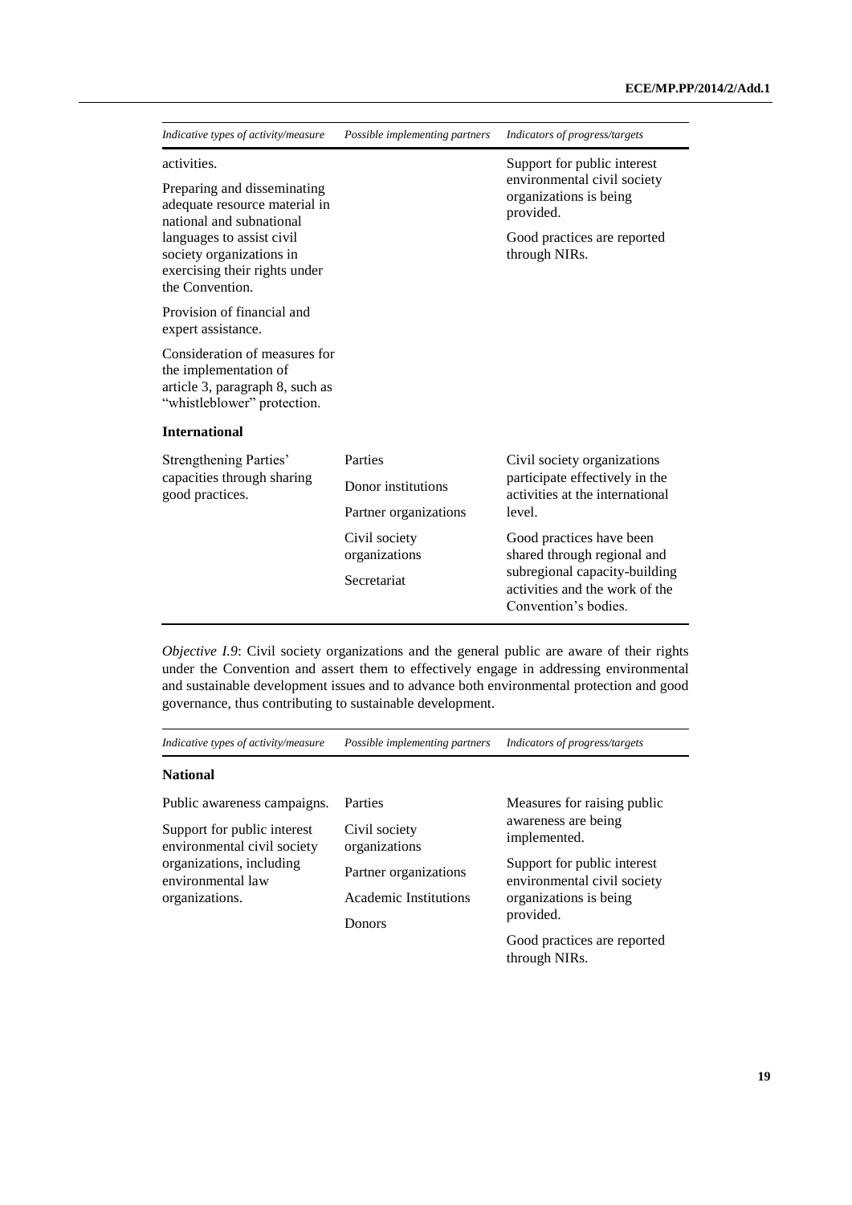| *Indicative types of activity/measure* | *Possible implementing partners* | *Indicators of progress/targets* |
|---|---|---|
| activities.<br><br>Preparing and disseminating adequate resource material in national and subnational languages to assist civil society organizations in exercising their rights under the Convention.<br><br>Provision of financial and expert assistance.<br><br>Consideration of measures for the implementation of article 3, paragraph 8, such as "whistleblower" protection. | | Support for public interest environmental civil society organizations is being provided.<br><br>Good practices are reported through NIRs. |
| **International** | | |
| Strengthening Parties' capacities through sharing good practices. | Parties<br><br>Donor institutions<br><br>Partner organizations<br><br>Civil society organizations<br><br>Secretariat | Civil society organizations participate effectively in the activities at the international level.<br><br>Good practices have been shared through regional and subregional capacity-building activities and the work of the Convention's bodies. |

*Objective I.9*: Civil society organizations and the general public are aware of their rights under the Convention and assert them to effectively engage in addressing environmental and sustainable development issues and to advance both environmental protection and good governance, thus contributing to sustainable development.

| *Indicative types of activity/measure* | *Possible implementing partners* | *Indicators of progress/targets* |
|---|---|---|
| **National** | | |
| Public awareness campaigns.<br><br>Support for public interest environmental civil society organizations, including environmental law organizations. | Parties<br><br>Civil society organizations<br><br>Partner organizations<br><br>Academic Institutions<br><br>Donors | Measures for raising public awareness are being implemented.<br><br>Support for public interest environmental civil society organizations is being provided.<br><br>Good practices are reported through NIRs. |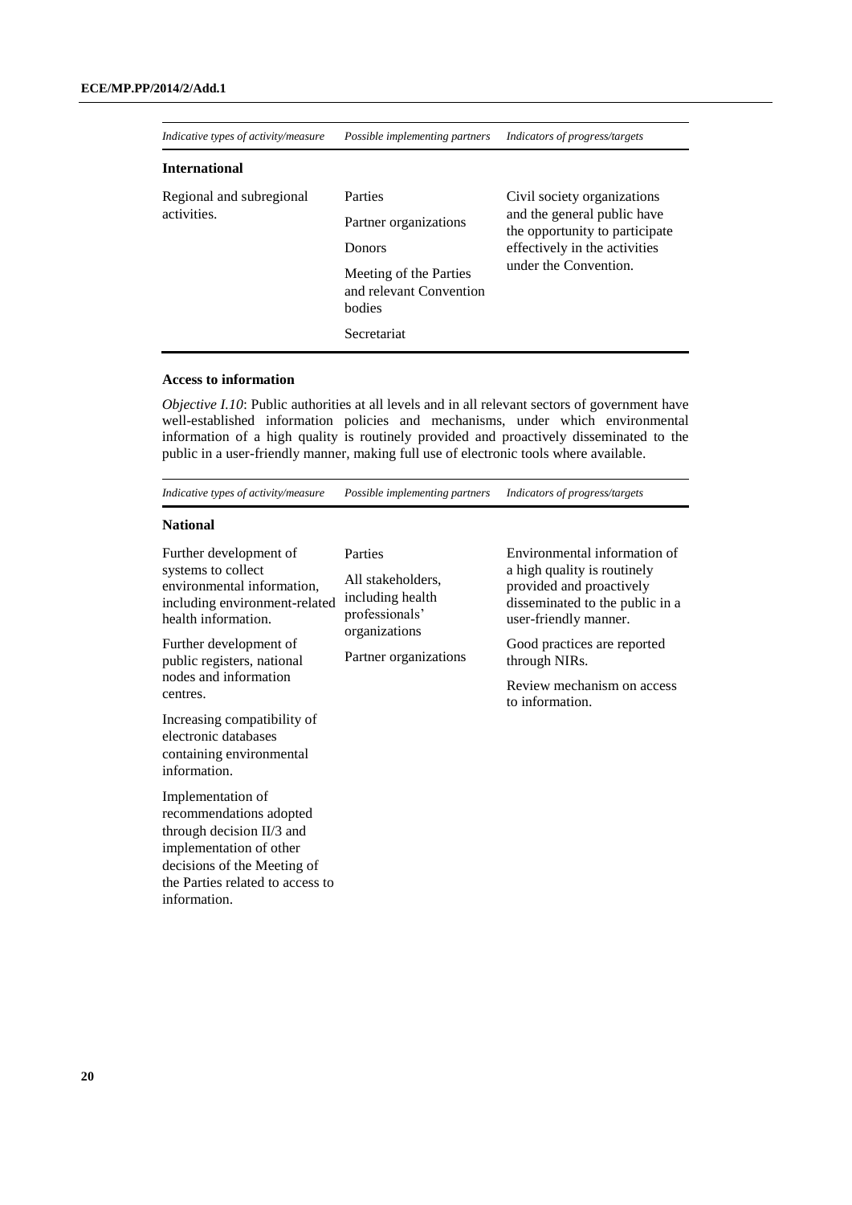| *Indicative types of activity/measure* | *Possible implementing partners* | *Indicators of progress/targets* |
|---|---|---|
| **International** | | |
| Regional and subregional activities. | Parties<br>Partner organizations<br>Donors<br>Meeting of the Parties and relevant Convention bodies<br>Secretariat | Civil society organizations and the general public have the opportunity to participate effectively in the activities under the Convention. |

**Access to information**

*Objective I.10*: Public authorities at all levels and in all relevant sectors of government have well-established information policies and mechanisms, under which environmental information of a high quality is routinely provided and proactively disseminated to the public in a user-friendly manner, making full use of electronic tools where available.

| *Indicative types of activity/measure* | *Possible implementing partners* | *Indicators of progress/targets* |
|---|---|---|
| **National** | | |
| Further development of systems to collect environmental information, including environment-related health information.<br>Further development of public registers, national nodes and information centres.<br>Increasing compatibility of electronic databases containing environmental information.<br>Implementation of recommendations adopted through decision II/3 and implementation of other decisions of the Meeting of the Parties related to access to information. | Parties<br>All stakeholders, including health professionals' organizations<br>Partner organizations | Environmental information of a high quality is routinely provided and proactively disseminated to the public in a user-friendly manner.<br>Good practices are reported through NIRs.<br>Review mechanism on access to information. |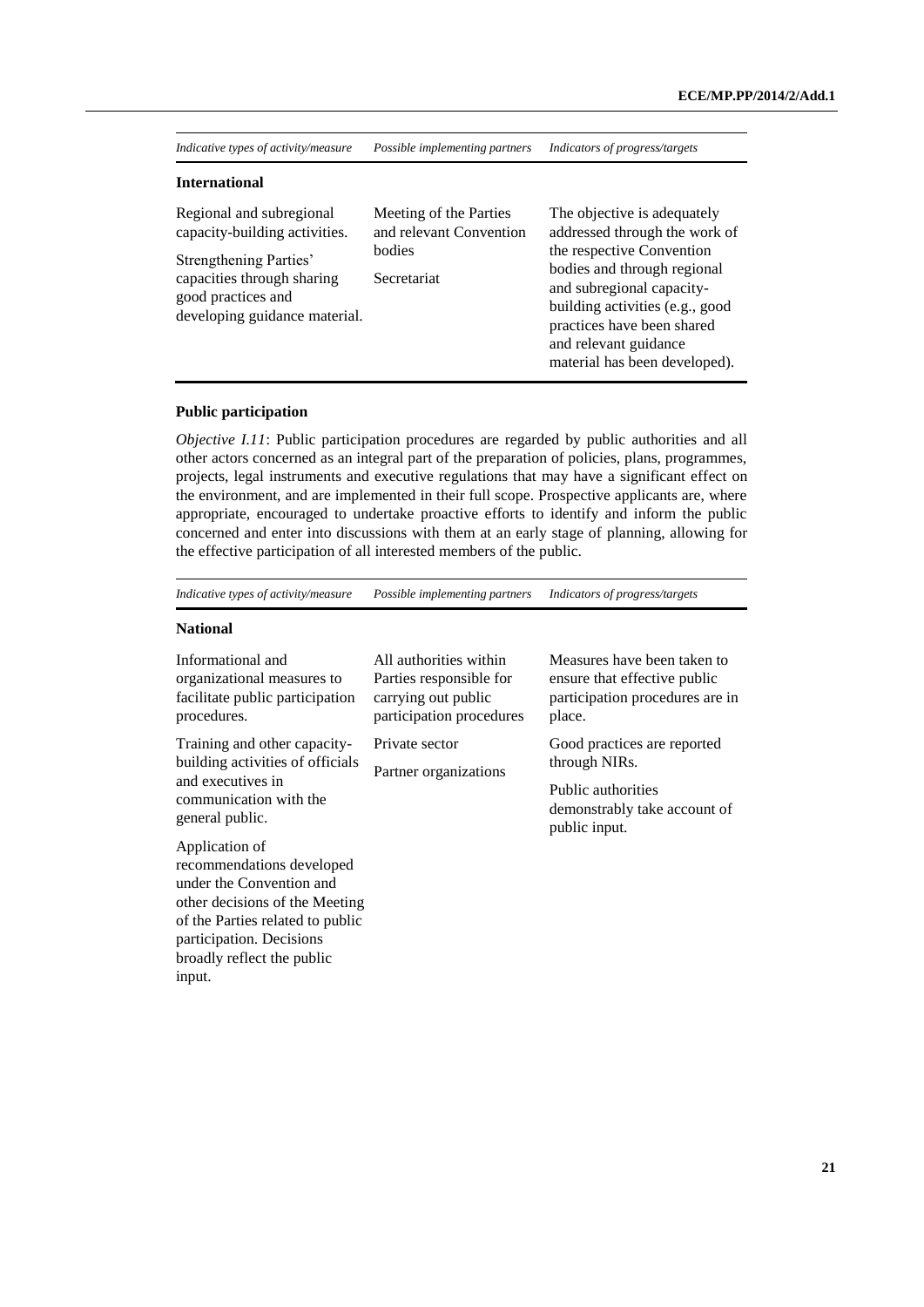| *Indicative types of activity/measure* | *Possible implementing partners* | *Indicators of progress/targets* |
|---|---|---|
| **International** | | |
| Regional and subregional capacity-building activities.<br><br>Strengthening Parties' capacities through sharing good practices and developing guidance material. | Meeting of the Parties and relevant Convention bodies<br><br>Secretariat | The objective is adequately addressed through the work of the respective Convention bodies and through regional and subregional capacity-building activities (e.g., good practices have been shared and relevant guidance material has been developed). |

### Public participation

*Objective I.11*: Public participation procedures are regarded by public authorities and all other actors concerned as an integral part of the preparation of policies, plans, programmes, projects, legal instruments and executive regulations that may have a significant effect on the environment, and are implemented in their full scope. Prospective applicants are, where appropriate, encouraged to undertake proactive efforts to identify and inform the public concerned and enter into discussions with them at an early stage of planning, allowing for the effective participation of all interested members of the public.

| *Indicative types of activity/measure* | *Possible implementing partners* | *Indicators of progress/targets* |
|---|---|---|
| **National** | | |
| Informational and organizational measures to facilitate public participation procedures.<br><br>Training and other capacity-building activities of officials and executives in communication with the general public.<br><br>Application of recommendations developed under the Convention and other decisions of the Meeting of the Parties related to public participation. Decisions broadly reflect the public input. | All authorities within Parties responsible for carrying out public participation procedures<br><br>Private sector<br><br>Partner organizations | Measures have been taken to ensure that effective public participation procedures are in place.<br><br>Good practices are reported through NIRs.<br><br>Public authorities demonstrably take account of public input. |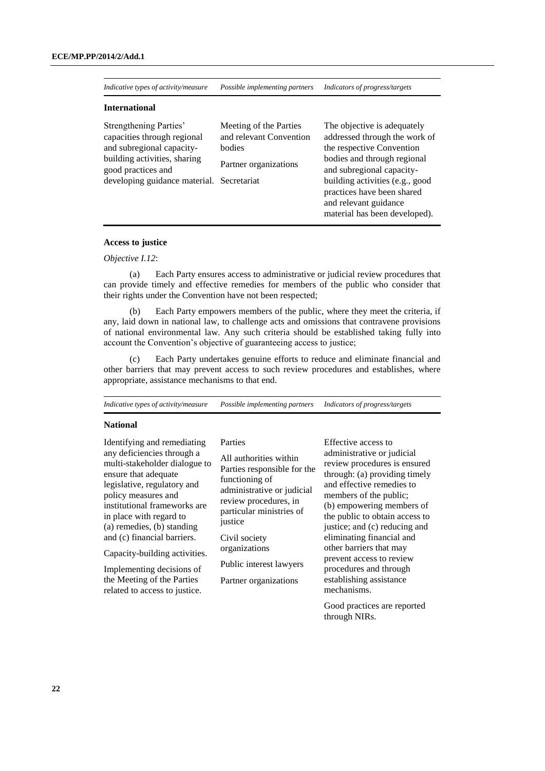| *Indicative types of activity/measure* | *Possible implementing partners* | *Indicators of progress/targets* |
|---|---|---|
| **International** | | |
| Strengthening Parties' capacities through regional and subregional capacity-building activities, sharing good practices and developing guidance material. | Meeting of the Parties and relevant Convention bodies<br><br>Partner organizations<br><br>Secretariat | The objective is adequately addressed through the work of the respective Convention bodies and through regional and subregional capacity-building activities (e.g., good practices have been shared and relevant guidance material has been developed). |

### Access to justice

*Objective I.12*:

(a) Each Party ensures access to administrative or judicial review procedures that can provide timely and effective remedies for members of the public who consider that their rights under the Convention have not been respected;

(b) Each Party empowers members of the public, where they meet the criteria, if any, laid down in national law, to challenge acts and omissions that contravene provisions of national environmental law. Any such criteria should be established taking fully into account the Convention's objective of guaranteeing access to justice;

(c) Each Party undertakes genuine efforts to reduce and eliminate financial and other barriers that may prevent access to such review procedures and establishes, where appropriate, assistance mechanisms to that end.

| *Indicative types of activity/measure* | *Possible implementing partners* | *Indicators of progress/targets* |
|---|---|---|
| **National** | | |
| Identifying and remediating any deficiencies through a multi-stakeholder dialogue to ensure that adequate legislative, regulatory and policy measures and institutional frameworks are in place with regard to (a) remedies, (b) standing and (c) financial barriers.<br><br>Capacity-building activities.<br><br>Implementing decisions of the Meeting of the Parties related to access to justice. | Parties<br><br>All authorities within Parties responsible for the functioning of administrative or judicial review procedures, in particular ministries of justice<br><br>Civil society organizations<br><br>Public interest lawyers<br><br>Partner organizations | Effective access to administrative or judicial review procedures is ensured through: (a) providing timely and effective remedies to members of the public; (b) empowering members of the public to obtain access to justice; and (c) reducing and eliminating financial and other barriers that may prevent access to review procedures and through establishing assistance mechanisms.<br><br>Good practices are reported through NIRs. |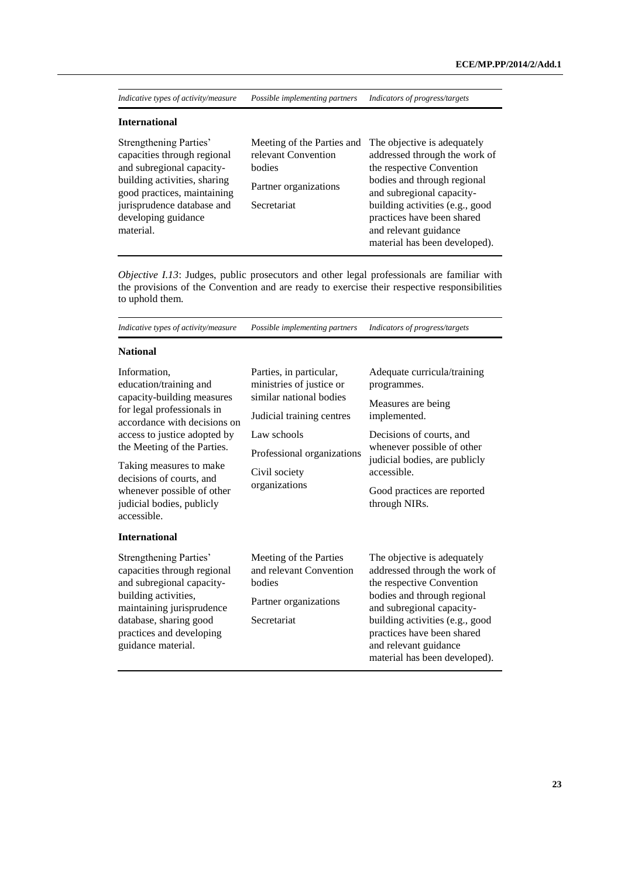| *Indicative types of activity/measure* | *Possible implementing partners* | *Indicators of progress/targets* |
|---|---|---|
| **International** | | |
| Strengthening Parties' capacities through regional and subregional capacity-building activities, sharing good practices, maintaining jurisprudence database and developing guidance material. | Meeting of the Parties and relevant Convention bodies<br><br>Partner organizations<br><br>Secretariat | The objective is adequately addressed through the work of the respective Convention bodies and through regional and subregional capacity-building activities (e.g., good practices have been shared and relevant guidance material has been developed). |

*Objective I.13*: Judges, public prosecutors and other legal professionals are familiar with the provisions of the Convention and are ready to exercise their respective responsibilities to uphold them.

| *Indicative types of activity/measure* | *Possible implementing partners* | *Indicators of progress/targets* |
|---|---|---|
| **National** | | |
| Information, education/training and capacity-building measures for legal professionals in accordance with decisions on access to justice adopted by the Meeting of the Parties.<br><br>Taking measures to make decisions of courts, and whenever possible of other judicial bodies, publicly accessible. | Parties, in particular, ministries of justice or similar national bodies<br><br>Judicial training centres<br><br>Law schools<br><br>Professional organizations<br><br>Civil society organizations | Adequate curricula/training programmes.<br><br>Measures are being implemented.<br><br>Decisions of courts, and whenever possible of other judicial bodies, are publicly accessible.<br><br>Good practices are reported through NIRs. |
| **International** | | |
| Strengthening Parties' capacities through regional and subregional capacity-building activities, maintaining jurisprudence database, sharing good practices and developing guidance material. | Meeting of the Parties and relevant Convention bodies<br><br>Partner organizations<br><br>Secretariat | The objective is adequately addressed through the work of the respective Convention bodies and through regional and subregional capacity-building activities (e.g., good practices have been shared and relevant guidance material has been developed). |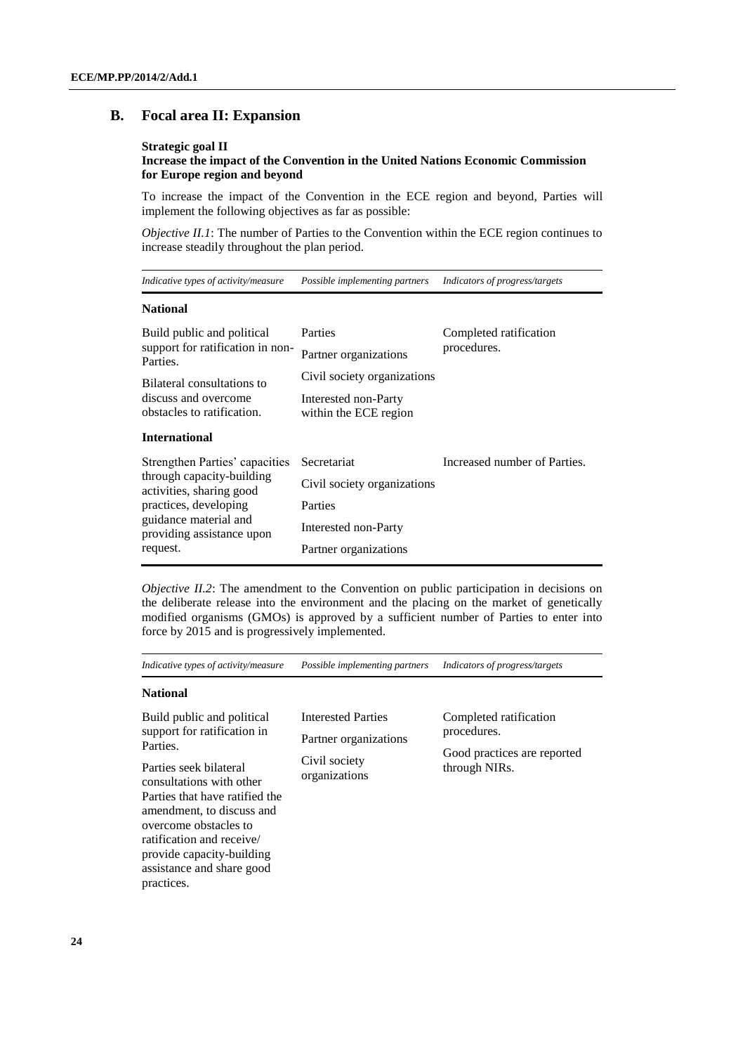## B. Focal area II: Expansion

**Strategic goal II**
**Increase the impact of the Convention in the United Nations Economic Commission for Europe region and beyond**

To increase the impact of the Convention in the ECE region and beyond, Parties will implement the following objectives as far as possible:

*Objective II.1*: The number of Parties to the Convention within the ECE region continues to increase steadily throughout the plan period.

| *Indicative types of activity/measure* | *Possible implementing partners* | *Indicators of progress/targets* |
|---|---|---|
| **National** | | |
| Build public and political support for ratification in non-Parties.<br>Bilateral consultations to discuss and overcome obstacles to ratification. | Parties<br>Partner organizations<br>Civil society organizations<br>Interested non-Party within the ECE region | Completed ratification procedures. |
| **International** | | |
| Strengthen Parties' capacities through capacity-building activities, sharing good practices, developing guidance material and providing assistance upon request. | Secretariat<br>Civil society organizations<br>Parties<br>Interested non-Party<br>Partner organizations | Increased number of Parties. |

*Objective II.2*: The amendment to the Convention on public participation in decisions on the deliberate release into the environment and the placing on the market of genetically modified organisms (GMOs) is approved by a sufficient number of Parties to enter into force by 2015 and is progressively implemented.

| *Indicative types of activity/measure* | *Possible implementing partners* | *Indicators of progress/targets* |
|---|---|---|
| **National** | | |
| Build public and political support for ratification in Parties.<br>Parties seek bilateral consultations with other Parties that have ratified the amendment, to discuss and overcome obstacles to ratification and receive/ provide capacity-building assistance and share good practices. | Interested Parties<br>Partner organizations<br>Civil society organizations | Completed ratification procedures.<br>Good practices are reported through NIRs. |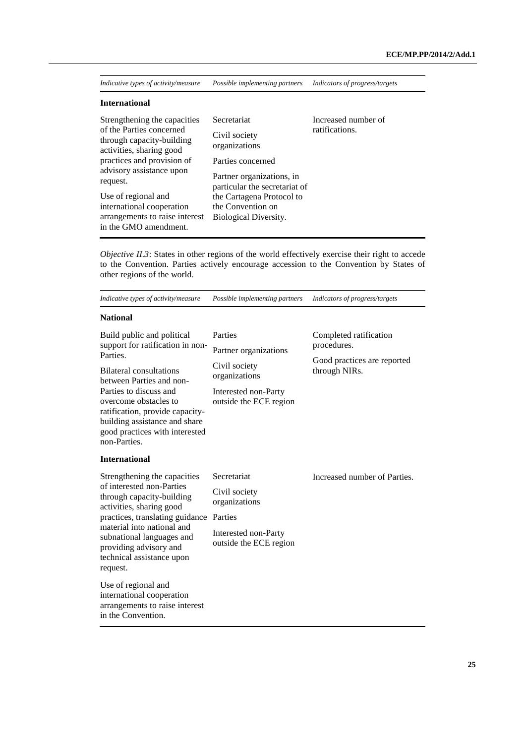| *Indicative types of activity/measure* | *Possible implementing partners* | *Indicators of progress/targets* |
|---|---|---|
| **International** | | |
| Strengthening the capacities of the Parties concerned through capacity-building activities, sharing good practices and provision of advisory assistance upon request.<br><br>Use of regional and international cooperation arrangements to raise interest in the GMO amendment. | Secretariat<br><br>Civil society organizations<br><br>Parties concerned<br><br>Partner organizations, in particular the secretariat of the Cartagena Protocol to the Convention on Biological Diversity. | Increased number of ratifications. |

*Objective II.3*: States in other regions of the world effectively exercise their right to accede to the Convention. Parties actively encourage accession to the Convention by States of other regions of the world.

| *Indicative types of activity/measure* | *Possible implementing partners* | *Indicators of progress/targets* |
|---|---|---|
| **National** | | |
| Build public and political support for ratification in non-Parties.<br><br>Bilateral consultations between Parties and non-Parties to discuss and overcome obstacles to ratification, provide capacity-building assistance and share good practices with interested non-Parties. | Parties<br><br>Partner organizations<br><br>Civil society organizations<br><br>Interested non-Party outside the ECE region | Completed ratification procedures.<br><br>Good practices are reported through NIRs. |
| **International** | | |
| Strengthening the capacities of interested non-Parties through capacity-building activities, sharing good practices, translating guidance material into national and subnational languages and providing advisory and technical assistance upon request.<br><br>Use of regional and international cooperation arrangements to raise interest in the Convention. | Secretariat<br><br>Civil society organizations<br><br>Parties<br><br>Interested non-Party outside the ECE region | Increased number of Parties. |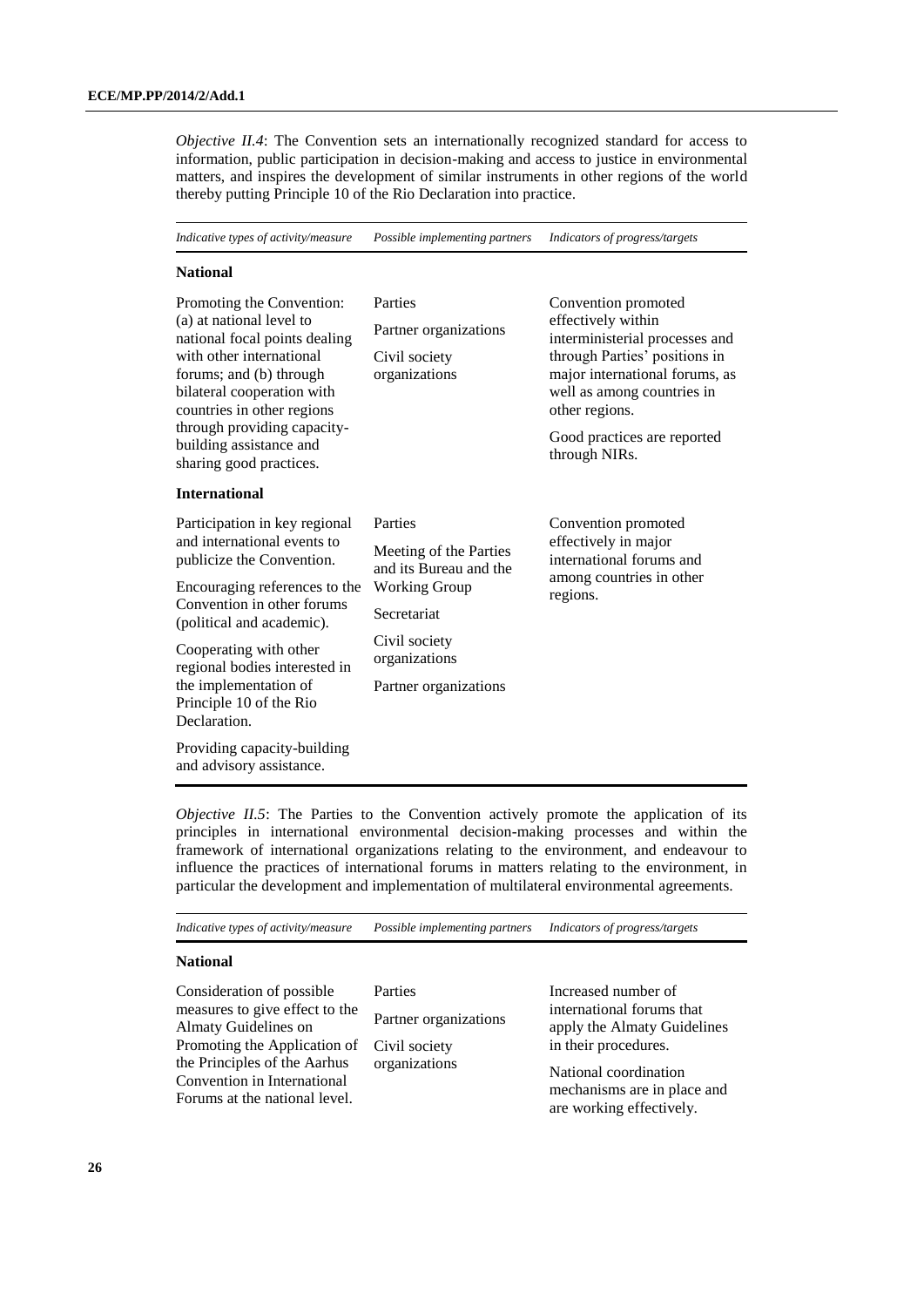*Objective II.4*: The Convention sets an internationally recognized standard for access to information, public participation in decision-making and access to justice in environmental matters, and inspires the development of similar instruments in other regions of the world thereby putting Principle 10 of the Rio Declaration into practice.

| *Indicative types of activity/measure* | *Possible implementing partners* | *Indicators of progress/targets* |
|---|---|---|
| **National** | | |
| Promoting the Convention: (a) at national level to national focal points dealing with other international forums; and (b) through bilateral cooperation with countries in other regions through providing capacity-building assistance and sharing good practices. | Parties<br><br>Partner organizations<br><br>Civil society organizations | Convention promoted effectively within interministerial processes and through Parties' positions in major international forums, as well as among countries in other regions.<br><br>Good practices are reported through NIRs. |
| **International** | | |
| Participation in key regional and international events to publicize the Convention.<br><br>Encouraging references to the Convention in other forums (political and academic).<br><br>Cooperating with other regional bodies interested in the implementation of Principle 10 of the Rio Declaration.<br><br>Providing capacity-building and advisory assistance. | Parties<br><br>Meeting of the Parties and its Bureau and the Working Group<br><br>Secretariat<br><br>Civil society organizations<br><br>Partner organizations | Convention promoted effectively in major international forums and among countries in other regions. |

*Objective II.5*: The Parties to the Convention actively promote the application of its principles in international environmental decision-making processes and within the framework of international organizations relating to the environment, and endeavour to influence the practices of international forums in matters relating to the environment, in particular the development and implementation of multilateral environmental agreements.

| *Indicative types of activity/measure* | *Possible implementing partners* | *Indicators of progress/targets* |
|---|---|---|
| **National** | | |
| Consideration of possible measures to give effect to the Almaty Guidelines on Promoting the Application of the Principles of the Aarhus Convention in International Forums at the national level. | Parties<br><br>Partner organizations<br><br>Civil society organizations | Increased number of international forums that apply the Almaty Guidelines in their procedures.<br><br>National coordination mechanisms are in place and are working effectively. |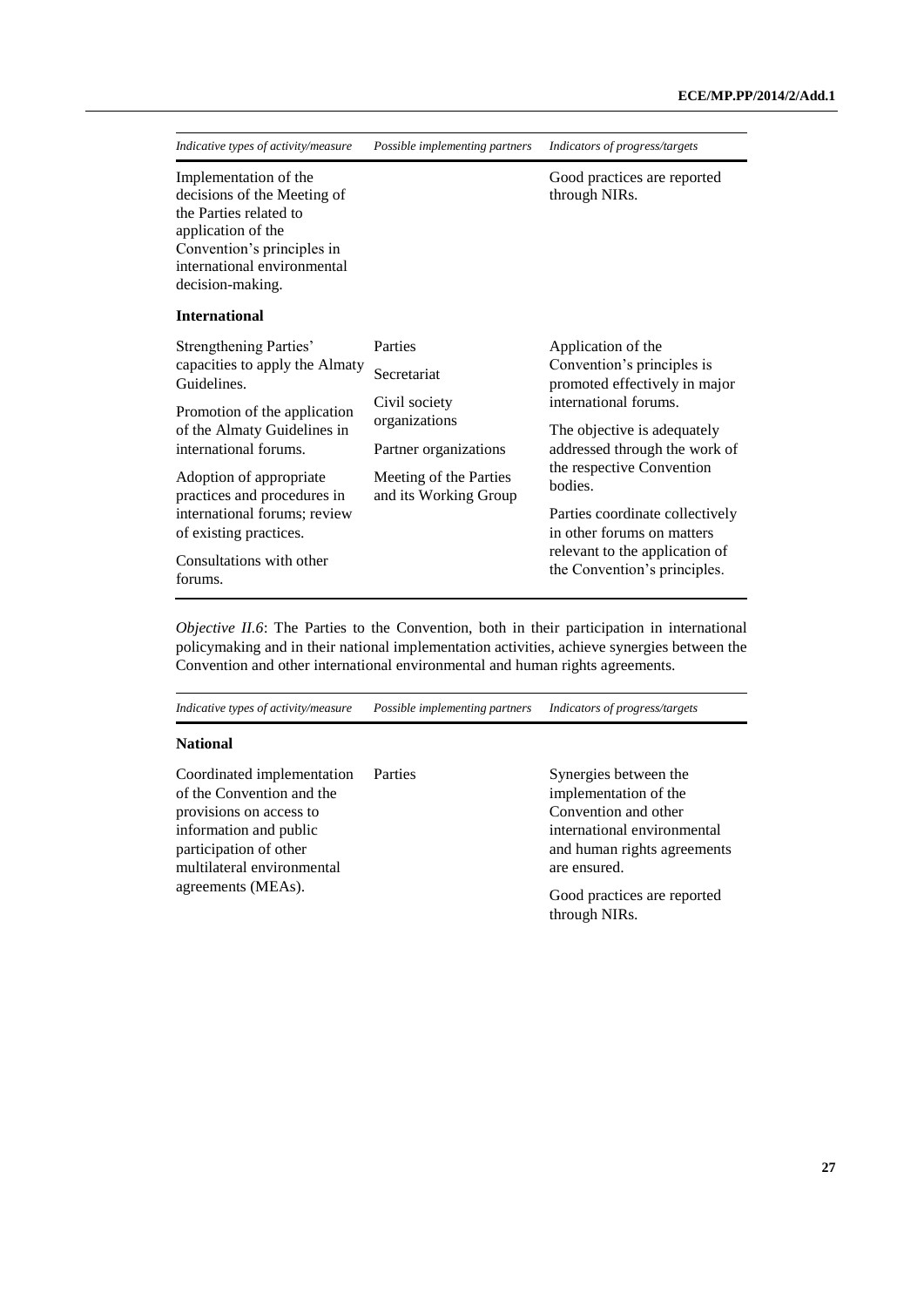| *Indicative types of activity/measure* | *Possible implementing partners* | *Indicators of progress/targets* |
|---|---|---|
| Implementation of the decisions of the Meeting of the Parties related to application of the Convention's principles in international environmental decision-making. | | Good practices are reported through NIRs. |
| **International** | | |
| Strengthening Parties' capacities to apply the Almaty Guidelines.<br><br>Promotion of the application of the Almaty Guidelines in international forums.<br><br>Adoption of appropriate practices and procedures in international forums; review of existing practices.<br><br>Consultations with other forums. | Parties<br><br>Secretariat<br><br>Civil society organizations<br><br>Partner organizations<br><br>Meeting of the Parties and its Working Group | Application of the Convention's principles is promoted effectively in major international forums.<br><br>The objective is adequately addressed through the work of the respective Convention bodies.<br><br>Parties coordinate collectively in other forums on matters relevant to the application of the Convention's principles. |

*Objective II.6*: The Parties to the Convention, both in their participation in international policymaking and in their national implementation activities, achieve synergies between the Convention and other international environmental and human rights agreements.

| *Indicative types of activity/measure* | *Possible implementing partners* | *Indicators of progress/targets* |
|---|---|---|
| **National** | | |
| Coordinated implementation of the Convention and the provisions on access to information and public participation of other multilateral environmental agreements (MEAs). | Parties | Synergies between the implementation of the Convention and other international environmental and human rights agreements are ensured.<br><br>Good practices are reported through NIRs. |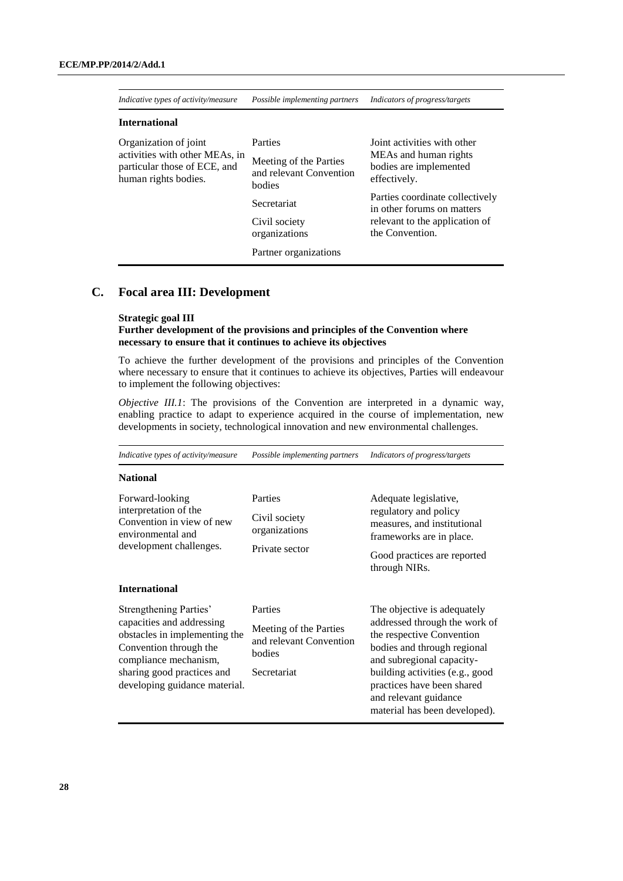| *Indicative types of activity/measure* | *Possible implementing partners* | *Indicators of progress/targets* |
|---|---|---|
| **International** | | |
| Organization of joint activities with other MEAs, in particular those of ECE, and human rights bodies. | Parties<br>Meeting of the Parties and relevant Convention bodies<br>Secretariat<br>Civil society organizations<br>Partner organizations | Joint activities with other MEAs and human rights bodies are implemented effectively.<br>Parties coordinate collectively in other forums on matters relevant to the application of the Convention. |

## C. Focal area III: Development

**Strategic goal III**
**Further development of the provisions and principles of the Convention where necessary to ensure that it continues to achieve its objectives**

To achieve the further development of the provisions and principles of the Convention where necessary to ensure that it continues to achieve its objectives, Parties will endeavour to implement the following objectives:

*Objective III.1*: The provisions of the Convention are interpreted in a dynamic way, enabling practice to adapt to experience acquired in the course of implementation, new developments in society, technological innovation and new environmental challenges.

| *Indicative types of activity/measure* | *Possible implementing partners* | *Indicators of progress/targets* |
|---|---|---|
| **National** | | |
| Forward-looking interpretation of the Convention in view of new environmental and development challenges. | Parties<br>Civil society organizations<br>Private sector | Adequate legislative, regulatory and policy measures, and institutional frameworks are in place.<br>Good practices are reported through NIRs. |
| **International** | | |
| Strengthening Parties' capacities and addressing obstacles in implementing the Convention through the compliance mechanism, sharing good practices and developing guidance material. | Parties<br>Meeting of the Parties and relevant Convention bodies<br>Secretariat | The objective is adequately addressed through the work of the respective Convention bodies and through regional and subregional capacity-building activities (e.g., good practices have been shared and relevant guidance material has been developed). |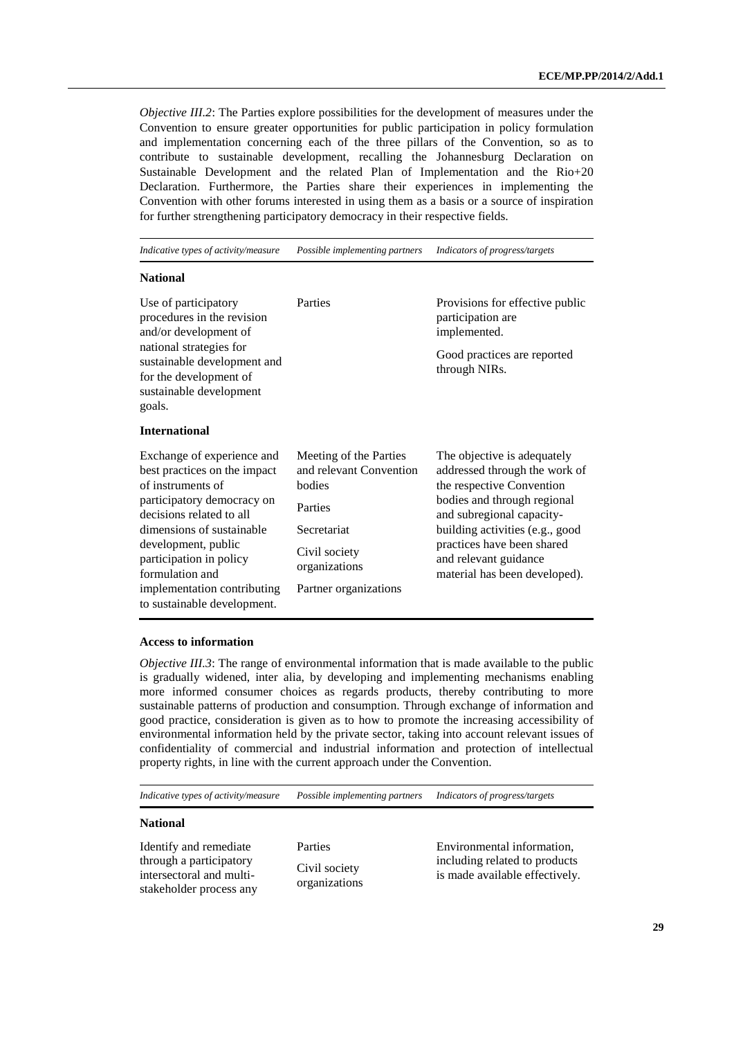*Objective III.2*: The Parties explore possibilities for the development of measures under the Convention to ensure greater opportunities for public participation in policy formulation and implementation concerning each of the three pillars of the Convention, so as to contribute to sustainable development, recalling the Johannesburg Declaration on Sustainable Development and the related Plan of Implementation and the Rio+20 Declaration. Furthermore, the Parties share their experiences in implementing the Convention with other forums interested in using them as a basis or a source of inspiration for further strengthening participatory democracy in their respective fields.

| *Indicative types of activity/measure* | *Possible implementing partners* | *Indicators of progress/targets* |
|---|---|---|
| **National** | | |
| Use of participatory procedures in the revision and/or development of national strategies for sustainable development and for the development of sustainable development goals. | Parties | Provisions for effective public participation are implemented.<br><br>Good practices are reported through NIRs. |
| **International** | | |
| Exchange of experience and best practices on the impact of instruments of participatory democracy on decisions related to all dimensions of sustainable development, public participation in policy formulation and implementation contributing to sustainable development. | Meeting of the Parties and relevant Convention bodies<br><br>Parties<br><br>Secretariat<br><br>Civil society organizations<br><br>Partner organizations | The objective is adequately addressed through the work of the respective Convention bodies and through regional and subregional capacity-building activities (e.g., good practices have been shared and relevant guidance material has been developed). |

**Access to information**

*Objective III.3*: The range of environmental information that is made available to the public is gradually widened, inter alia, by developing and implementing mechanisms enabling more informed consumer choices as regards products, thereby contributing to more sustainable patterns of production and consumption. Through exchange of information and good practice, consideration is given as to how to promote the increasing accessibility of environmental information held by the private sector, taking into account relevant issues of confidentiality of commercial and industrial information and protection of intellectual property rights, in line with the current approach under the Convention.

| *Indicative types of activity/measure* | *Possible implementing partners* | *Indicators of progress/targets* |
|---|---|---|
| **National** | | |
| Identify and remediate through a participatory intersectoral and multi-stakeholder process any | Parties<br><br>Civil society organizations | Environmental information, including related to products is made available effectively. |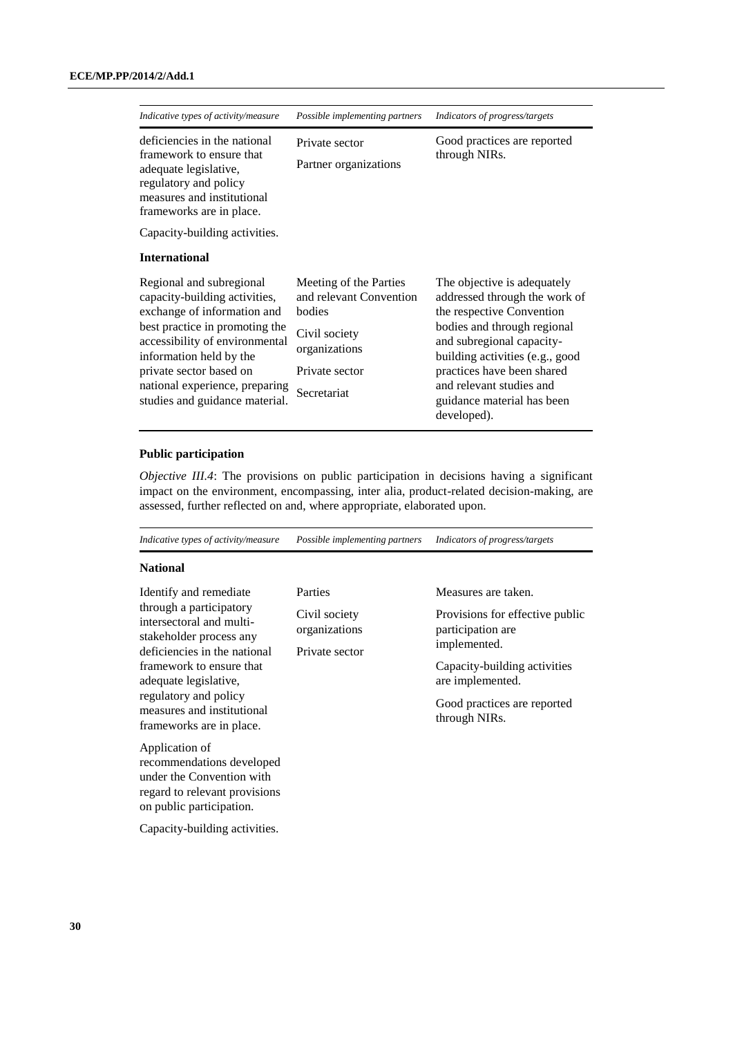| *Indicative types of activity/measure* | *Possible implementing partners* | *Indicators of progress/targets* |
|---|---|---|
| deficiencies in the national framework to ensure that adequate legislative, regulatory and policy measures and institutional frameworks are in place.<br><br>Capacity-building activities. | Private sector<br><br>Partner organizations | Good practices are reported through NIRs. |
| **International** | | |
| Regional and subregional capacity-building activities, exchange of information and best practice in promoting the accessibility of environmental information held by the private sector based on national experience, preparing studies and guidance material. | Meeting of the Parties and relevant Convention bodies<br><br>Civil society organizations<br><br>Private sector<br><br>Secretariat | The objective is adequately addressed through the work of the respective Convention bodies and through regional and subregional capacity-building activities (e.g., good practices have been shared and relevant studies and guidance material has been developed). |

**Public participation**

*Objective III.4*: The provisions on public participation in decisions having a significant impact on the environment, encompassing, inter alia, product-related decision-making, are assessed, further reflected on and, where appropriate, elaborated upon.

| *Indicative types of activity/measure* | *Possible implementing partners* | *Indicators of progress/targets* |
|---|---|---|
| **National** | | |
| Identify and remediate through a participatory intersectoral and multi-stakeholder process any deficiencies in the national framework to ensure that adequate legislative, regulatory and policy measures and institutional frameworks are in place.<br><br>Application of recommendations developed under the Convention with regard to relevant provisions on public participation.<br><br>Capacity-building activities. | Parties<br><br>Civil society organizations<br><br>Private sector | Measures are taken.<br><br>Provisions for effective public participation are implemented.<br><br>Capacity-building activities are implemented.<br><br>Good practices are reported through NIRs. |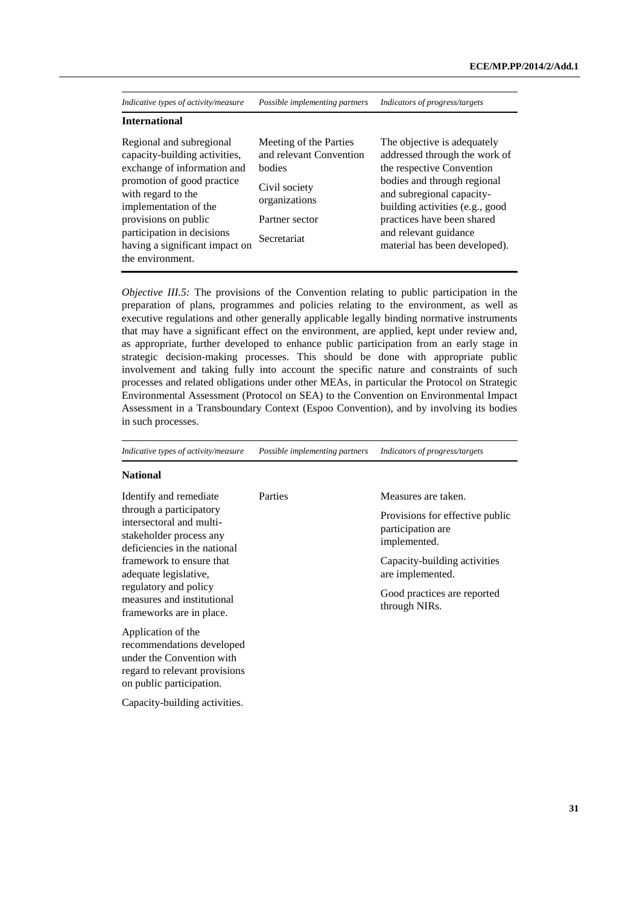| *Indicative types of activity/measure* | *Possible implementing partners* | *Indicators of progress/targets* |
|---|---|---|
| **International** | | |
| Regional and subregional capacity-building activities, exchange of information and promotion of good practice with regard to the implementation of the provisions on public participation in decisions having a significant impact on the environment. | Meeting of the Parties and relevant Convention bodies<br><br>Civil society organizations<br><br>Partner sector<br><br>Secretariat | The objective is adequately addressed through the work of the respective Convention bodies and through regional and subregional capacity-building activities (e.g., good practices have been shared and relevant guidance material has been developed). |

*Objective III.5:* The provisions of the Convention relating to public participation in the preparation of plans, programmes and policies relating to the environment, as well as executive regulations and other generally applicable legally binding normative instruments that may have a significant effect on the environment, are applied, kept under review and, as appropriate, further developed to enhance public participation from an early stage in strategic decision-making processes. This should be done with appropriate public involvement and taking fully into account the specific nature and constraints of such processes and related obligations under other MEAs, in particular the Protocol on Strategic Environmental Assessment (Protocol on SEA) to the Convention on Environmental Impact Assessment in a Transboundary Context (Espoo Convention), and by involving its bodies in such processes.

| *Indicative types of activity/measure* | *Possible implementing partners* | *Indicators of progress/targets* |
|---|---|---|
| **National** | | |
| Identify and remediate through a participatory intersectoral and multi-stakeholder process any deficiencies in the national framework to ensure that adequate legislative, regulatory and policy measures and institutional frameworks are in place.<br><br>Application of the recommendations developed under the Convention with regard to relevant provisions on public participation.<br><br>Capacity-building activities. | Parties | Measures are taken.<br><br>Provisions for effective public participation are implemented.<br><br>Capacity-building activities are implemented.<br><br>Good practices are reported through NIRs. |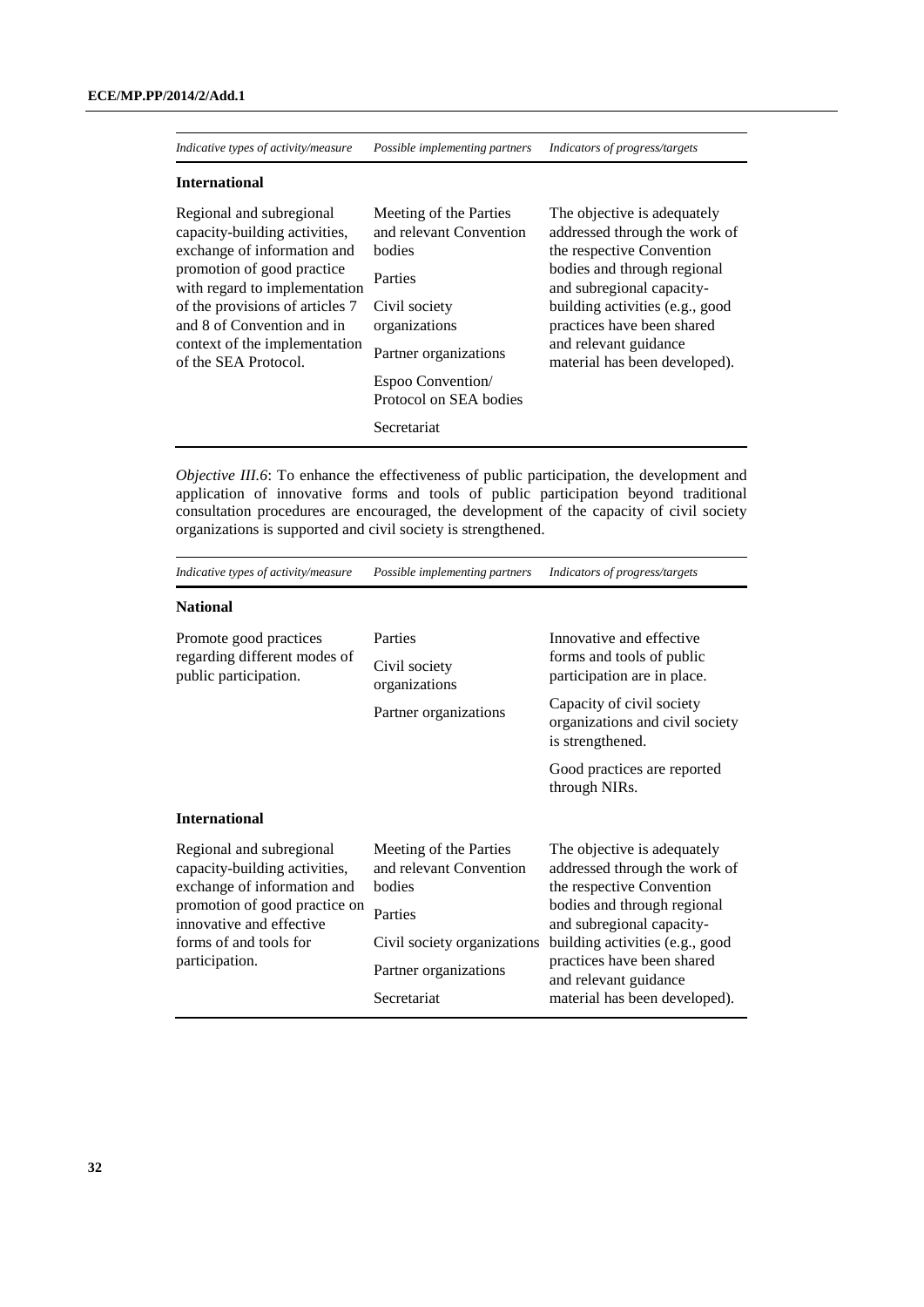| *Indicative types of activity/measure* | *Possible implementing partners* | *Indicators of progress/targets* |
|---|---|---|
| **International** | | |
| Regional and subregional capacity-building activities, exchange of information and promotion of good practice with regard to implementation of the provisions of articles 7 and 8 of Convention and in context of the implementation of the SEA Protocol. | Meeting of the Parties and relevant Convention bodies<br>Parties<br>Civil society organizations<br>Partner organizations<br>Espoo Convention/ Protocol on SEA bodies<br>Secretariat | The objective is adequately addressed through the work of the respective Convention bodies and through regional and subregional capacity-building activities (e.g., good practices have been shared and relevant guidance material has been developed). |

*Objective III.6*: To enhance the effectiveness of public participation, the development and application of innovative forms and tools of public participation beyond traditional consultation procedures are encouraged, the development of the capacity of civil society organizations is supported and civil society is strengthened.

| *Indicative types of activity/measure* | *Possible implementing partners* | *Indicators of progress/targets* |
|---|---|---|
| **National** | | |
| Promote good practices regarding different modes of public participation. | Parties<br>Civil society organizations<br>Partner organizations | Innovative and effective forms and tools of public participation are in place.<br>Capacity of civil society organizations and civil society is strengthened.<br>Good practices are reported through NIRs. |
| **International** | | |
| Regional and subregional capacity-building activities, exchange of information and promotion of good practice on innovative and effective forms and tools for participation. | Meeting of the Parties and relevant Convention bodies<br>Parties<br>Civil society organizations<br>Partner organizations<br>Secretariat | The objective is adequately addressed through the work of the respective Convention bodies and through regional and subregional capacity-building activities (e.g., good practices have been shared and relevant guidance material has been developed). |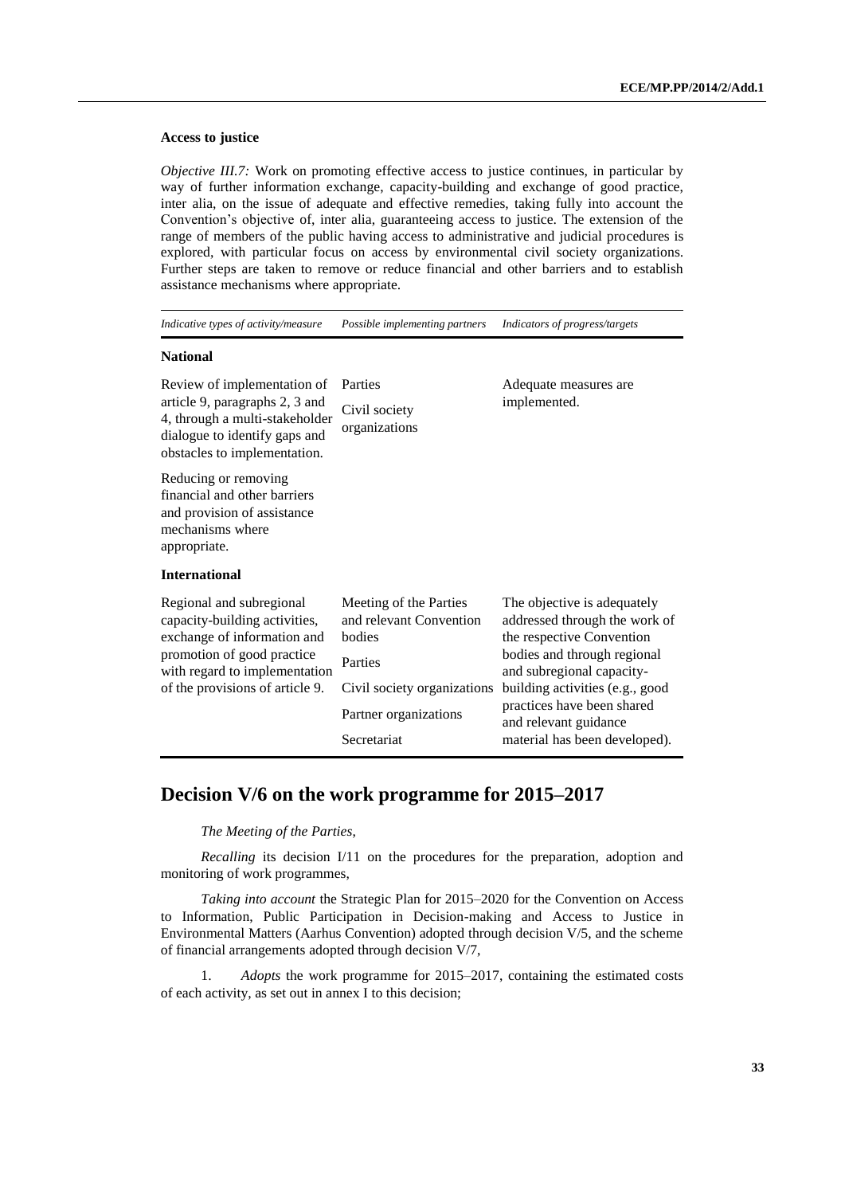**Access to justice**

*Objective III.7:* Work on promoting effective access to justice continues, in particular by way of further information exchange, capacity-building and exchange of good practice, inter alia, on the issue of adequate and effective remedies, taking fully into account the Convention's objective of, inter alia, guaranteeing access to justice. The extension of the range of members of the public having access to administrative and judicial procedures is explored, with particular focus on access by environmental civil society organizations. Further steps are taken to remove or reduce financial and other barriers and to establish assistance mechanisms where appropriate.

| *Indicative types of activity/measure* | *Possible implementing partners* | *Indicators of progress/targets* |
|---|---|---|
| **National** | | |
| Review of implementation of article 9, paragraphs 2, 3 and 4, through a multi-stakeholder dialogue to identify gaps and obstacles to implementation.<br><br>Reducing or removing financial and other barriers and provision of assistance mechanisms where appropriate. | Parties<br><br>Civil society organizations | Adequate measures are implemented. |
| **International** | | |
| Regional and subregional capacity-building activities, exchange of information and promotion of good practice with regard to implementation of the provisions of article 9. | Meeting of the Parties and relevant Convention bodies<br><br>Parties<br><br>Civil society organizations<br><br>Partner organizations<br><br>Secretariat | The objective is adequately addressed through the work of the respective Convention bodies and through regional and subregional capacity-building activities (e.g., good practices have been shared and relevant guidance material has been developed). |

## Decision V/6 on the work programme for 2015–2017

*The Meeting of the Parties*,

*Recalling* its decision I/11 on the procedures for the preparation, adoption and monitoring of work programmes,

*Taking into account* the Strategic Plan for 2015–2020 for the Convention on Access to Information, Public Participation in Decision-making and Access to Justice in Environmental Matters (Aarhus Convention) adopted through decision V/5, and the scheme of financial arrangements adopted through decision V/7,

1. *Adopts* the work programme for 2015–2017, containing the estimated costs of each activity, as set out in annex I to this decision;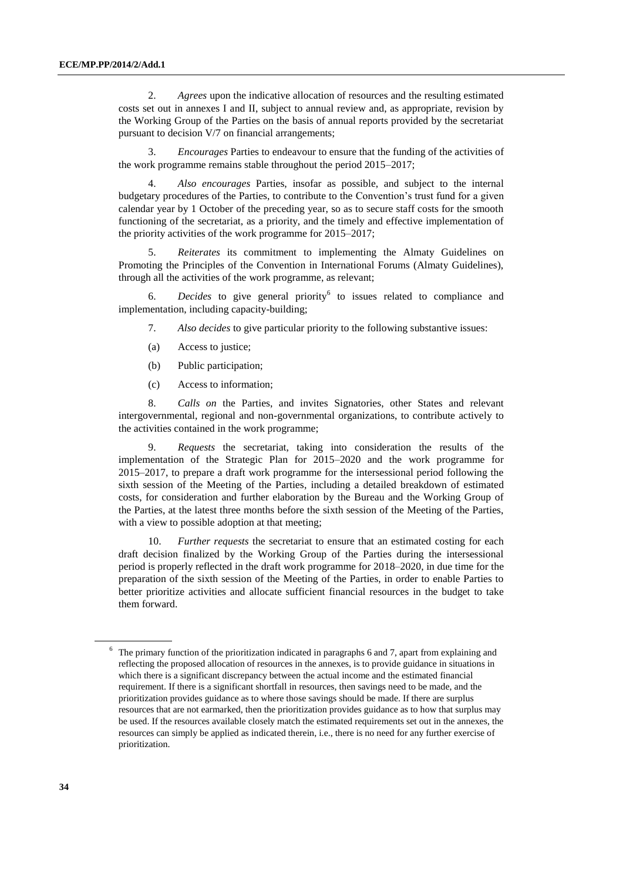2. *Agrees* upon the indicative allocation of resources and the resulting estimated costs set out in annexes I and II, subject to annual review and, as appropriate, revision by the Working Group of the Parties on the basis of annual reports provided by the secretariat pursuant to decision V/7 on financial arrangements;

3. *Encourages* Parties to endeavour to ensure that the funding of the activities of the work programme remains stable throughout the period 2015–2017;

4. *Also encourages* Parties, insofar as possible, and subject to the internal budgetary procedures of the Parties, to contribute to the Convention's trust fund for a given calendar year by 1 October of the preceding year, so as to secure staff costs for the smooth functioning of the secretariat, as a priority, and the timely and effective implementation of the priority activities of the work programme for 2015–2017;

5. *Reiterates* its commitment to implementing the Almaty Guidelines on Promoting the Principles of the Convention in International Forums (Almaty Guidelines), through all the activities of the work programme, as relevant;

6. *Decides* to give general priority[6] to issues related to compliance and implementation, including capacity-building;

7. *Also decides* to give particular priority to the following substantive issues:

(a) Access to justice;

(b) Public participation;

(c) Access to information;

8. *Calls on* the Parties, and invites Signatories, other States and relevant intergovernmental, regional and non-governmental organizations, to contribute actively to the activities contained in the work programme;

9. *Requests* the secretariat, taking into consideration the results of the implementation of the Strategic Plan for 2015–2020 and the work programme for 2015–2017, to prepare a draft work programme for the intersessional period following the sixth session of the Meeting of the Parties, including a detailed breakdown of estimated costs, for consideration and further elaboration by the Bureau and the Working Group of the Parties, at the latest three months before the sixth session of the Meeting of the Parties, with a view to possible adoption at that meeting;

10. *Further requests* the secretariat to ensure that an estimated costing for each draft decision finalized by the Working Group of the Parties during the intersessional period is properly reflected in the draft work programme for 2018–2020, in due time for the preparation of the sixth session of the Meeting of the Parties, in order to enable Parties to better prioritize activities and allocate sufficient financial resources in the budget to take them forward.

---

[6] The primary function of the prioritization indicated in paragraphs 6 and 7, apart from explaining and reflecting the proposed allocation of resources in the annexes, is to provide guidance in situations in which there is a significant discrepancy between the actual income and the estimated financial requirement. If there is a significant shortfall in resources, then savings need to be made, and the prioritization provides guidance as to where those savings should be made. If there are surplus resources that are not earmarked, then the prioritization provides guidance as to how that surplus may be used. If the resources available closely match the estimated requirements set out in the annexes, the resources can simply be applied as indicated therein, i.e., there is no need for any further exercise of prioritization.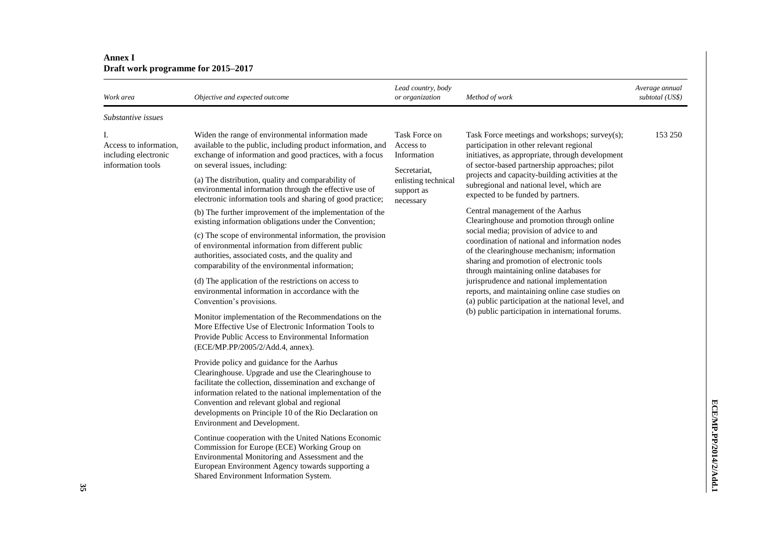**Annex I**
**Draft work programme for 2015–2017**

| *Work area* | *Objective and expected outcome* | *Lead country, body or organization* | *Method of work* | *Average annual subtotal (US$)* |
|---|---|---|---|---|
| *Substantive issues* | | | | |
| I. Access to information, including electronic information tools | Widen the range of environmental information made available to the public, including product information, and exchange of information and good practices, with a focus on several issues, including:<br><br>(a) The distribution, quality and comparability of environmental information through the effective use of electronic information tools and sharing of good practice;<br><br>(b) The further improvement of the implementation of the existing information obligations under the Convention;<br><br>(c) The scope of environmental information, the provision of environmental information from different public authorities, associated costs, and the quality and comparability of the environmental information;<br><br>(d) The application of the restrictions on access to environmental information in accordance with the Convention's provisions.<br><br>Monitor implementation of the Recommendations on the More Effective Use of Electronic Information Tools to Provide Public Access to Environmental Information (ECE/MP.PP/2005/2/Add.4, annex).<br><br>Provide policy and guidance for the Aarhus Clearinghouse. Upgrade and use the Clearinghouse to facilitate the collection, dissemination and exchange of information related to the national implementation of the Convention and relevant global and regional developments on Principle 10 of the Rio Declaration on Environment and Development.<br><br>Continue cooperation with the United Nations Economic Commission for Europe (ECE) Working Group on Environmental Monitoring and Assessment and the European Environment Agency towards supporting a Shared Environment Information System. | Task Force on Access to Information<br><br>Secretariat, enlisting technical support as necessary | Task Force meetings and workshops; survey(s); participation in other relevant regional initiatives, as appropriate, through development of sector-based partnership approaches; pilot projects and capacity-building activities at the subregional and national level, which are expected to be funded by partners.<br><br>Central management of the Aarhus Clearinghouse and promotion through online social media; provision of advice to and coordination of national and information nodes of the clearinghouse mechanism; information sharing and promotion of electronic tools through maintaining online databases for jurisprudence and national implementation reports, and maintaining online case studies on (a) public participation at the national level, and (b) public participation in international forums. | 153 250 |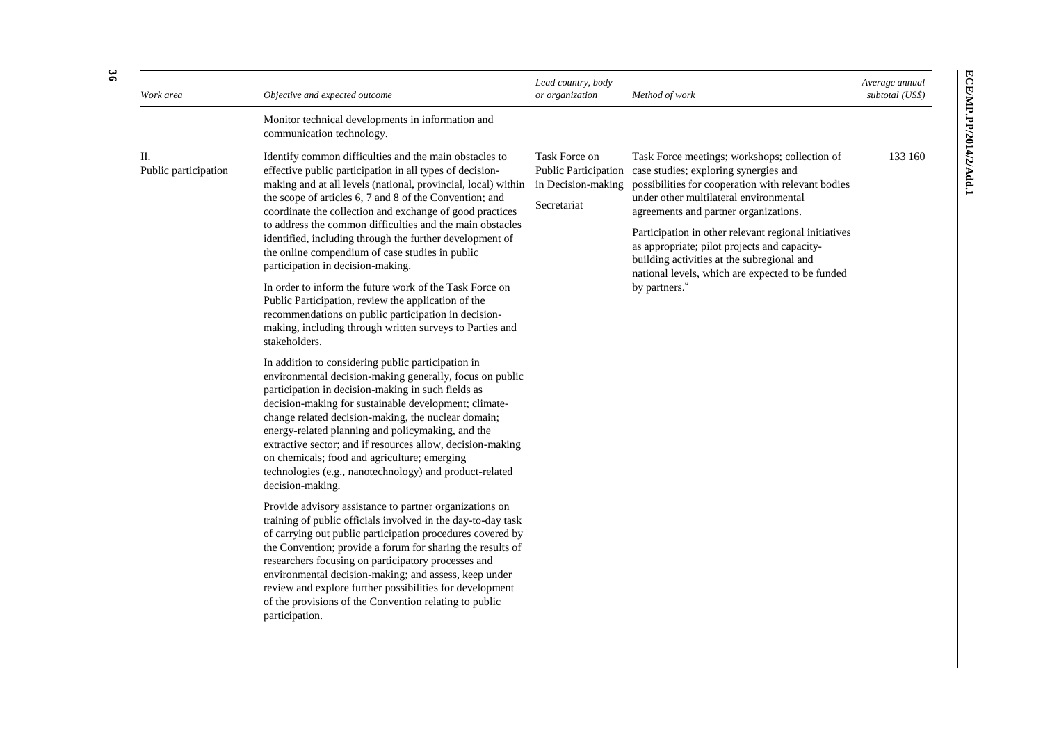| Work area | Objective and expected outcome | Lead country, body or organization | Method of work | Average annual subtotal (US$) |
|---|---|---|---|---|
| | Monitor technical developments in information and communication technology. | | | |
| II. Public participation | Identify common difficulties and the main obstacles to effective public participation in all types of decision-making and at all levels (national, provincial, local) within the scope of articles 6, 7 and 8 of the Convention; and coordinate the collection and exchange of good practices to address the common difficulties and the main obstacles identified, including through the further development of the online compendium of case studies in public participation in decision-making.<br><br>In order to inform the future work of the Task Force on Public Participation, review the application of the recommendations on public participation in decision-making, including through written surveys to Parties and stakeholders.<br><br>In addition to considering public participation in environmental decision-making generally, focus on public participation in decision-making in such fields as decision-making for sustainable development; climate-change related decision-making, the nuclear domain; energy-related planning and policymaking, and the extractive sector; and if resources allow, decision-making on chemicals; food and agriculture; emerging technologies (e.g., nanotechnology) and product-related decision-making.<br><br>Provide advisory assistance to partner organizations on training of public officials involved in the day-to-day task of carrying out public participation procedures covered by the Convention; provide a forum for sharing the results of researchers focusing on participatory processes and environmental decision-making; and assess, keep under review and explore further possibilities for development of the provisions of the Convention relating to public participation. | Task Force on Public Participation in Decision-making<br><br>Secretariat | Task Force meetings; workshops; collection of case studies; exploring synergies and possibilities for cooperation with relevant bodies under other multilateral environmental agreements and partner organizations.<br><br>Participation in other relevant regional initiatives as appropriate; pilot projects and capacity-building activities at the subregional and national levels, which are expected to be funded by partners.[a] | 133 160 |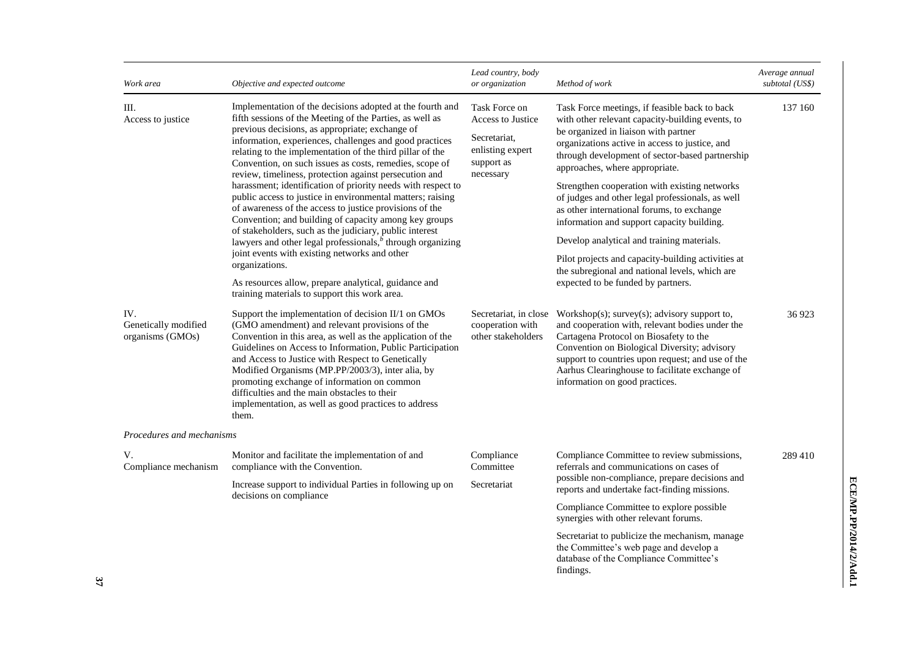| Work area | Objective and expected outcome | Lead country, body or organization | Method of work | Average annual subtotal (US$) |
| --- | --- | --- | --- | --- |
| III. Access to justice | Implementation of the decisions adopted at the fourth and fifth sessions of the Meeting of the Parties, as well as previous decisions, as appropriate; exchange of information, experiences, challenges and good practices relating to the implementation of the third pillar of the Convention, on such issues as costs, remedies, scope of review, timeliness, protection against persecution and harassment; identification of priority needs with respect to public access to justice in environmental matters; raising of awareness of the access to justice provisions of the Convention; and building of capacity among key groups of stakeholders, such as the judiciary, public interest lawyers and other legal professionals,[b] through organizing joint events with existing networks and other organizations.<br><br>As resources allow, prepare analytical, guidance and training materials to support this work area. | Task Force on Access to Justice<br><br>Secretariat, enlisting expert support as necessary | Task Force meetings, if feasible back to back with other relevant capacity-building events, to be organized in liaison with partner organizations active in access to justice, and through development of sector-based partnership approaches, where appropriate.<br><br>Strengthen cooperation with existing networks of judges and other legal professionals, as well as other international forums, to exchange information and support capacity building.<br><br>Develop analytical and training materials.<br><br>Pilot projects and capacity-building activities at the subregional and national levels, which are expected to be funded by partners. | 137 160 |
| IV. Genetically modified organisms (GMOs) | Support the implementation of decision II/1 on GMOs (GMO amendment) and relevant provisions of the Convention in this area, as well as the application of the Guidelines on Access to Information, Public Participation and Access to Justice with Respect to Genetically Modified Organisms (MP.PP/2003/3), inter alia, by promoting exchange of information on common difficulties and the main obstacles to their implementation, as well as good practices to address them. | Secretariat, in close cooperation with other stakeholders | Workshop(s); survey(s); advisory support to, and cooperation with, relevant bodies under the Cartagena Protocol on Biosafety to the Convention on Biological Diversity; advisory support to countries upon request; and use of the Aarhus Clearinghouse to facilitate exchange of information on good practices. | 36 923 |
| *Procedures and mechanisms* | | | | |
| V. Compliance mechanism | Monitor and facilitate the implementation of and compliance with the Convention.<br><br>Increase support to individual Parties in following up on decisions on compliance | Compliance Committee<br><br>Secretariat | Compliance Committee to review submissions, referrals and communications on cases of possible non-compliance, prepare decisions and reports and undertake fact-finding missions.<br><br>Compliance Committee to explore possible synergies with other relevant forums.<br><br>Secretariat to publicize the mechanism, manage the Committee's web page and develop a database of the Compliance Committee's findings. | 289 410 |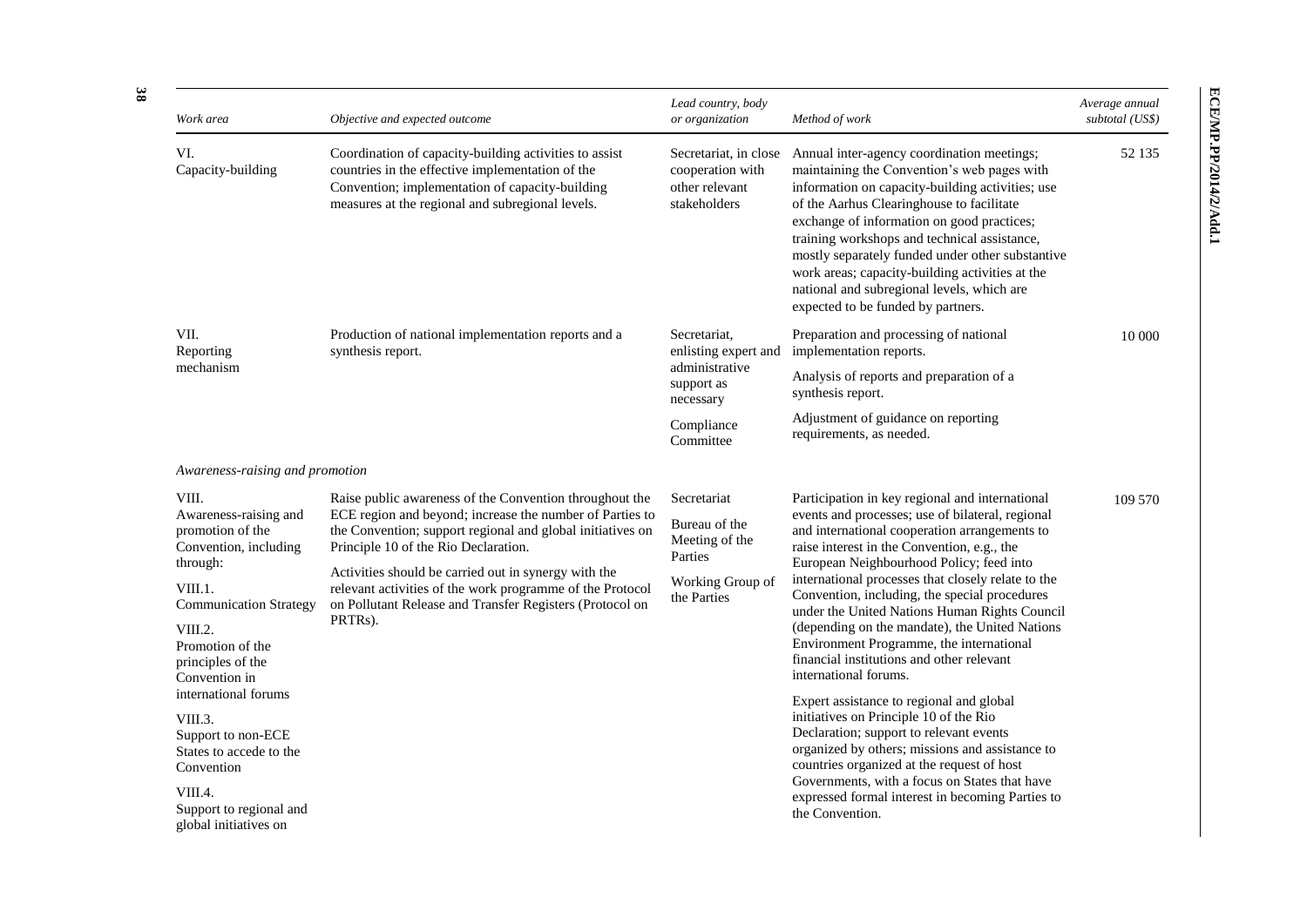| Work area | Objective and expected outcome | Lead country, body or organization | Method of work | Average annual subtotal (US$) |
|---|---|---|---|---|
| VI. Capacity-building | Coordination of capacity-building activities to assist countries in the effective implementation of the Convention; implementation of capacity-building measures at the regional and subregional levels. | Secretariat, in close cooperation with other relevant stakeholders | Annual inter-agency coordination meetings; maintaining the Convention's web pages with information on capacity-building activities; use of the Aarhus Clearinghouse to facilitate exchange of information on good practices; training workshops and technical assistance, mostly separately funded under other substantive work areas; capacity-building activities at the national and subregional levels, which are expected to be funded by partners. | 52 135 |
| VII. Reporting mechanism | Production of national implementation reports and a synthesis report. | Secretariat, enlisting expert and administrative support as necessary<br><br>Compliance Committee | Preparation and processing of national implementation reports.<br><br>Analysis of reports and preparation of a synthesis report.<br><br>Adjustment of guidance on reporting requirements, as needed. | 10 000 |
| *Awareness-raising and promotion* | | | | |
| VIII. Awareness-raising and promotion of the Convention, including through:<br><br>VIII.1. Communication Strategy<br><br>VIII.2. Promotion of the principles of the Convention in international forums<br><br>VIII.3. Support to non-ECE States to accede to the Convention<br><br>VIII.4. Support to regional and global initiatives on | Raise public awareness of the Convention throughout the ECE region and beyond; increase the number of Parties to the Convention; support regional and global initiatives on Principle 10 of the Rio Declaration.<br><br>Activities should be carried out in synergy with the relevant activities of the work programme of the Protocol on Pollutant Release and Transfer Registers (Protocol on PRTRs). | Secretariat<br><br>Bureau of the Meeting of the Parties<br><br>Working Group of the Parties | Participation in key regional and international events and processes; use of bilateral, regional and international cooperation arrangements to raise interest in the Convention, e.g., the European Neighbourhood Policy; feed into international processes that closely relate to the Convention, including, the special procedures under the United Nations Human Rights Council (depending on the mandate), the United Nations Environment Programme, the international financial institutions and other relevant international forums.<br><br>Expert assistance to regional and global initiatives on Principle 10 of the Rio Declaration; support to relevant events organized by others; missions and assistance to countries organized at the request of host Governments, with a focus on States that have expressed formal interest in becoming Parties to the Convention. | 109 570 |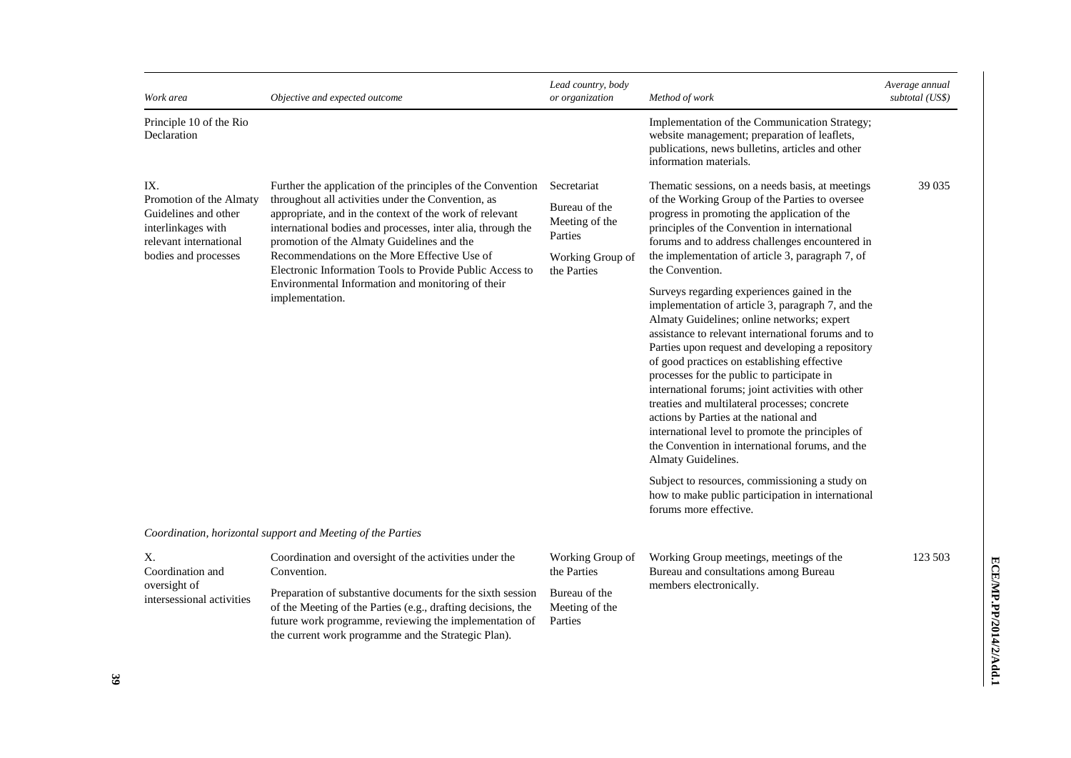| Work area | Objective and expected outcome | Lead country, body or organization | Method of work | Average annual subtotal (US$) |
|---|---|---|---|---|
| Principle 10 of the Rio Declaration | | | Implementation of the Communication Strategy; website management; preparation of leaflets, publications, news bulletins, articles and other information materials. | |
| IX. Promotion of the Almaty Guidelines and other interlinkages with relevant international bodies and processes | Further the application of the principles of the Convention throughout all activities under the Convention, as appropriate, and in the context of the work of relevant international bodies and processes, inter alia, through the promotion of the Almaty Guidelines and the Recommendations on the More Effective Use of Electronic Information Tools to Provide Public Access to Environmental Information and monitoring of their implementation. | Secretariat<br><br>Bureau of the Meeting of the Parties<br><br>Working Group of the Parties | Thematic sessions, on a needs basis, at meetings of the Working Group of the Parties to oversee progress in promoting the application of the principles of the Convention in international forums and to address challenges encountered in the implementation of article 3, paragraph 7, of the Convention.<br><br>Surveys regarding experiences gained in the implementation of article 3, paragraph 7, and the Almaty Guidelines; online networks; expert assistance to relevant international forums and to Parties upon request and developing a repository of good practices on establishing effective processes for the public to participate in international forums; joint activities with other treaties and multilateral processes; concrete actions by Parties at the national and international level to promote the principles of the Convention in international forums, and the Almaty Guidelines.<br><br>Subject to resources, commissioning a study on how to make public participation in international forums more effective. | 39 035 |
| | *Coordination, horizontal support and Meeting of the Parties* | | | |
| X. Coordination and oversight of intersessional activities | Coordination and oversight of the activities under the Convention.<br><br>Preparation of substantive documents for the sixth session of the Meeting of the Parties (e.g., drafting decisions, the future work programme, reviewing the implementation of the current work programme and the Strategic Plan). | Working Group of the Parties<br><br>Bureau of the Meeting of the Parties | Working Group meetings, meetings of the Bureau and consultations among Bureau members electronically. | 123 503 |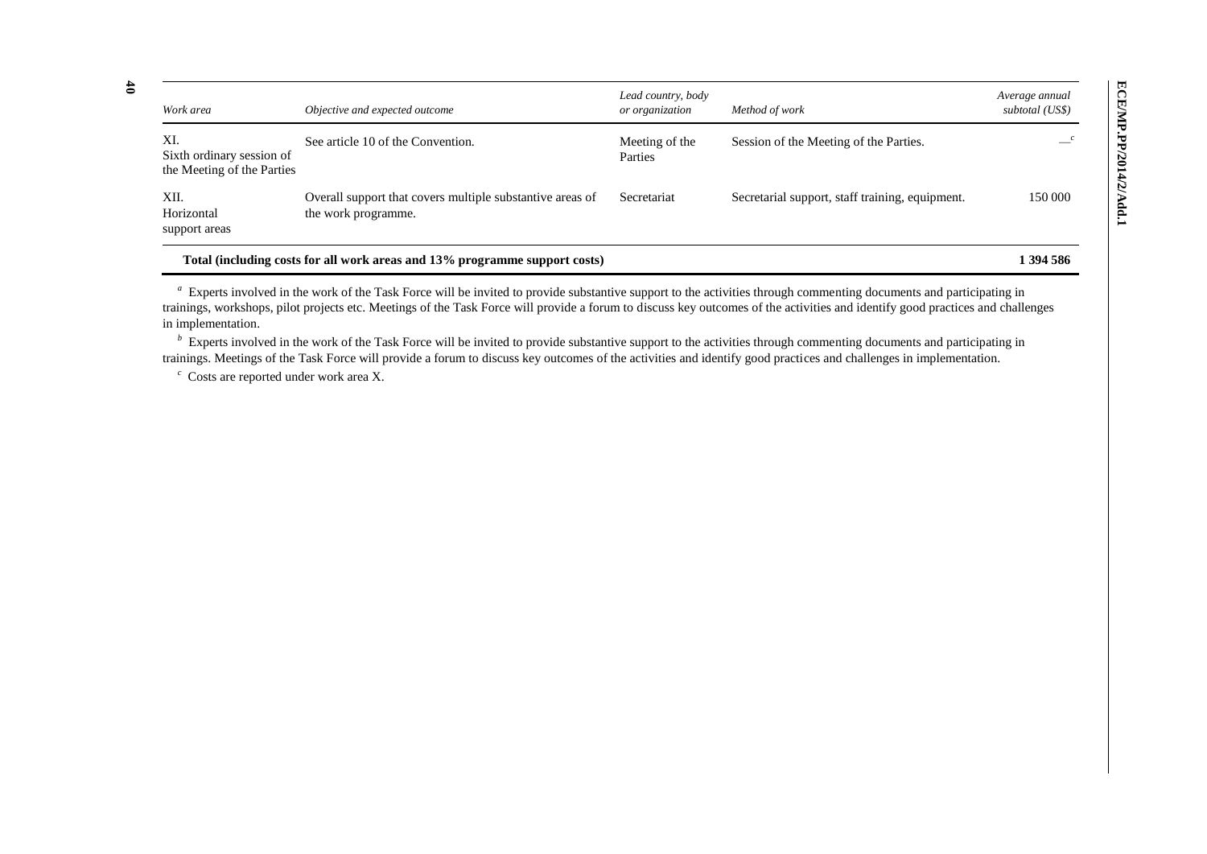| *Work area* | *Objective and expected outcome* | *Lead country, body or organization* | *Method of work* | *Average annual subtotal (US$)* |
|---|---|---|---|---|
| XI. Sixth ordinary session of the Meeting of the Parties | See article 10 of the Convention. | Meeting of the Parties | Session of the Meeting of the Parties. | —[c] |
| XII. Horizontal support areas | Overall support that covers multiple substantive areas of the work programme. | Secretariat | Secretarial support, staff training, equipment. | 150 000 |
| **Total (including costs for all work areas and 13% programme support costs)** | | | | **1 394 586** |

[a] Experts involved in the work of the Task Force will be invited to provide substantive support to the activities through commenting documents and participating in trainings, workshops, pilot projects etc. Meetings of the Task Force will provide a forum to discuss key outcomes of the activities and identify good practices and challenges in implementation.

[b] Experts involved in the work of the Task Force will be invited to provide substantive support to the activities through commenting documents and participating in trainings. Meetings of the Task Force will provide a forum to discuss key outcomes of the activities and identify good practices and challenges in implementation.

[c] Costs are reported under work area X.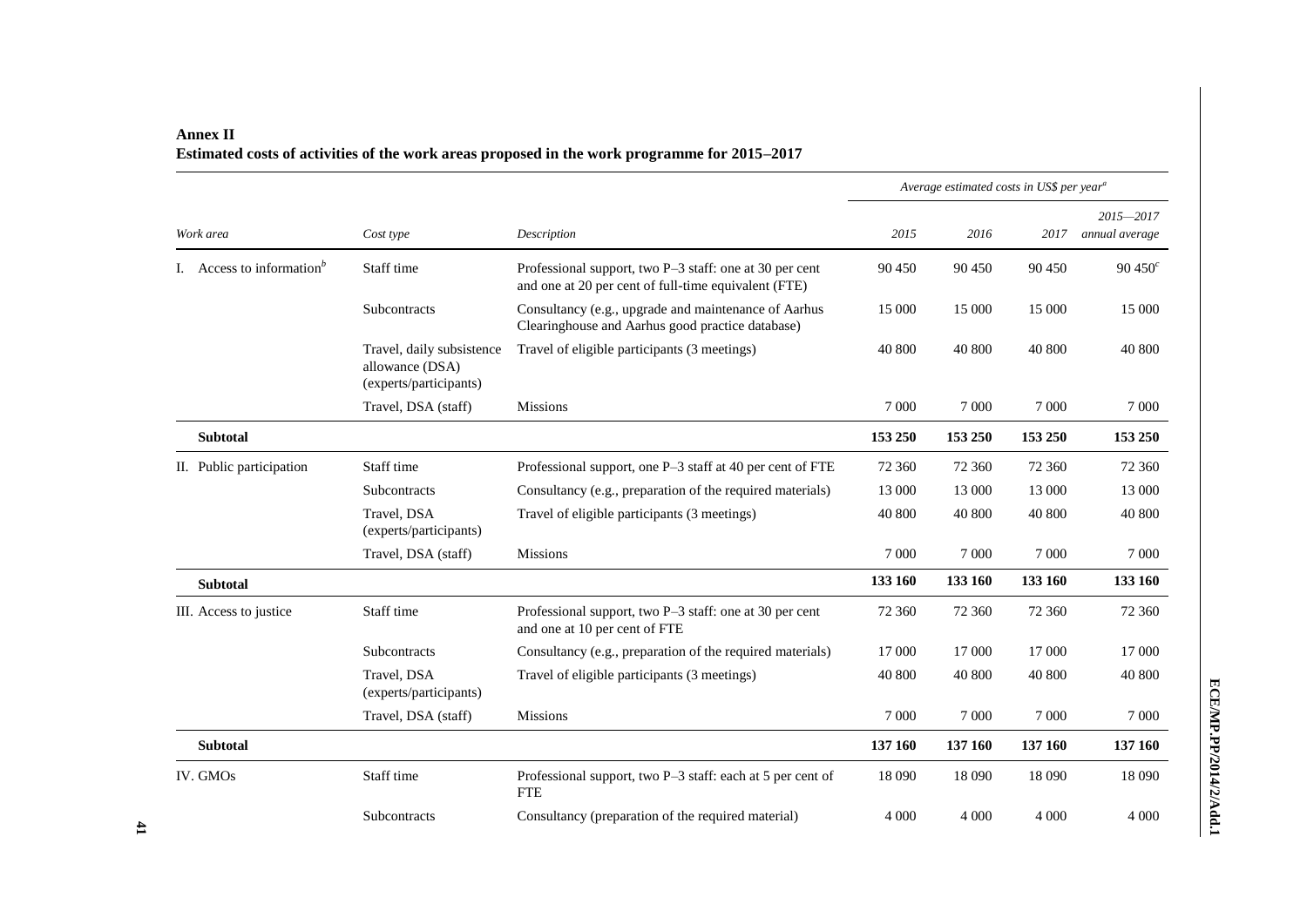**Annex II**

**Estimated costs of activities of the work areas proposed in the work programme for 2015–2017**

| Work area | Cost type | Description | *Average estimated costs in US$ per year*[a] | | | |
|---|---|---|---|---|---|---|
| | | | *2015* | *2016* | *2017* | *2015—2017 annual average* |
| I. Access to information[b] | Staff time | Professional support, two P–3 staff: one at 30 per cent and one at 20 per cent of full-time equivalent (FTE) | 90 450 | 90 450 | 90 450 | 90 450[c] |
| | Subcontracts | Consultancy (e.g., upgrade and maintenance of Aarhus Clearinghouse and Aarhus good practice database) | 15 000 | 15 000 | 15 000 | 15 000 |
| | Travel, daily subsistence allowance (DSA) (experts/participants) | Travel of eligible participants (3 meetings) | 40 800 | 40 800 | 40 800 | 40 800 |
| | Travel, DSA (staff) | Missions | 7 000 | 7 000 | 7 000 | 7 000 |
| **Subtotal** | | | **153 250** | **153 250** | **153 250** | **153 250** |
| II. Public participation | Staff time | Professional support, one P–3 staff at 40 per cent of FTE | 72 360 | 72 360 | 72 360 | 72 360 |
| | Subcontracts | Consultancy (e.g., preparation of the required materials) | 13 000 | 13 000 | 13 000 | 13 000 |
| | Travel, DSA (experts/participants) | Travel of eligible participants (3 meetings) | 40 800 | 40 800 | 40 800 | 40 800 |
| | Travel, DSA (staff) | Missions | 7 000 | 7 000 | 7 000 | 7 000 |
| **Subtotal** | | | **133 160** | **133 160** | **133 160** | **133 160** |
| III. Access to justice | Staff time | Professional support, two P–3 staff: one at 30 per cent and one at 10 per cent of FTE | 72 360 | 72 360 | 72 360 | 72 360 |
| | Subcontracts | Consultancy (e.g., preparation of the required materials) | 17 000 | 17 000 | 17 000 | 17 000 |
| | Travel, DSA (experts/participants) | Travel of eligible participants (3 meetings) | 40 800 | 40 800 | 40 800 | 40 800 |
| | Travel, DSA (staff) | Missions | 7 000 | 7 000 | 7 000 | 7 000 |
| **Subtotal** | | | **137 160** | **137 160** | **137 160** | **137 160** |
| IV. GMOs | Staff time | Professional support, two P–3 staff: each at 5 per cent of FTE | 18 090 | 18 090 | 18 090 | 18 090 |
| | Subcontracts | Consultancy (preparation of the required material) | 4 000 | 4 000 | 4 000 | 4 000 |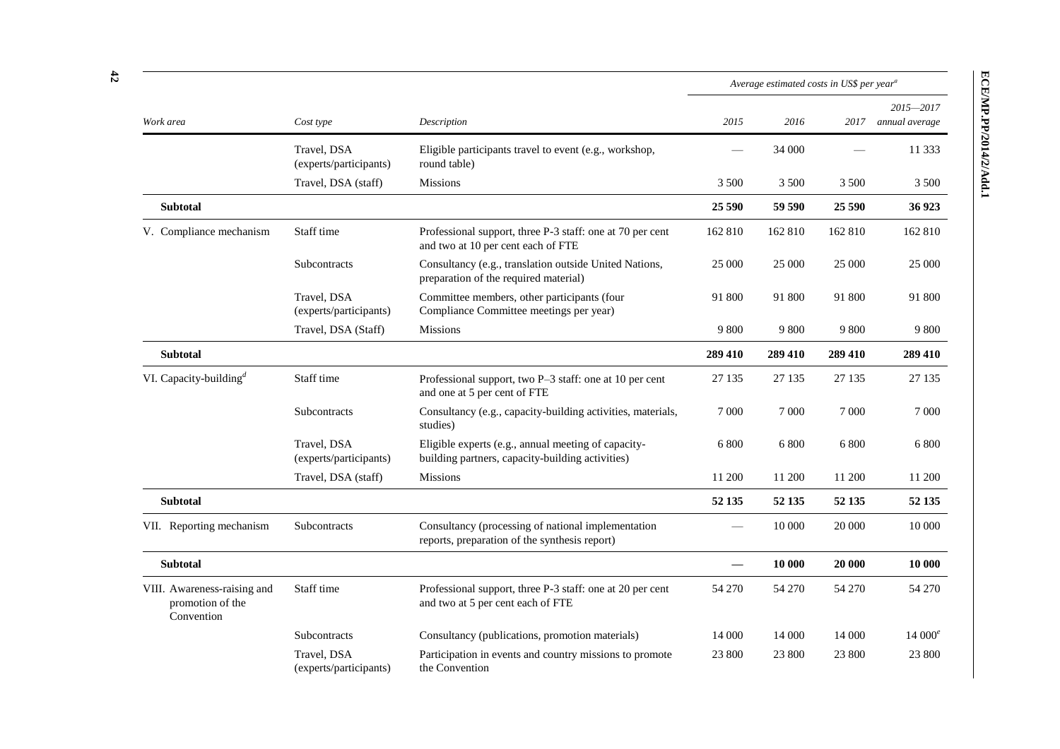| Work area | Cost type | Description | Average estimated costs in US$ per year[a] | | | |
|---|---|---|---|---|---|---|
| | | | 2015 | 2016 | 2017 | 2015—2017 annual average |
| | Travel, DSA (experts/participants) | Eligible participants travel to event (e.g., workshop, round table) | — | 34 000 | — | 11 333 |
| | Travel, DSA (staff) | Missions | 3 500 | 3 500 | 3 500 | 3 500 |
| **Subtotal** | | | **25 590** | **59 590** | **25 590** | **36 923** |
| V. Compliance mechanism | Staff time | Professional support, three P-3 staff: one at 70 per cent and two at 10 per cent each of FTE | 162 810 | 162 810 | 162 810 | 162 810 |
| | Subcontracts | Consultancy (e.g., translation outside United Nations, preparation of the required material) | 25 000 | 25 000 | 25 000 | 25 000 |
| | Travel, DSA (experts/participants) | Committee members, other participants (four Compliance Committee meetings per year) | 91 800 | 91 800 | 91 800 | 91 800 |
| | Travel, DSA (Staff) | Missions | 9 800 | 9 800 | 9 800 | 9 800 |
| **Subtotal** | | | **289 410** | **289 410** | **289 410** | **289 410** |
| VI. Capacity-building[d] | Staff time | Professional support, two P–3 staff: one at 10 per cent and one at 5 per cent of FTE | 27 135 | 27 135 | 27 135 | 27 135 |
| | Subcontracts | Consultancy (e.g., capacity-building activities, materials, studies) | 7 000 | 7 000 | 7 000 | 7 000 |
| | Travel, DSA (experts/participants) | Eligible experts (e.g., annual meeting of capacity-building partners, capacity-building activities) | 6 800 | 6 800 | 6 800 | 6 800 |
| | Travel, DSA (staff) | Missions | 11 200 | 11 200 | 11 200 | 11 200 |
| **Subtotal** | | | **52 135** | **52 135** | **52 135** | **52 135** |
| VII. Reporting mechanism | Subcontracts | Consultancy (processing of national implementation reports, preparation of the synthesis report) | — | 10 000 | 20 000 | 10 000 |
| **Subtotal** | | | **—** | **10 000** | **20 000** | **10 000** |
| VIII. Awareness-raising and promotion of the Convention | Staff time | Professional support, three P-3 staff: one at 20 per cent and two at 5 per cent each of FTE | 54 270 | 54 270 | 54 270 | 54 270 |
| | Subcontracts | Consultancy (publications, promotion materials) | 14 000 | 14 000 | 14 000 | 14 000[e] |
| | Travel, DSA (experts/participants) | Participation in events and country missions to promote the Convention | 23 800 | 23 800 | 23 800 | 23 800 |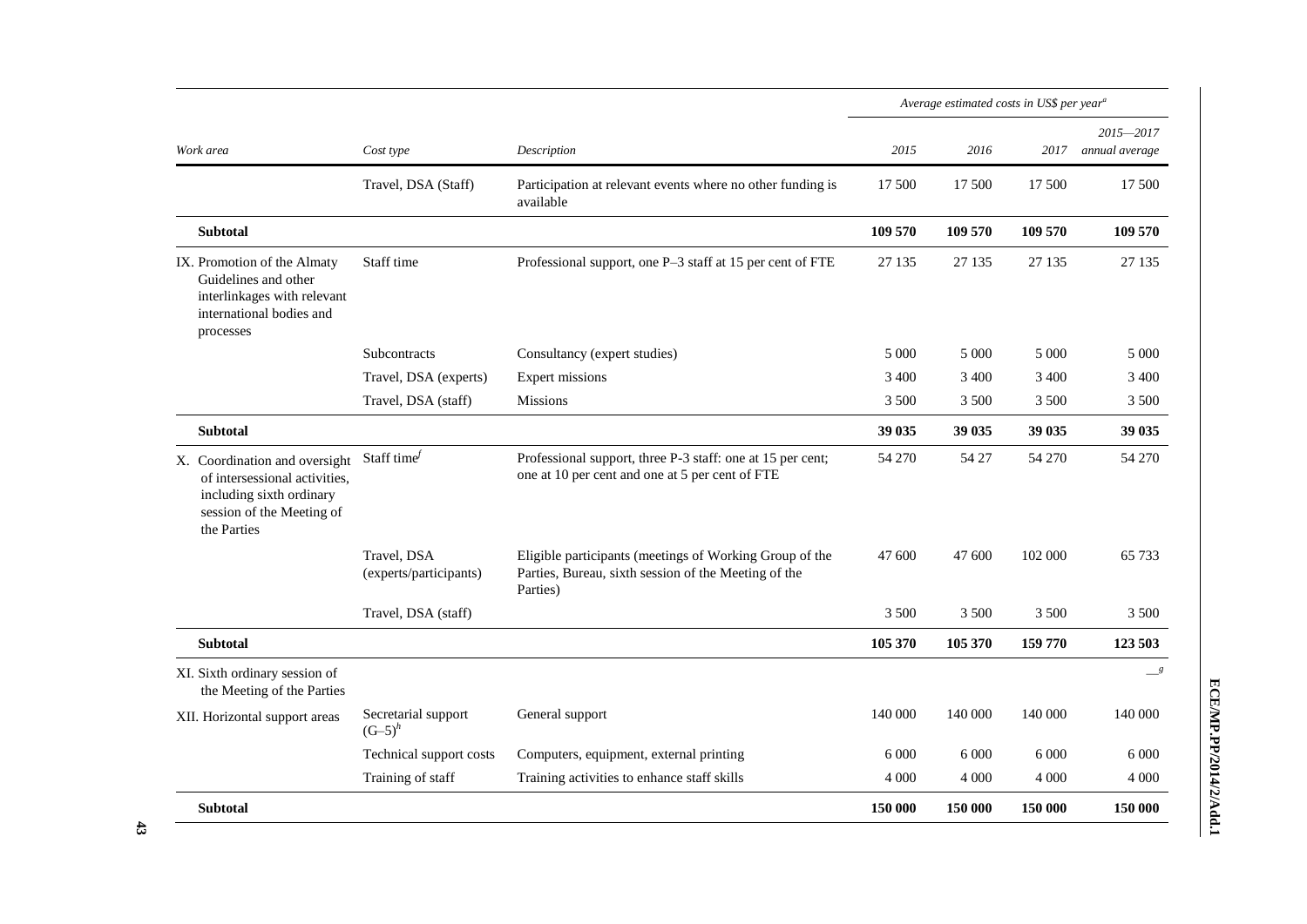| Work area | Cost type | Description | Average estimated costs in US$ per year[a] 2015 | 2016 | 2017 | 2015—2017 annual average |
|---|---|---|---|---|---|---|
| | Travel, DSA (Staff) | Participation at relevant events where no other funding is available | 17 500 | 17 500 | 17 500 | 17 500 |
| **Subtotal** | | | **109 570** | **109 570** | **109 570** | **109 570** |
| IX. Promotion of the Almaty Guidelines and other interlinkages with relevant international bodies and processes | Staff time | Professional support, one P–3 staff at 15 per cent of FTE | 27 135 | 27 135 | 27 135 | 27 135 |
| | Subcontracts | Consultancy (expert studies) | 5 000 | 5 000 | 5 000 | 5 000 |
| | Travel, DSA (experts) | Expert missions | 3 400 | 3 400 | 3 400 | 3 400 |
| | Travel, DSA (staff) | Missions | 3 500 | 3 500 | 3 500 | 3 500 |
| **Subtotal** | | | **39 035** | **39 035** | **39 035** | **39 035** |
| X. Coordination and oversight of intersessional activities, including sixth ordinary session of the Meeting of the Parties | Staff time[f] | Professional support, three P-3 staff: one at 15 per cent; one at 10 per cent and one at 5 per cent of FTE | 54 270 | 54 27 | 54 270 | 54 270 |
| | Travel, DSA (experts/participants) | Eligible participants (meetings of Working Group of the Parties, Bureau, sixth session of the Meeting of the Parties) | 47 600 | 47 600 | 102 000 | 65 733 |
| | Travel, DSA (staff) | | 3 500 | 3 500 | 3 500 | 3 500 |
| **Subtotal** | | | **105 370** | **105 370** | **159 770** | **123 503** |
| XI. Sixth ordinary session of the Meeting of the Parties | | | | | | —[g] |
| XII. Horizontal support areas | Secretarial support (G–5)[h] | General support | 140 000 | 140 000 | 140 000 | 140 000 |
| | Technical support costs | Computers, equipment, external printing | 6 000 | 6 000 | 6 000 | 6 000 |
| | Training of staff | Training activities to enhance staff skills | 4 000 | 4 000 | 4 000 | 4 000 |
| **Subtotal** | | | **150 000** | **150 000** | **150 000** | **150 000** |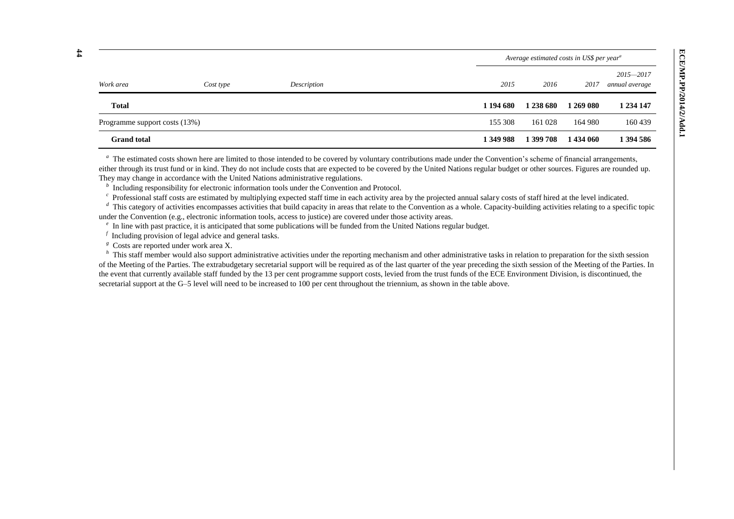| Work area | Cost type | Description | Average estimated costs in US$ per year[a] | | | |
|---|---|---|---|---|---|---|
| | | | *2015* | *2016* | *2017* | *2015—2017 annual average* |
| **Total** | | | **1 194 680** | **1 238 680** | **1 269 080** | **1 234 147** |
| Programme support costs (13%) | | | 155 308 | 161 028 | 164 980 | 160 439 |
| **Grand total** | | | **1 349 988** | **1 399 708** | **1 434 060** | **1 394 586** |

[a] The estimated costs shown here are limited to those intended to be covered by voluntary contributions made under the Convention's scheme of financial arrangements, either through its trust fund or in kind. They do not include costs that are expected to be covered by the United Nations regular budget or other sources. Figures are rounded up. They may change in accordance with the United Nations administrative regulations.

[b] Including responsibility for electronic information tools under the Convention and Protocol.

[c] Professional staff costs are estimated by multiplying expected staff time in each activity area by the projected annual salary costs of staff hired at the level indicated.

[d] This category of activities encompasses activities that build capacity in areas that relate to the Convention as a whole. Capacity-building activities relating to a specific topic under the Convention (e.g., electronic information tools, access to justice) are covered under those activity areas.

[e] In line with past practice, it is anticipated that some publications will be funded from the United Nations regular budget.

[f] Including provision of legal advice and general tasks.

[g] Costs are reported under work area X.

[h] This staff member would also support administrative activities under the reporting mechanism and other administrative tasks in relation to preparation for the sixth session of the Meeting of the Parties. The extrabudgetary secretarial support will be required as of the last quarter of the year preceding the sixth session of the Meeting of the Parties. In the event that currently available staff funded by the 13 per cent programme support costs, levied from the trust funds of the ECE Environment Division, is discontinued, the secretarial support at the G–5 level will need to be increased to 100 per cent throughout the triennium, as shown in the table above.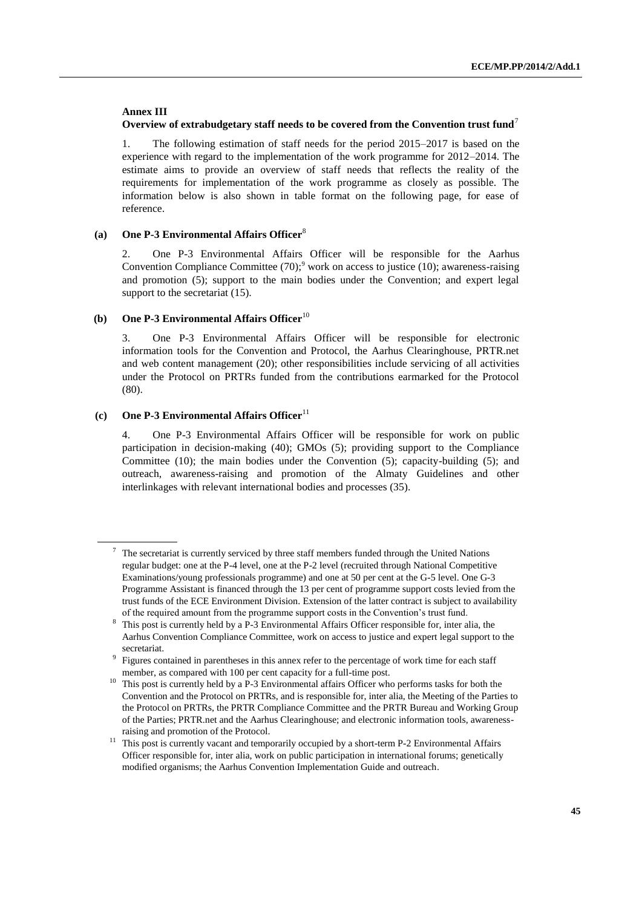## Annex III

### Overview of extrabudgetary staff needs to be covered from the Convention trust fund[7]

1. The following estimation of staff needs for the period 2015–2017 is based on the experience with regard to the implementation of the work programme for 2012–2014. The estimate aims to provide an overview of staff needs that reflects the reality of the requirements for implementation of the work programme as closely as possible. The information below is also shown in table format on the following page, for ease of reference.

#### (a) One P-3 Environmental Affairs Officer[8]

2. One P-3 Environmental Affairs Officer will be responsible for the Aarhus Convention Compliance Committee (70);[9] work on access to justice (10); awareness-raising and promotion (5); support to the main bodies under the Convention; and expert legal support to the secretariat (15).

#### (b) One P-3 Environmental Affairs Officer[10]

3. One P-3 Environmental Affairs Officer will be responsible for electronic information tools for the Convention and Protocol, the Aarhus Clearinghouse, PRTR.net and web content management (20); other responsibilities include servicing of all activities under the Protocol on PRTRs funded from the contributions earmarked for the Protocol (80).

#### (c) One P-3 Environmental Affairs Officer[11]

4. One P-3 Environmental Affairs Officer will be responsible for work on public participation in decision-making (40); GMOs (5); providing support to the Compliance Committee (10); the main bodies under the Convention (5); capacity-building (5); and outreach, awareness-raising and promotion of the Almaty Guidelines and other interlinkages with relevant international bodies and processes (35).

---

[7] The secretariat is currently serviced by three staff members funded through the United Nations regular budget: one at the P-4 level, one at the P-2 level (recruited through National Competitive Examinations/young professionals programme) and one at 50 per cent at the G-5 level. One G-3 Programme Assistant is financed through the 13 per cent of programme support costs levied from the trust funds of the ECE Environment Division. Extension of the latter contract is subject to availability of the required amount from the programme support costs in the Convention's trust fund.

[8] This post is currently held by a P-3 Environmental Affairs Officer responsible for, inter alia, the Aarhus Convention Compliance Committee, work on access to justice and expert legal support to the secretariat.

[9] Figures contained in parentheses in this annex refer to the percentage of work time for each staff member, as compared with 100 per cent capacity for a full-time post.

[10] This post is currently held by a P-3 Environmental affairs Officer who performs tasks for both the Convention and the Protocol on PRTRs, and is responsible for, inter alia, the Meeting of the Parties to the Protocol on PRTRs, the PRTR Compliance Committee and the PRTR Bureau and Working Group of the Parties; PRTR.net and the Aarhus Clearinghouse; and electronic information tools, awareness-raising and promotion of the Protocol.

[11] This post is currently vacant and temporarily occupied by a short-term P-2 Environmental Affairs Officer responsible for, inter alia, work on public participation in international forums; genetically modified organisms; the Aarhus Convention Implementation Guide and outreach.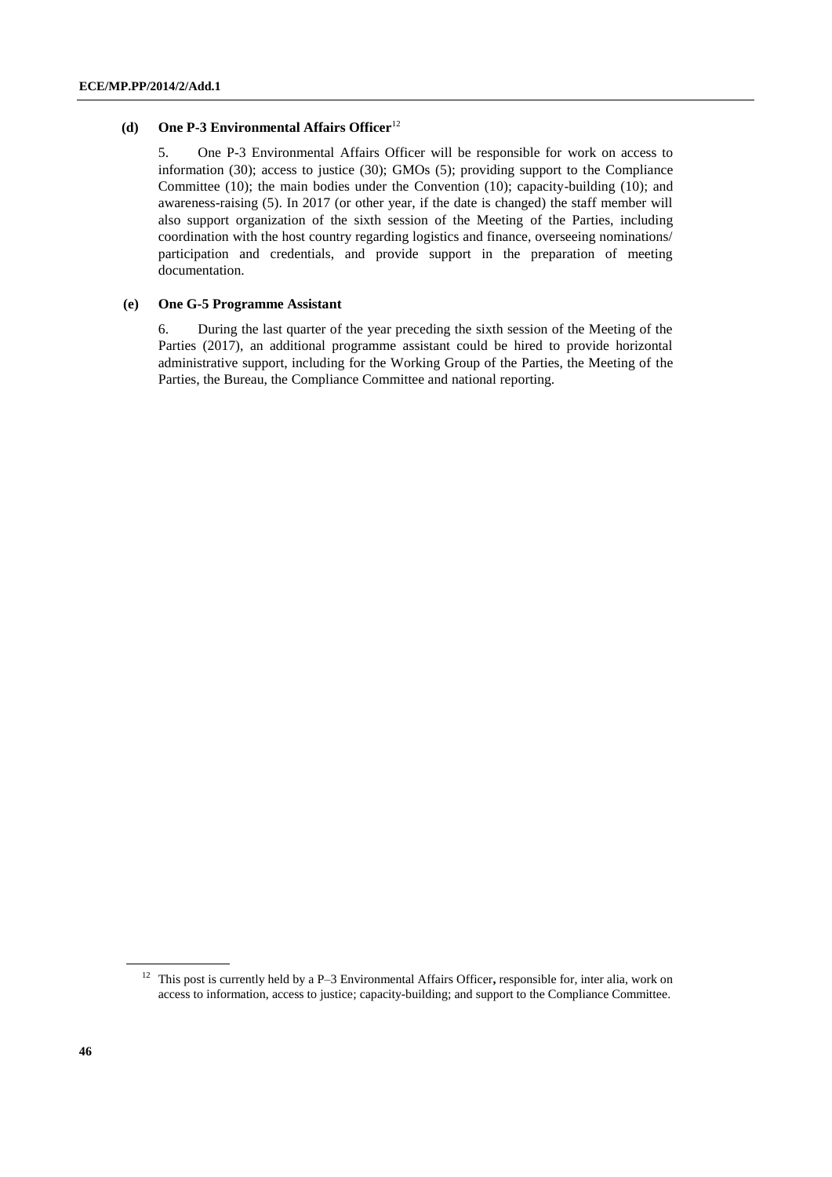### (d) One P-3 Environmental Affairs Officer[12]

5. One P-3 Environmental Affairs Officer will be responsible for work on access to information (30); access to justice (30); GMOs (5); providing support to the Compliance Committee (10); the main bodies under the Convention (10); capacity-building (10); and awareness-raising (5). In 2017 (or other year, if the date is changed) the staff member will also support organization of the sixth session of the Meeting of the Parties, including coordination with the host country regarding logistics and finance, overseeing nominations/ participation and credentials, and provide support in the preparation of meeting documentation.

### (e) One G-5 Programme Assistant

6. During the last quarter of the year preceding the sixth session of the Meeting of the Parties (2017), an additional programme assistant could be hired to provide horizontal administrative support, including for the Working Group of the Parties, the Meeting of the Parties, the Bureau, the Compliance Committee and national reporting.

---

[12] This post is currently held by a P–3 Environmental Affairs Officer**,** responsible for, inter alia, work on access to information, access to justice; capacity-building; and support to the Compliance Committee.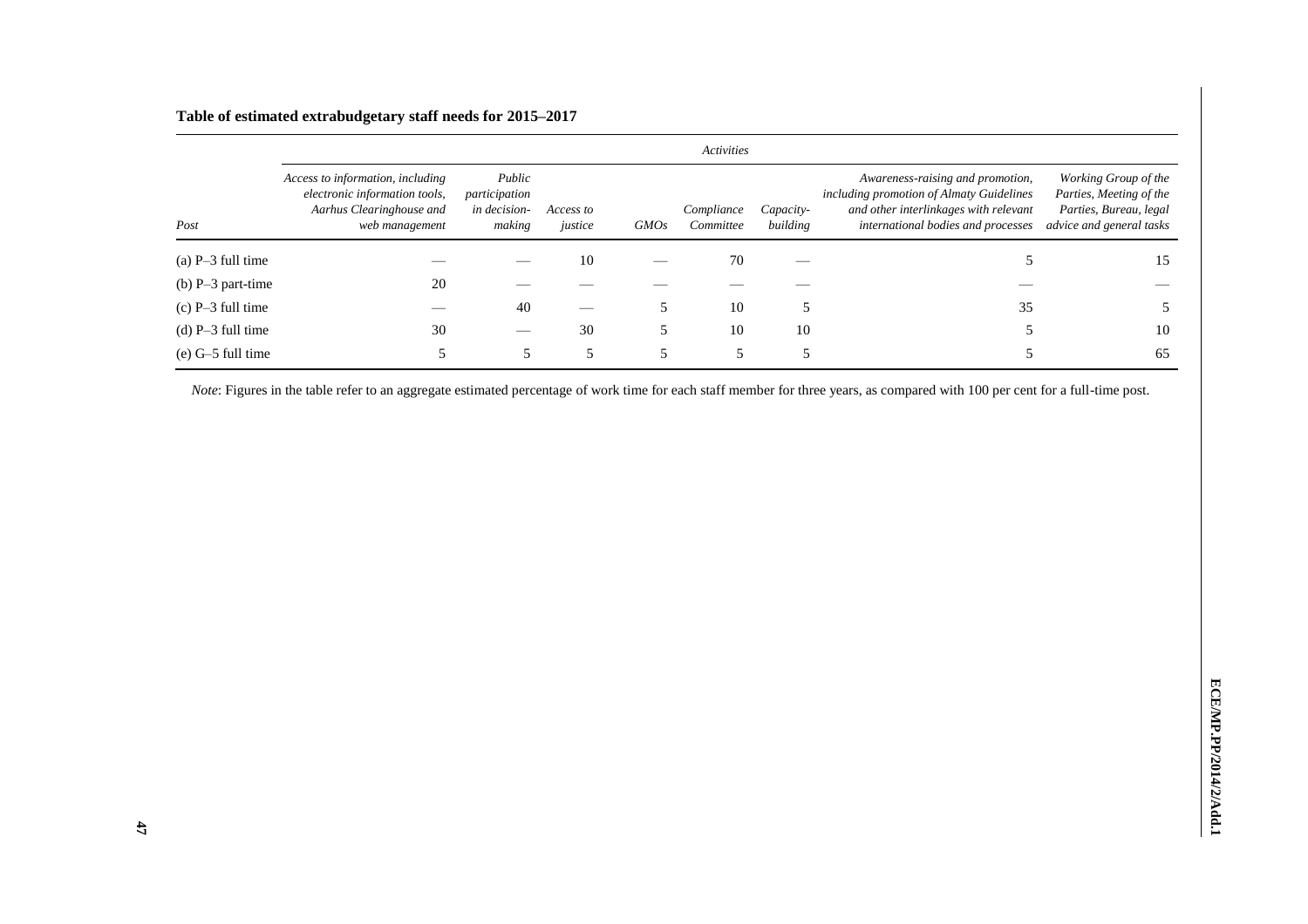**Table of estimated extrabudgetary staff needs for 2015–2017**

| | *Activities* | | | | | | | |
|---|---|---|---|---|---|---|---|---|
| *Post* | *Access to information, including electronic information tools, Aarhus Clearinghouse and web management* | *Public participation in decision-making* | *Access to justice* | *GMOs* | *Compliance Committee* | *Capacity-building* | *Awareness-raising and promotion, including promotion of Almaty Guidelines and other interlinkages with relevant international bodies and processes* | *Working Group of the Parties, Meeting of the Parties, Bureau, legal advice and general tasks* |
| (a) P–3 full time | — | — | 10 | — | 70 | — | 5 | 15 |
| (b) P–3 part-time | 20 | — | — | — | — | — | — | — |
| (c) P–3 full time | — | 40 | — | 5 | 10 | 5 | 35 | 5 |
| (d) P–3 full time | 30 | — | 30 | 5 | 10 | 10 | 5 | 10 |
| (e) G–5 full time | 5 | 5 | 5 | 5 | 5 | 5 | 5 | 65 |

*Note*: Figures in the table refer to an aggregate estimated percentage of work time for each staff member for three years, as compared with 100 per cent for a full-time post.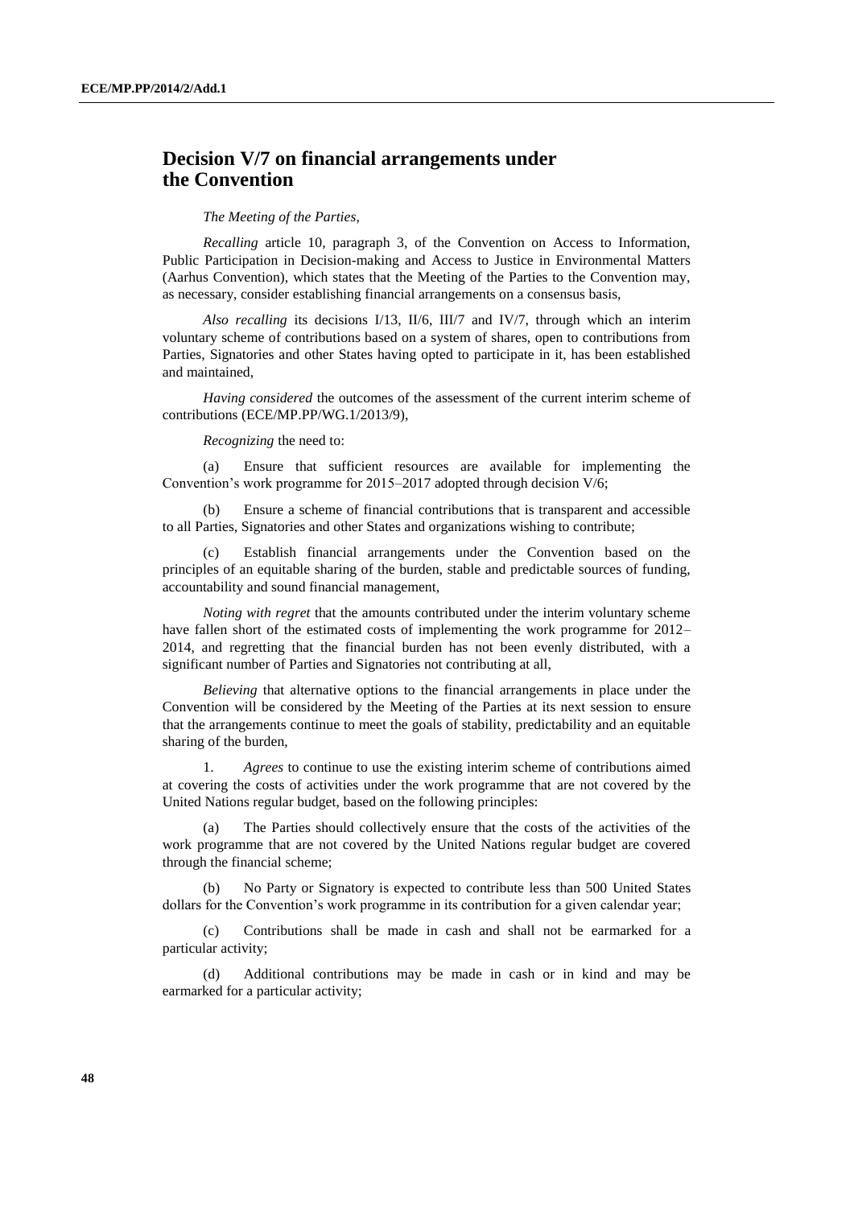# Decision V/7 on financial arrangements under the Convention

*The Meeting of the Parties,*

*Recalling* article 10, paragraph 3, of the Convention on Access to Information, Public Participation in Decision-making and Access to Justice in Environmental Matters (Aarhus Convention), which states that the Meeting of the Parties to the Convention may, as necessary, consider establishing financial arrangements on a consensus basis,

*Also recalling* its decisions I/13, II/6, III/7 and IV/7, through which an interim voluntary scheme of contributions based on a system of shares, open to contributions from Parties, Signatories and other States having opted to participate in it, has been established and maintained,

*Having considered* the outcomes of the assessment of the current interim scheme of contributions (ECE/MP.PP/WG.1/2013/9),

*Recognizing* the need to:

(a) Ensure that sufficient resources are available for implementing the Convention's work programme for 2015–2017 adopted through decision V/6;

(b) Ensure a scheme of financial contributions that is transparent and accessible to all Parties, Signatories and other States and organizations wishing to contribute;

(c) Establish financial arrangements under the Convention based on the principles of an equitable sharing of the burden, stable and predictable sources of funding, accountability and sound financial management,

*Noting with regret* that the amounts contributed under the interim voluntary scheme have fallen short of the estimated costs of implementing the work programme for 2012–2014, and regretting that the financial burden has not been evenly distributed, with a significant number of Parties and Signatories not contributing at all,

*Believing* that alternative options to the financial arrangements in place under the Convention will be considered by the Meeting of the Parties at its next session to ensure that the arrangements continue to meet the goals of stability, predictability and an equitable sharing of the burden,

1. *Agrees* to continue to use the existing interim scheme of contributions aimed at covering the costs of activities under the work programme that are not covered by the United Nations regular budget, based on the following principles:

(a) The Parties should collectively ensure that the costs of the activities of the work programme that are not covered by the United Nations regular budget are covered through the financial scheme;

(b) No Party or Signatory is expected to contribute less than 500 United States dollars for the Convention's work programme in its contribution for a given calendar year;

(c) Contributions shall be made in cash and shall not be earmarked for a particular activity;

(d) Additional contributions may be made in cash or in kind and may be earmarked for a particular activity;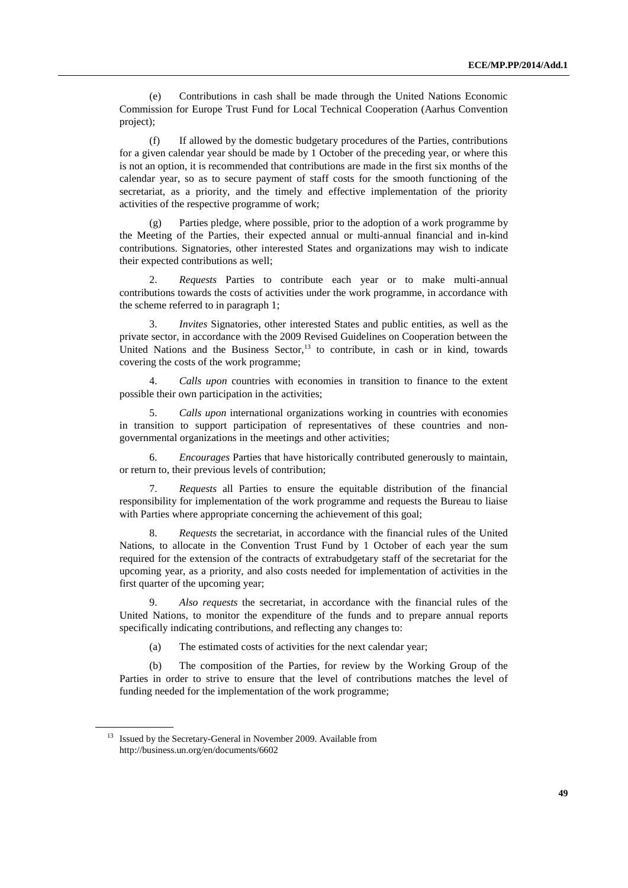(e) Contributions in cash shall be made through the United Nations Economic Commission for Europe Trust Fund for Local Technical Cooperation (Aarhus Convention project);

(f) If allowed by the domestic budgetary procedures of the Parties, contributions for a given calendar year should be made by 1 October of the preceding year, or where this is not an option, it is recommended that contributions are made in the first six months of the calendar year, so as to secure payment of staff costs for the smooth functioning of the secretariat, as a priority, and the timely and effective implementation of the priority activities of the respective programme of work;

(g) Parties pledge, where possible, prior to the adoption of a work programme by the Meeting of the Parties, their expected annual or multi-annual financial and in-kind contributions. Signatories, other interested States and organizations may wish to indicate their expected contributions as well;

2. *Requests* Parties to contribute each year or to make multi-annual contributions towards the costs of activities under the work programme, in accordance with the scheme referred to in paragraph 1;

3. *Invites* Signatories, other interested States and public entities, as well as the private sector, in accordance with the 2009 Revised Guidelines on Cooperation between the United Nations and the Business Sector,[13] to contribute, in cash or in kind, towards covering the costs of the work programme;

4. *Calls upon* countries with economies in transition to finance to the extent possible their own participation in the activities;

5. *Calls upon* international organizations working in countries with economies in transition to support participation of representatives of these countries and non-governmental organizations in the meetings and other activities;

6. *Encourages* Parties that have historically contributed generously to maintain, or return to, their previous levels of contribution;

7. *Requests* all Parties to ensure the equitable distribution of the financial responsibility for implementation of the work programme and requests the Bureau to liaise with Parties where appropriate concerning the achievement of this goal;

8. *Requests* the secretariat, in accordance with the financial rules of the United Nations, to allocate in the Convention Trust Fund by 1 October of each year the sum required for the extension of the contracts of extrabudgetary staff of the secretariat for the upcoming year, as a priority, and also costs needed for implementation of activities in the first quarter of the upcoming year;

9. *Also requests* the secretariat, in accordance with the financial rules of the United Nations, to monitor the expenditure of the funds and to prepare annual reports specifically indicating contributions, and reflecting any changes to:

(a) The estimated costs of activities for the next calendar year;

(b) The composition of the Parties, for review by the Working Group of the Parties in order to strive to ensure that the level of contributions matches the level of funding needed for the implementation of the work programme;

[13] Issued by the Secretary-General in November 2009. Available from http://business.un.org/en/documents/6602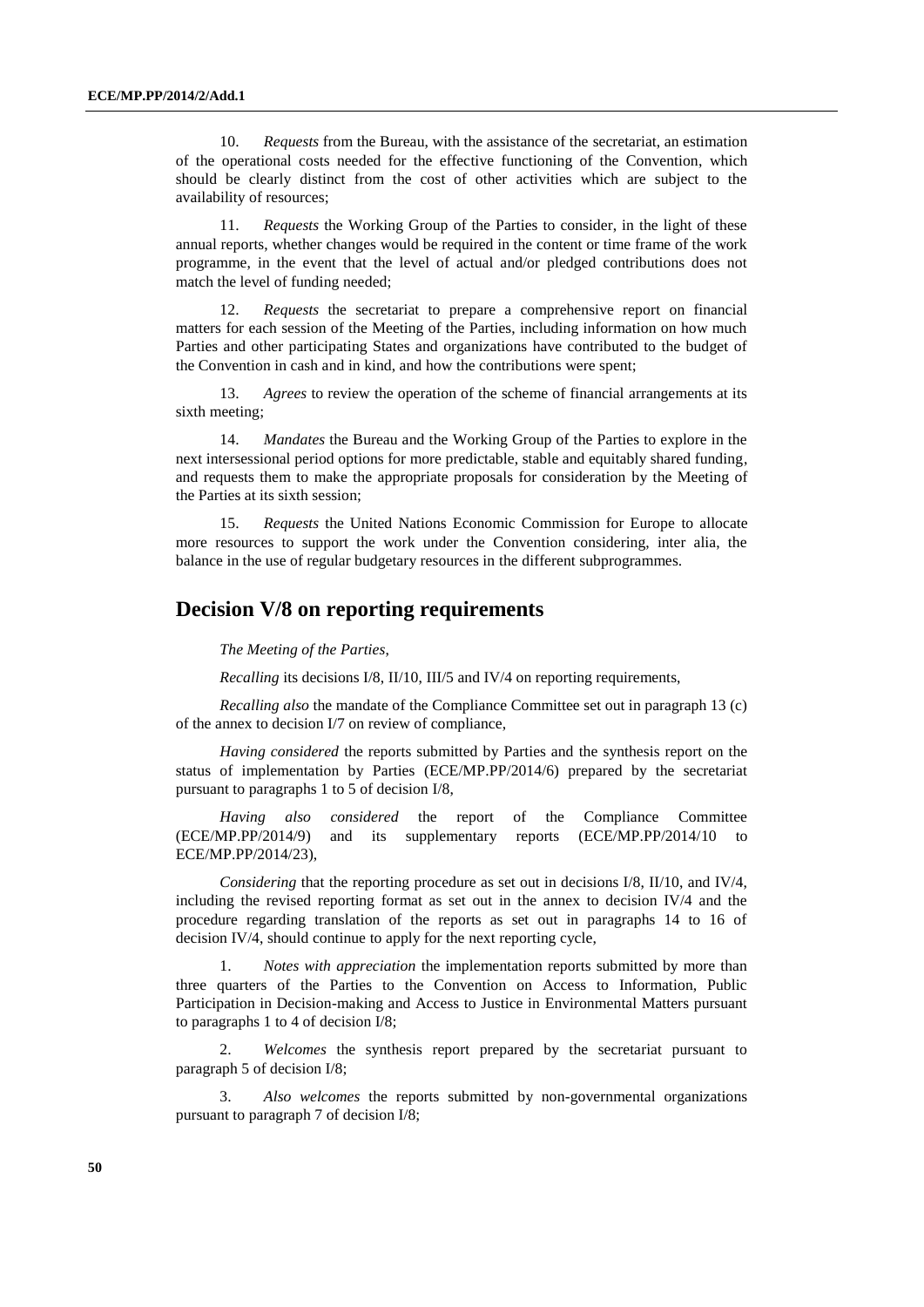10. *Requests* from the Bureau, with the assistance of the secretariat, an estimation of the operational costs needed for the effective functioning of the Convention, which should be clearly distinct from the cost of other activities which are subject to the availability of resources;

11. *Requests* the Working Group of the Parties to consider, in the light of these annual reports, whether changes would be required in the content or time frame of the work programme, in the event that the level of actual and/or pledged contributions does not match the level of funding needed;

12. *Requests* the secretariat to prepare a comprehensive report on financial matters for each session of the Meeting of the Parties, including information on how much Parties and other participating States and organizations have contributed to the budget of the Convention in cash and in kind, and how the contributions were spent;

13. *Agrees* to review the operation of the scheme of financial arrangements at its sixth meeting;

14. *Mandates* the Bureau and the Working Group of the Parties to explore in the next intersessional period options for more predictable, stable and equitably shared funding, and requests them to make the appropriate proposals for consideration by the Meeting of the Parties at its sixth session;

15. *Requests* the United Nations Economic Commission for Europe to allocate more resources to support the work under the Convention considering, inter alia, the balance in the use of regular budgetary resources in the different subprogrammes.

## Decision V/8 on reporting requirements

*The Meeting of the Parties,*

*Recalling* its decisions I/8, II/10, III/5 and IV/4 on reporting requirements,

*Recalling also* the mandate of the Compliance Committee set out in paragraph 13 (c) of the annex to decision I/7 on review of compliance,

*Having considered* the reports submitted by Parties and the synthesis report on the status of implementation by Parties (ECE/MP.PP/2014/6) prepared by the secretariat pursuant to paragraphs 1 to 5 of decision I/8,

*Having also considered* the report of the Compliance Committee (ECE/MP.PP/2014/9) and its supplementary reports (ECE/MP.PP/2014/10 to ECE/MP.PP/2014/23),

*Considering* that the reporting procedure as set out in decisions I/8, II/10, and IV/4, including the revised reporting format as set out in the annex to decision IV/4 and the procedure regarding translation of the reports as set out in paragraphs 14 to 16 of decision IV/4, should continue to apply for the next reporting cycle,

1. *Notes with appreciation* the implementation reports submitted by more than three quarters of the Parties to the Convention on Access to Information, Public Participation in Decision-making and Access to Justice in Environmental Matters pursuant to paragraphs 1 to 4 of decision I/8;

2. *Welcomes* the synthesis report prepared by the secretariat pursuant to paragraph 5 of decision I/8;

3. *Also welcomes* the reports submitted by non-governmental organizations pursuant to paragraph 7 of decision I/8;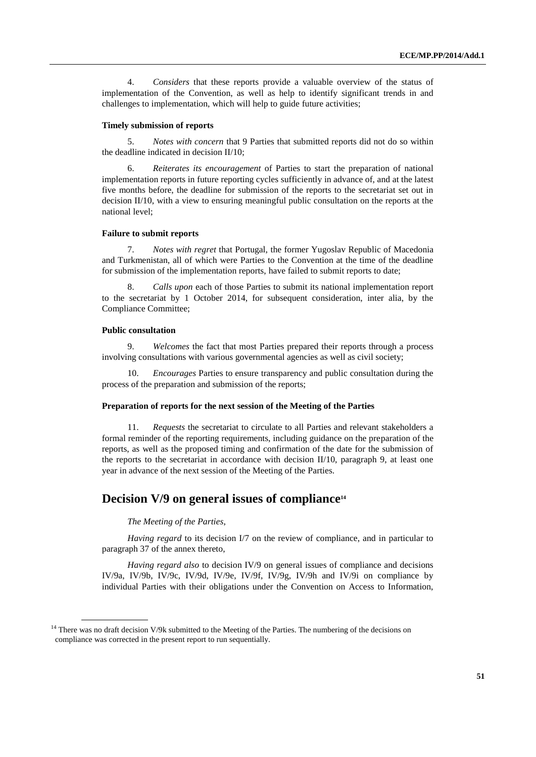4. *Considers* that these reports provide a valuable overview of the status of implementation of the Convention, as well as help to identify significant trends in and challenges to implementation, which will help to guide future activities;

#### Timely submission of reports

5. *Notes with concern* that 9 Parties that submitted reports did not do so within the deadline indicated in decision II/10;

6. *Reiterates its encouragement* of Parties to start the preparation of national implementation reports in future reporting cycles sufficiently in advance of, and at the latest five months before, the deadline for submission of the reports to the secretariat set out in decision II/10, with a view to ensuring meaningful public consultation on the reports at the national level;

#### Failure to submit reports

7. *Notes with regret* that Portugal, the former Yugoslav Republic of Macedonia and Turkmenistan, all of which were Parties to the Convention at the time of the deadline for submission of the implementation reports, have failed to submit reports to date;

8. *Calls upon* each of those Parties to submit its national implementation report to the secretariat by 1 October 2014, for subsequent consideration, inter alia, by the Compliance Committee;

#### Public consultation

9. *Welcomes* the fact that most Parties prepared their reports through a process involving consultations with various governmental agencies as well as civil society;

10. *Encourages* Parties to ensure transparency and public consultation during the process of the preparation and submission of the reports;

#### Preparation of reports for the next session of the Meeting of the Parties

11. *Requests* the secretariat to circulate to all Parties and relevant stakeholders a formal reminder of the reporting requirements, including guidance on the preparation of the reports, as well as the proposed timing and confirmation of the date for the submission of the reports to the secretariat in accordance with decision II/10, paragraph 9, at least one year in advance of the next session of the Meeting of the Parties.

## Decision V/9 on general issues of compliance[14]

*The Meeting of the Parties*,

*Having regard* to its decision I/7 on the review of compliance, and in particular to paragraph 37 of the annex thereto,

*Having regard also* to decision IV/9 on general issues of compliance and decisions IV/9a, IV/9b, IV/9c, IV/9d, IV/9e, IV/9f, IV/9g, IV/9h and IV/9i on compliance by individual Parties with their obligations under the Convention on Access to Information,

[14] There was no draft decision V/9k submitted to the Meeting of the Parties. The numbering of the decisions on compliance was corrected in the present report to run sequentially.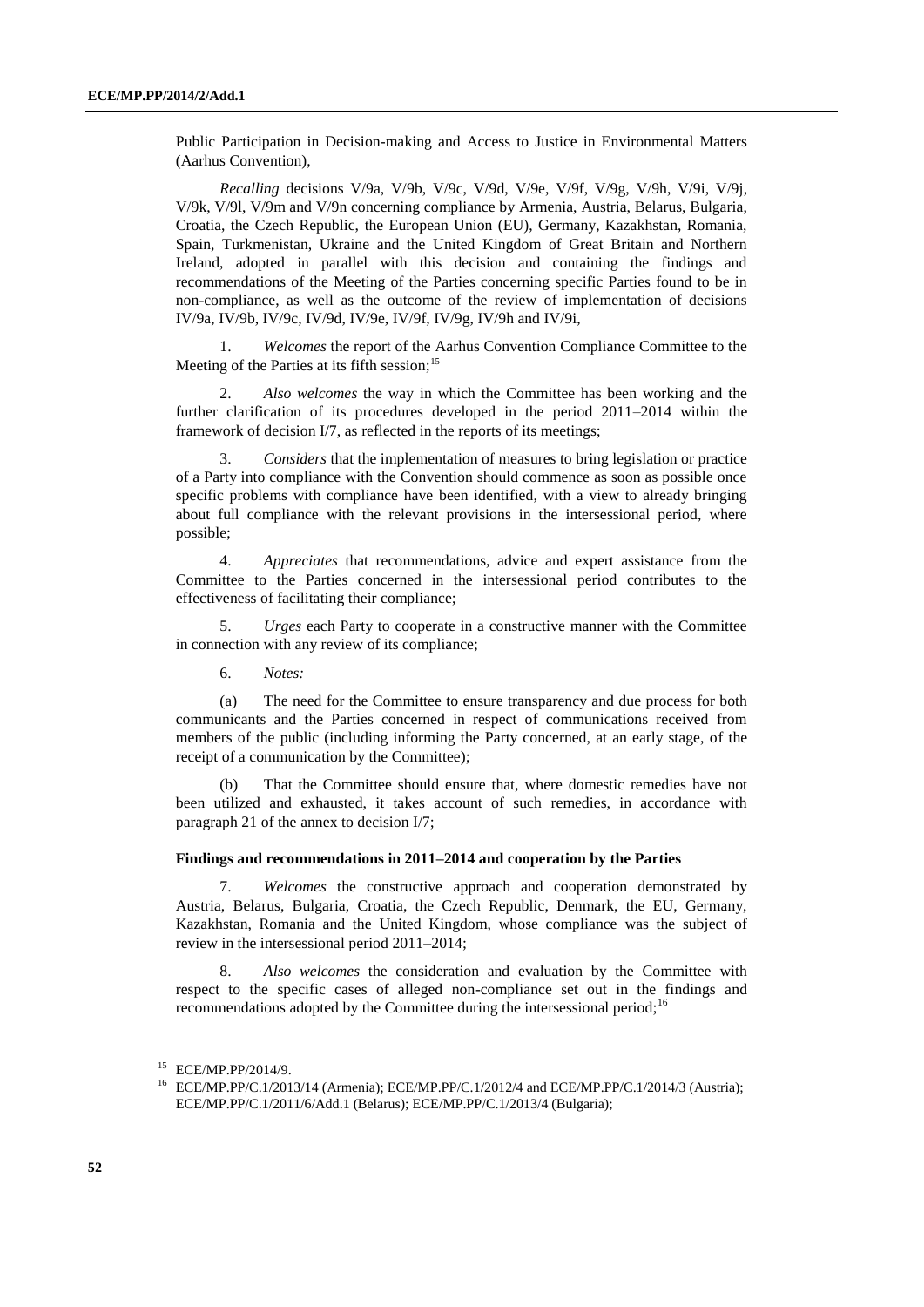Public Participation in Decision-making and Access to Justice in Environmental Matters (Aarhus Convention),

*Recalling* decisions V/9a, V/9b, V/9c, V/9d, V/9e, V/9f, V/9g, V/9h, V/9i, V/9j, V/9k, V/9l, V/9m and V/9n concerning compliance by Armenia, Austria, Belarus, Bulgaria, Croatia, the Czech Republic, the European Union (EU), Germany, Kazakhstan, Romania, Spain, Turkmenistan, Ukraine and the United Kingdom of Great Britain and Northern Ireland, adopted in parallel with this decision and containing the findings and recommendations of the Meeting of the Parties concerning specific Parties found to be in non-compliance, as well as the outcome of the review of implementation of decisions IV/9a, IV/9b, IV/9c, IV/9d, IV/9e, IV/9f, IV/9g, IV/9h and IV/9i,

1. *Welcomes* the report of the Aarhus Convention Compliance Committee to the Meeting of the Parties at its fifth session;[15]

2. *Also welcomes* the way in which the Committee has been working and the further clarification of its procedures developed in the period 2011–2014 within the framework of decision I/7, as reflected in the reports of its meetings;

3. *Considers* that the implementation of measures to bring legislation or practice of a Party into compliance with the Convention should commence as soon as possible once specific problems with compliance have been identified, with a view to already bringing about full compliance with the relevant provisions in the intersessional period, where possible;

4. *Appreciates* that recommendations, advice and expert assistance from the Committee to the Parties concerned in the intersessional period contributes to the effectiveness of facilitating their compliance;

5. *Urges* each Party to cooperate in a constructive manner with the Committee in connection with any review of its compliance;

6. *Notes:*

(a) The need for the Committee to ensure transparency and due process for both communicants and the Parties concerned in respect of communications received from members of the public (including informing the Party concerned, at an early stage, of the receipt of a communication by the Committee);

(b) That the Committee should ensure that, where domestic remedies have not been utilized and exhausted, it takes account of such remedies, in accordance with paragraph 21 of the annex to decision I/7;

**Findings and recommendations in 2011–2014 and cooperation by the Parties**

7. *Welcomes* the constructive approach and cooperation demonstrated by Austria, Belarus, Bulgaria, Croatia, the Czech Republic, Denmark, the EU, Germany, Kazakhstan, Romania and the United Kingdom, whose compliance was the subject of review in the intersessional period 2011–2014;

8. *Also welcomes* the consideration and evaluation by the Committee with respect to the specific cases of alleged non-compliance set out in the findings and recommendations adopted by the Committee during the intersessional period;[16]

[15] ECE/MP.PP/2014/9.

[16] ECE/MP.PP/C.1/2013/14 (Armenia); ECE/MP.PP/C.1/2012/4 and ECE/MP.PP/C.1/2014/3 (Austria); ECE/MP.PP/C.1/2011/6/Add.1 (Belarus); ECE/MP.PP/C.1/2013/4 (Bulgaria);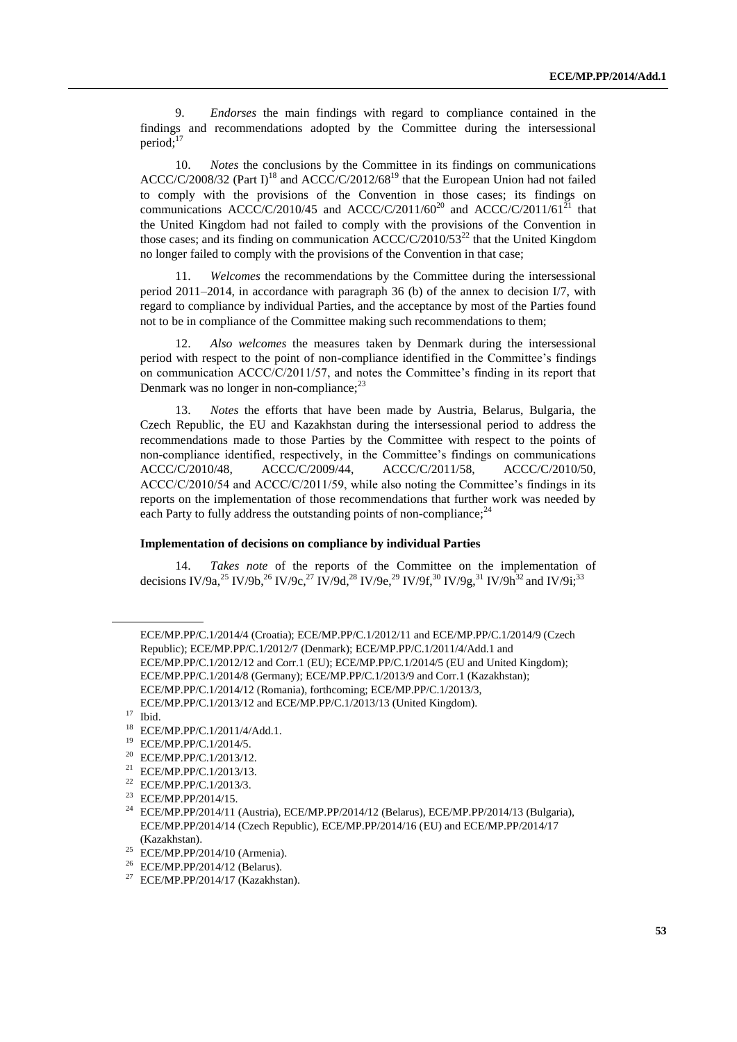9. *Endorses* the main findings with regard to compliance contained in the findings and recommendations adopted by the Committee during the intersessional period;[17]

10. *Notes* the conclusions by the Committee in its findings on communications ACCC/C/2008/32 (Part I)[18] and ACCC/C/2012/68[19] that the European Union had not failed to comply with the provisions of the Convention in those cases; its findings on communications ACCC/C/2010/45 and ACCC/C/2011/60[20] and ACCC/C/2011/61[21] that the United Kingdom had not failed to comply with the provisions of the Convention in those cases; and its finding on communication ACCC/C/2010/53[22] that the United Kingdom no longer failed to comply with the provisions of the Convention in that case;

11. *Welcomes* the recommendations by the Committee during the intersessional period 2011–2014, in accordance with paragraph 36 (b) of the annex to decision I/7, with regard to compliance by individual Parties, and the acceptance by most of the Parties found not to be in compliance of the Committee making such recommendations to them;

12. *Also welcomes* the measures taken by Denmark during the intersessional period with respect to the point of non-compliance identified in the Committee's findings on communication ACCC/C/2011/57, and notes the Committee's finding in its report that Denmark was no longer in non-compliance;[23]

13. *Notes* the efforts that have been made by Austria, Belarus, Bulgaria, the Czech Republic, the EU and Kazakhstan during the intersessional period to address the recommendations made to those Parties by the Committee with respect to the points of non-compliance identified, respectively, in the Committee's findings on communications ACCC/C/2010/48, ACCC/C/2009/44, ACCC/C/2011/58, ACCC/C/2010/50, ACCC/C/2010/54 and ACCC/C/2011/59, while also noting the Committee's findings in its reports on the implementation of those recommendations that further work was needed by each Party to fully address the outstanding points of non-compliance;[24]

### Implementation of decisions on compliance by individual Parties

14. *Takes note* of the reports of the Committee on the implementation of decisions IV/9a,[25] IV/9b,[26] IV/9c,[27] IV/9d,[28] IV/9e,[29] IV/9f,[30] IV/9g,[31] IV/9h[32] and IV/9i;[33]

---

ECE/MP.PP/C.1/2014/4 (Croatia); ECE/MP.PP/C.1/2012/11 and ECE/MP.PP/C.1/2014/9 (Czech Republic); ECE/MP.PP/C.1/2012/7 (Denmark); ECE/MP.PP/C.1/2011/4/Add.1 and ECE/MP.PP/C.1/2012/12 and Corr.1 (EU); ECE/MP.PP/C.1/2014/5 (EU and United Kingdom); ECE/MP.PP/C.1/2014/8 (Germany); ECE/MP.PP/C.1/2013/9 and Corr.1 (Kazakhstan); ECE/MP.PP/C.1/2014/12 (Romania), forthcoming; ECE/MP.PP/C.1/2013/3, ECE/MP.PP/C.1/2013/12 and ECE/MP.PP/C.1/2013/13 (United Kingdom).

[17] Ibid.

[18] ECE/MP.PP/C.1/2011/4/Add.1.

[19] ECE/MP.PP/C.1/2014/5.

[20] ECE/MP.PP/C.1/2013/12.

[21] ECE/MP.PP/C.1/2013/13.

[22] ECE/MP.PP/C.1/2013/3.

[23] ECE/MP.PP/2014/15.

[24] ECE/MP.PP/2014/11 (Austria), ECE/MP.PP/2014/12 (Belarus), ECE/MP.PP/2014/13 (Bulgaria), ECE/MP.PP/2014/14 (Czech Republic), ECE/MP.PP/2014/16 (EU) and ECE/MP.PP/2014/17 (Kazakhstan).

[25] ECE/MP.PP/2014/10 (Armenia).

[26] ECE/MP.PP/2014/12 (Belarus).

[27] ECE/MP.PP/2014/17 (Kazakhstan).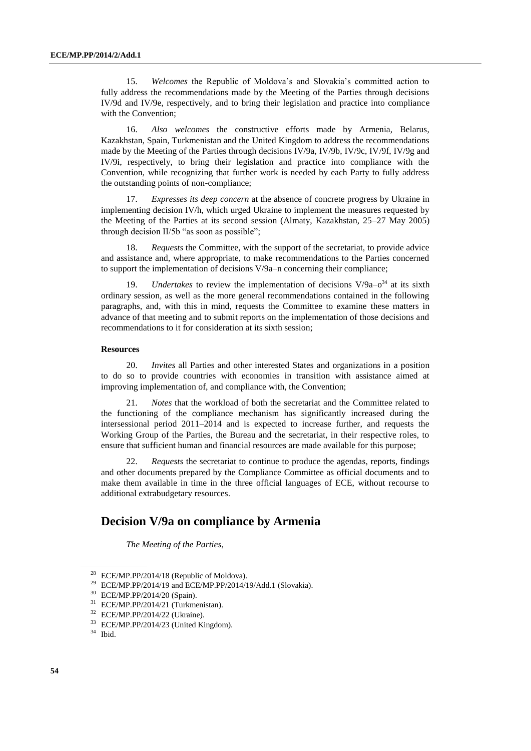15. *Welcomes* the Republic of Moldova's and Slovakia's committed action to fully address the recommendations made by the Meeting of the Parties through decisions IV/9d and IV/9e, respectively, and to bring their legislation and practice into compliance with the Convention;

16. *Also welcomes* the constructive efforts made by Armenia, Belarus, Kazakhstan, Spain, Turkmenistan and the United Kingdom to address the recommendations made by the Meeting of the Parties through decisions IV/9a, IV/9b, IV/9c, IV/9f, IV/9g and IV/9i, respectively, to bring their legislation and practice into compliance with the Convention, while recognizing that further work is needed by each Party to fully address the outstanding points of non-compliance;

17. *Expresses its deep concern* at the absence of concrete progress by Ukraine in implementing decision IV/h, which urged Ukraine to implement the measures requested by the Meeting of the Parties at its second session (Almaty, Kazakhstan, 25–27 May 2005) through decision II/5b "as soon as possible";

18. *Requests* the Committee, with the support of the secretariat, to provide advice and assistance and, where appropriate, to make recommendations to the Parties concerned to support the implementation of decisions V/9a–n concerning their compliance;

19. *Undertakes* to review the implementation of decisions V/9a–o[34] at its sixth ordinary session, as well as the more general recommendations contained in the following paragraphs, and, with this in mind, requests the Committee to examine these matters in advance of that meeting and to submit reports on the implementation of those decisions and recommendations to it for consideration at its sixth session;

**Resources**

20. *Invites* all Parties and other interested States and organizations in a position to do so to provide countries with economies in transition with assistance aimed at improving implementation of, and compliance with, the Convention;

21. *Notes* that the workload of both the secretariat and the Committee related to the functioning of the compliance mechanism has significantly increased during the intersessional period 2011–2014 and is expected to increase further, and requests the Working Group of the Parties, the Bureau and the secretariat, in their respective roles, to ensure that sufficient human and financial resources are made available for this purpose;

22. *Requests* the secretariat to continue to produce the agendas, reports, findings and other documents prepared by the Compliance Committee as official documents and to make them available in time in the three official languages of ECE, without recourse to additional extrabudgetary resources.

## Decision V/9a on compliance by Armenia

*The Meeting of the Parties*,

---

[28] ECE/MP.PP/2014/18 (Republic of Moldova).

[29] ECE/MP.PP/2014/19 and ECE/MP.PP/2014/19/Add.1 (Slovakia).

[30] ECE/MP.PP/2014/20 (Spain).

[31] ECE/MP.PP/2014/21 (Turkmenistan).

[32] ECE/MP.PP/2014/22 (Ukraine).

[33] ECE/MP.PP/2014/23 (United Kingdom).

[34] Ibid.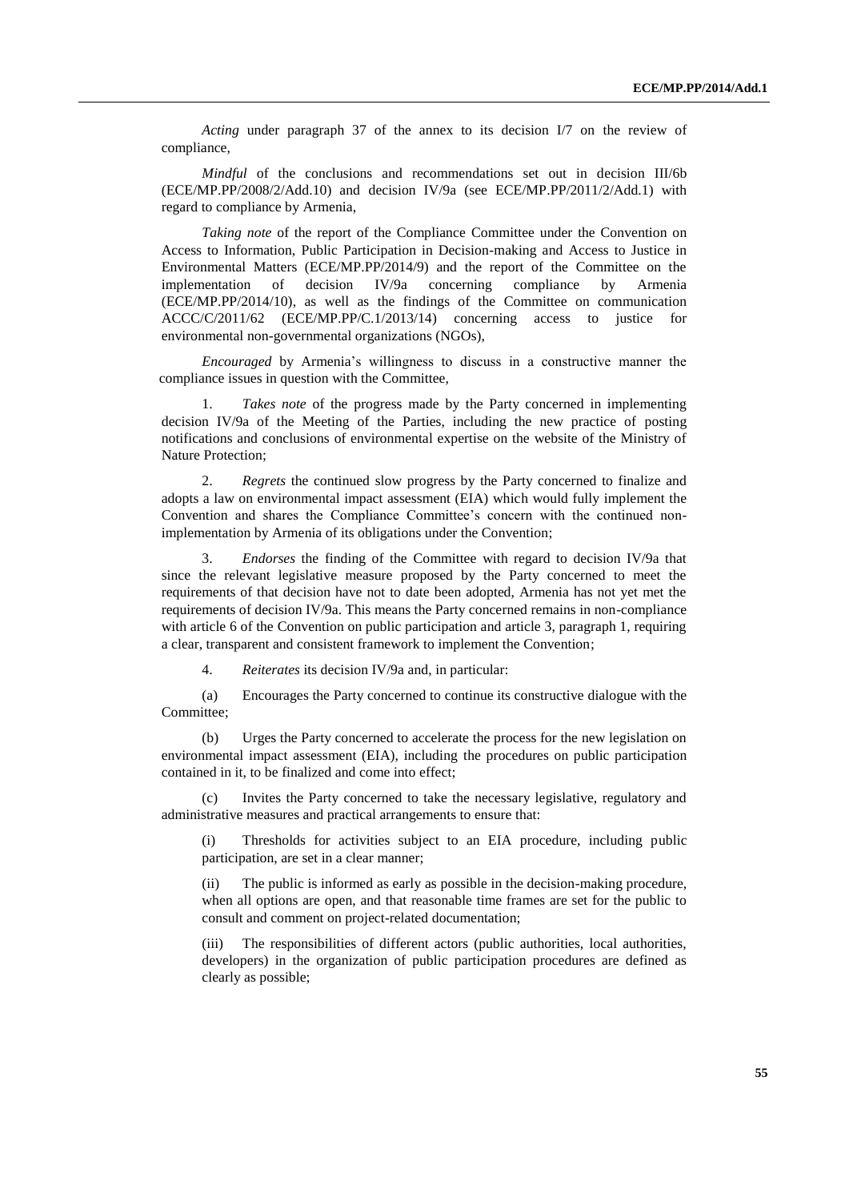*Acting* under paragraph 37 of the annex to its decision I/7 on the review of compliance,

*Mindful* of the conclusions and recommendations set out in decision III/6b (ECE/MP.PP/2008/2/Add.10) and decision IV/9a (see ECE/MP.PP/2011/2/Add.1) with regard to compliance by Armenia,

*Taking note* of the report of the Compliance Committee under the Convention on Access to Information, Public Participation in Decision-making and Access to Justice in Environmental Matters (ECE/MP.PP/2014/9) and the report of the Committee on the implementation of decision IV/9a concerning compliance by Armenia (ECE/MP.PP/2014/10), as well as the findings of the Committee on communication ACCC/C/2011/62 (ECE/MP.PP/C.1/2013/14) concerning access to justice for environmental non-governmental organizations (NGOs),

*Encouraged* by Armenia's willingness to discuss in a constructive manner the compliance issues in question with the Committee,

1. *Takes note* of the progress made by the Party concerned in implementing decision IV/9a of the Meeting of the Parties, including the new practice of posting notifications and conclusions of environmental expertise on the website of the Ministry of Nature Protection;

2. *Regrets* the continued slow progress by the Party concerned to finalize and adopts a law on environmental impact assessment (EIA) which would fully implement the Convention and shares the Compliance Committee's concern with the continued non-implementation by Armenia of its obligations under the Convention;

3. *Endorses* the finding of the Committee with regard to decision IV/9a that since the relevant legislative measure proposed by the Party concerned to meet the requirements of that decision have not to date been adopted, Armenia has not yet met the requirements of decision IV/9a. This means the Party concerned remains in non-compliance with article 6 of the Convention on public participation and article 3, paragraph 1, requiring a clear, transparent and consistent framework to implement the Convention;

4. *Reiterates* its decision IV/9a and, in particular:

(a) Encourages the Party concerned to continue its constructive dialogue with the Committee;

(b) Urges the Party concerned to accelerate the process for the new legislation on environmental impact assessment (EIA), including the procedures on public participation contained in it, to be finalized and come into effect;

(c) Invites the Party concerned to take the necessary legislative, regulatory and administrative measures and practical arrangements to ensure that:

(i) Thresholds for activities subject to an EIA procedure, including public participation, are set in a clear manner;

(ii) The public is informed as early as possible in the decision-making procedure, when all options are open, and that reasonable time frames are set for the public to consult and comment on project-related documentation;

(iii) The responsibilities of different actors (public authorities, local authorities, developers) in the organization of public participation procedures are defined as clearly as possible;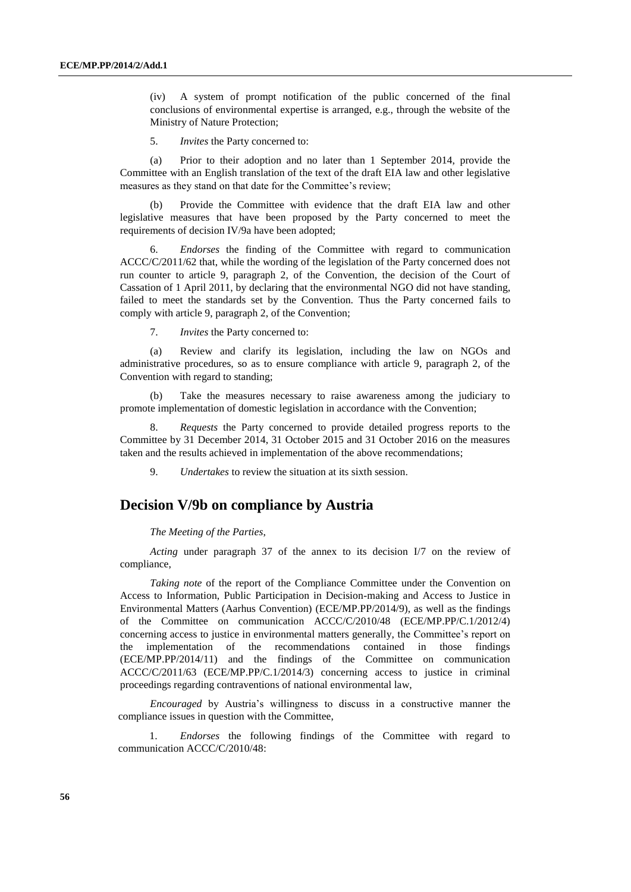(iv) A system of prompt notification of the public concerned of the final conclusions of environmental expertise is arranged, e.g., through the website of the Ministry of Nature Protection;

5. *Invites* the Party concerned to:

(a) Prior to their adoption and no later than 1 September 2014, provide the Committee with an English translation of the text of the draft EIA law and other legislative measures as they stand on that date for the Committee's review;

(b) Provide the Committee with evidence that the draft EIA law and other legislative measures that have been proposed by the Party concerned to meet the requirements of decision IV/9a have been adopted;

6. *Endorses* the finding of the Committee with regard to communication ACCC/C/2011/62 that, while the wording of the legislation of the Party concerned does not run counter to article 9, paragraph 2, of the Convention, the decision of the Court of Cassation of 1 April 2011, by declaring that the environmental NGO did not have standing, failed to meet the standards set by the Convention. Thus the Party concerned fails to comply with article 9, paragraph 2, of the Convention;

7. *Invites* the Party concerned to:

(a) Review and clarify its legislation, including the law on NGOs and administrative procedures, so as to ensure compliance with article 9, paragraph 2, of the Convention with regard to standing;

(b) Take the measures necessary to raise awareness among the judiciary to promote implementation of domestic legislation in accordance with the Convention;

8. *Requests* the Party concerned to provide detailed progress reports to the Committee by 31 December 2014, 31 October 2015 and 31 October 2016 on the measures taken and the results achieved in implementation of the above recommendations;

9. *Undertakes* to review the situation at its sixth session.

## Decision V/9b on compliance by Austria

*The Meeting of the Parties,*

*Acting* under paragraph 37 of the annex to its decision I/7 on the review of compliance,

*Taking note* of the report of the Compliance Committee under the Convention on Access to Information, Public Participation in Decision-making and Access to Justice in Environmental Matters (Aarhus Convention) (ECE/MP.PP/2014/9), as well as the findings of the Committee on communication ACCC/C/2010/48 (ECE/MP.PP/C.1/2012/4) concerning access to justice in environmental matters generally, the Committee's report on the implementation of the recommendations contained in those findings (ECE/MP.PP/2014/11) and the findings of the Committee on communication ACCC/C/2011/63 (ECE/MP.PP/C.1/2014/3) concerning access to justice in criminal proceedings regarding contraventions of national environmental law,

*Encouraged* by Austria's willingness to discuss in a constructive manner the compliance issues in question with the Committee,

1. *Endorses* the following findings of the Committee with regard to communication ACCC/C/2010/48: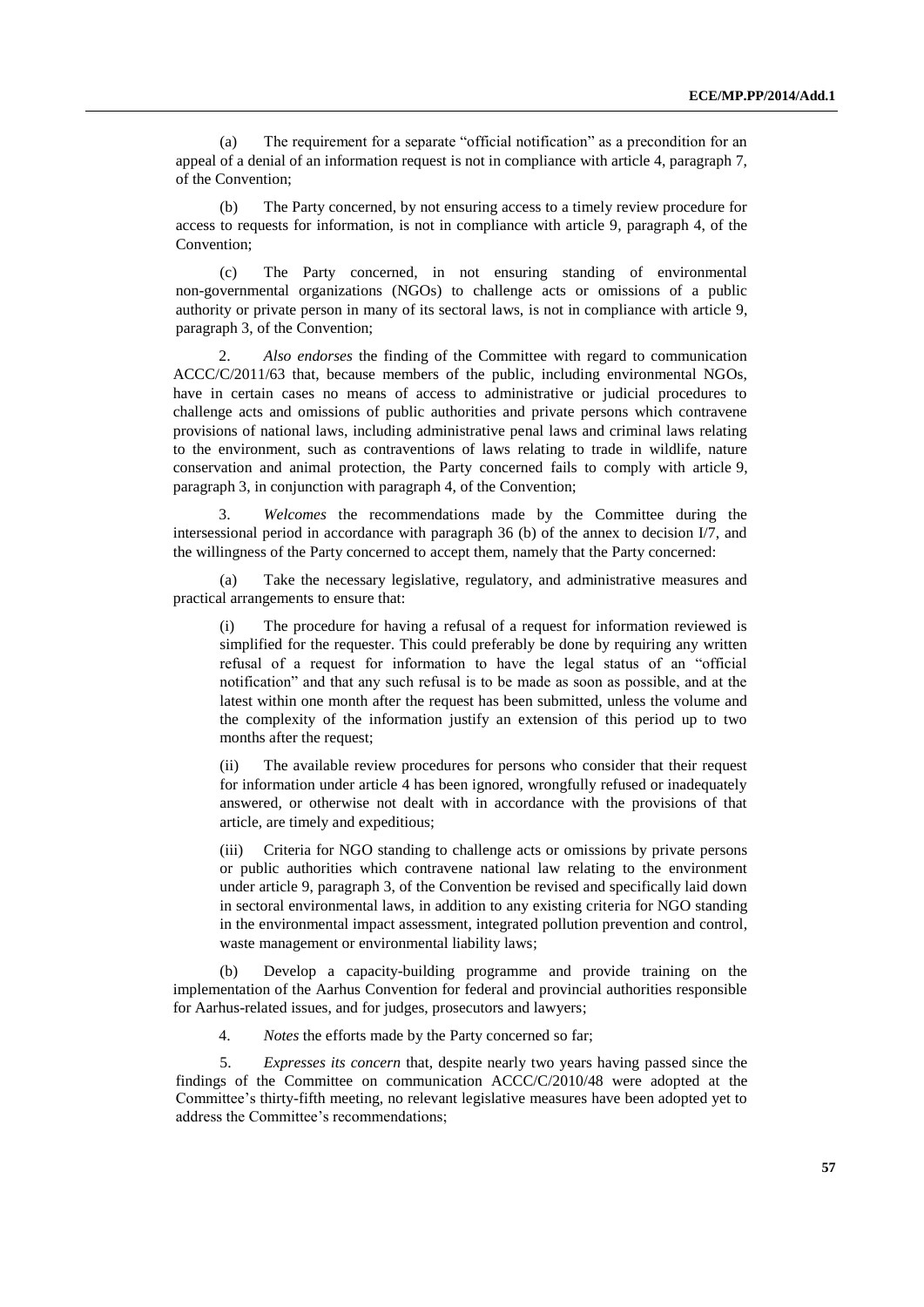(a) The requirement for a separate "official notification" as a precondition for an appeal of a denial of an information request is not in compliance with article 4, paragraph 7, of the Convention;

(b) The Party concerned, by not ensuring access to a timely review procedure for access to requests for information, is not in compliance with article 9, paragraph 4, of the Convention;

(c) The Party concerned, in not ensuring standing of environmental non-governmental organizations (NGOs) to challenge acts or omissions of a public authority or private person in many of its sectoral laws, is not in compliance with article 9, paragraph 3, of the Convention;

2. *Also endorses* the finding of the Committee with regard to communication ACCC/C/2011/63 that, because members of the public, including environmental NGOs, have in certain cases no means of access to administrative or judicial procedures to challenge acts and omissions of public authorities and private persons which contravene provisions of national laws, including administrative penal laws and criminal laws relating to the environment, such as contraventions of laws relating to trade in wildlife, nature conservation and animal protection, the Party concerned fails to comply with article 9, paragraph 3, in conjunction with paragraph 4, of the Convention;

3. *Welcomes* the recommendations made by the Committee during the intersessional period in accordance with paragraph 36 (b) of the annex to decision I/7, and the willingness of the Party concerned to accept them, namely that the Party concerned:

(a) Take the necessary legislative, regulatory, and administrative measures and practical arrangements to ensure that:

(i) The procedure for having a refusal of a request for information reviewed is simplified for the requester. This could preferably be done by requiring any written refusal of a request for information to have the legal status of an "official notification" and that any such refusal is to be made as soon as possible, and at the latest within one month after the request has been submitted, unless the volume and the complexity of the information justify an extension of this period up to two months after the request;

(ii) The available review procedures for persons who consider that their request for information under article 4 has been ignored, wrongfully refused or inadequately answered, or otherwise not dealt with in accordance with the provisions of that article, are timely and expeditious;

(iii) Criteria for NGO standing to challenge acts or omissions by private persons or public authorities which contravene national law relating to the environment under article 9, paragraph 3, of the Convention be revised and specifically laid down in sectoral environmental laws, in addition to any existing criteria for NGO standing in the environmental impact assessment, integrated pollution prevention and control, waste management or environmental liability laws;

(b) Develop a capacity-building programme and provide training on the implementation of the Aarhus Convention for federal and provincial authorities responsible for Aarhus-related issues, and for judges, prosecutors and lawyers;

4. *Notes* the efforts made by the Party concerned so far;

5. *Expresses its concern* that, despite nearly two years having passed since the findings of the Committee on communication ACCC/C/2010/48 were adopted at the Committee's thirty-fifth meeting, no relevant legislative measures have been adopted yet to address the Committee's recommendations;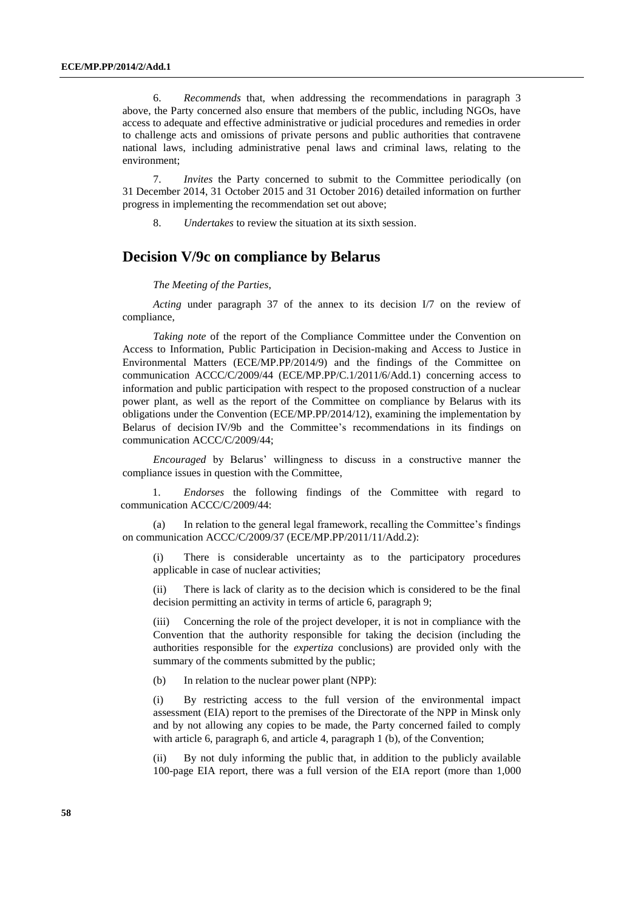6. *Recommends* that, when addressing the recommendations in paragraph 3 above, the Party concerned also ensure that members of the public, including NGOs, have access to adequate and effective administrative or judicial procedures and remedies in order to challenge acts and omissions of private persons and public authorities that contravene national laws, including administrative penal laws and criminal laws, relating to the environment;

7. *Invites* the Party concerned to submit to the Committee periodically (on 31 December 2014, 31 October 2015 and 31 October 2016) detailed information on further progress in implementing the recommendation set out above;

8. *Undertakes* to review the situation at its sixth session.

## Decision V/9c on compliance by Belarus

*The Meeting of the Parties*,

*Acting* under paragraph 37 of the annex to its decision I/7 on the review of compliance,

*Taking note* of the report of the Compliance Committee under the Convention on Access to Information, Public Participation in Decision-making and Access to Justice in Environmental Matters (ECE/MP.PP/2014/9) and the findings of the Committee on communication ACCC/C/2009/44 (ECE/MP.PP/C.1/2011/6/Add.1) concerning access to information and public participation with respect to the proposed construction of a nuclear power plant, as well as the report of the Committee on compliance by Belarus with its obligations under the Convention (ECE/MP.PP/2014/12), examining the implementation by Belarus of decision IV/9b and the Committee's recommendations in its findings on communication ACCC/C/2009/44;

*Encouraged* by Belarus' willingness to discuss in a constructive manner the compliance issues in question with the Committee,

1. *Endorses* the following findings of the Committee with regard to communication ACCC/C/2009/44:

(a) In relation to the general legal framework, recalling the Committee's findings on communication ACCC/C/2009/37 (ECE/MP.PP/2011/11/Add.2):

(i) There is considerable uncertainty as to the participatory procedures applicable in case of nuclear activities;

(ii) There is lack of clarity as to the decision which is considered to be the final decision permitting an activity in terms of article 6, paragraph 9;

(iii) Concerning the role of the project developer, it is not in compliance with the Convention that the authority responsible for taking the decision (including the authorities responsible for the *expertiza* conclusions) are provided only with the summary of the comments submitted by the public;

(b) In relation to the nuclear power plant (NPP):

(i) By restricting access to the full version of the environmental impact assessment (EIA) report to the premises of the Directorate of the NPP in Minsk only and by not allowing any copies to be made, the Party concerned failed to comply with article 6, paragraph 6, and article 4, paragraph 1 (b), of the Convention;

(ii) By not duly informing the public that, in addition to the publicly available 100-page EIA report, there was a full version of the EIA report (more than 1,000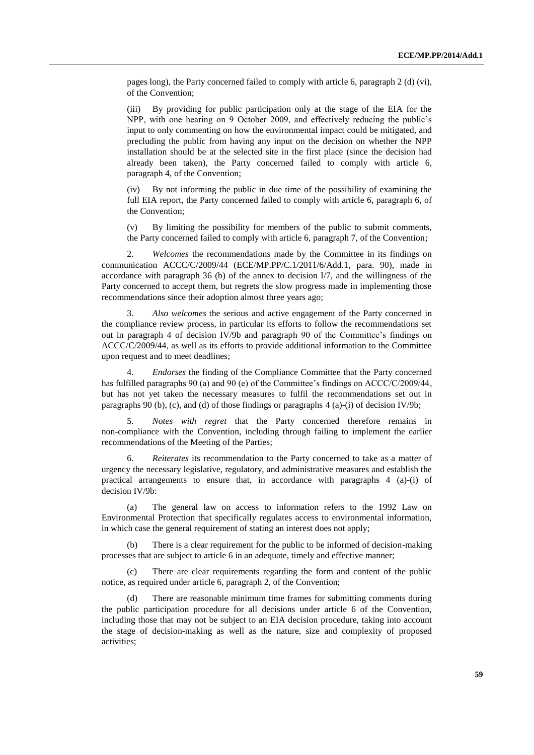pages long), the Party concerned failed to comply with article 6, paragraph 2 (d) (vi), of the Convention;

(iii) By providing for public participation only at the stage of the EIA for the NPP, with one hearing on 9 October 2009, and effectively reducing the public's input to only commenting on how the environmental impact could be mitigated, and precluding the public from having any input on the decision on whether the NPP installation should be at the selected site in the first place (since the decision had already been taken), the Party concerned failed to comply with article 6, paragraph 4, of the Convention;

(iv) By not informing the public in due time of the possibility of examining the full EIA report, the Party concerned failed to comply with article 6, paragraph 6, of the Convention;

(v) By limiting the possibility for members of the public to submit comments, the Party concerned failed to comply with article 6, paragraph 7, of the Convention;

2. *Welcomes* the recommendations made by the Committee in its findings on communication ACCC/C/2009/44 (ECE/MP.PP/C.1/2011/6/Add.1, para. 90), made in accordance with paragraph 36 (b) of the annex to decision I/7, and the willingness of the Party concerned to accept them, but regrets the slow progress made in implementing those recommendations since their adoption almost three years ago;

3. *Also welcomes* the serious and active engagement of the Party concerned in the compliance review process, in particular its efforts to follow the recommendations set out in paragraph 4 of decision IV/9b and paragraph 90 of the Committee's findings on ACCC/C/2009/44, as well as its efforts to provide additional information to the Committee upon request and to meet deadlines;

4. *Endorses* the finding of the Compliance Committee that the Party concerned has fulfilled paragraphs 90 (a) and 90 (e) of the Committee's findings on ACCC/C/2009/44, but has not yet taken the necessary measures to fulfil the recommendations set out in paragraphs 90 (b), (c), and (d) of those findings or paragraphs 4 (a)-(i) of decision IV/9b;

5. *Notes with regret* that the Party concerned therefore remains in non-compliance with the Convention, including through failing to implement the earlier recommendations of the Meeting of the Parties;

6. *Reiterates* its recommendation to the Party concerned to take as a matter of urgency the necessary legislative, regulatory, and administrative measures and establish the practical arrangements to ensure that, in accordance with paragraphs 4 (a)-(i) of decision IV/9b:

(a) The general law on access to information refers to the 1992 Law on Environmental Protection that specifically regulates access to environmental information, in which case the general requirement of stating an interest does not apply;

(b) There is a clear requirement for the public to be informed of decision-making processes that are subject to article 6 in an adequate, timely and effective manner;

(c) There are clear requirements regarding the form and content of the public notice, as required under article 6, paragraph 2, of the Convention;

(d) There are reasonable minimum time frames for submitting comments during the public participation procedure for all decisions under article 6 of the Convention, including those that may not be subject to an EIA decision procedure, taking into account the stage of decision-making as well as the nature, size and complexity of proposed activities;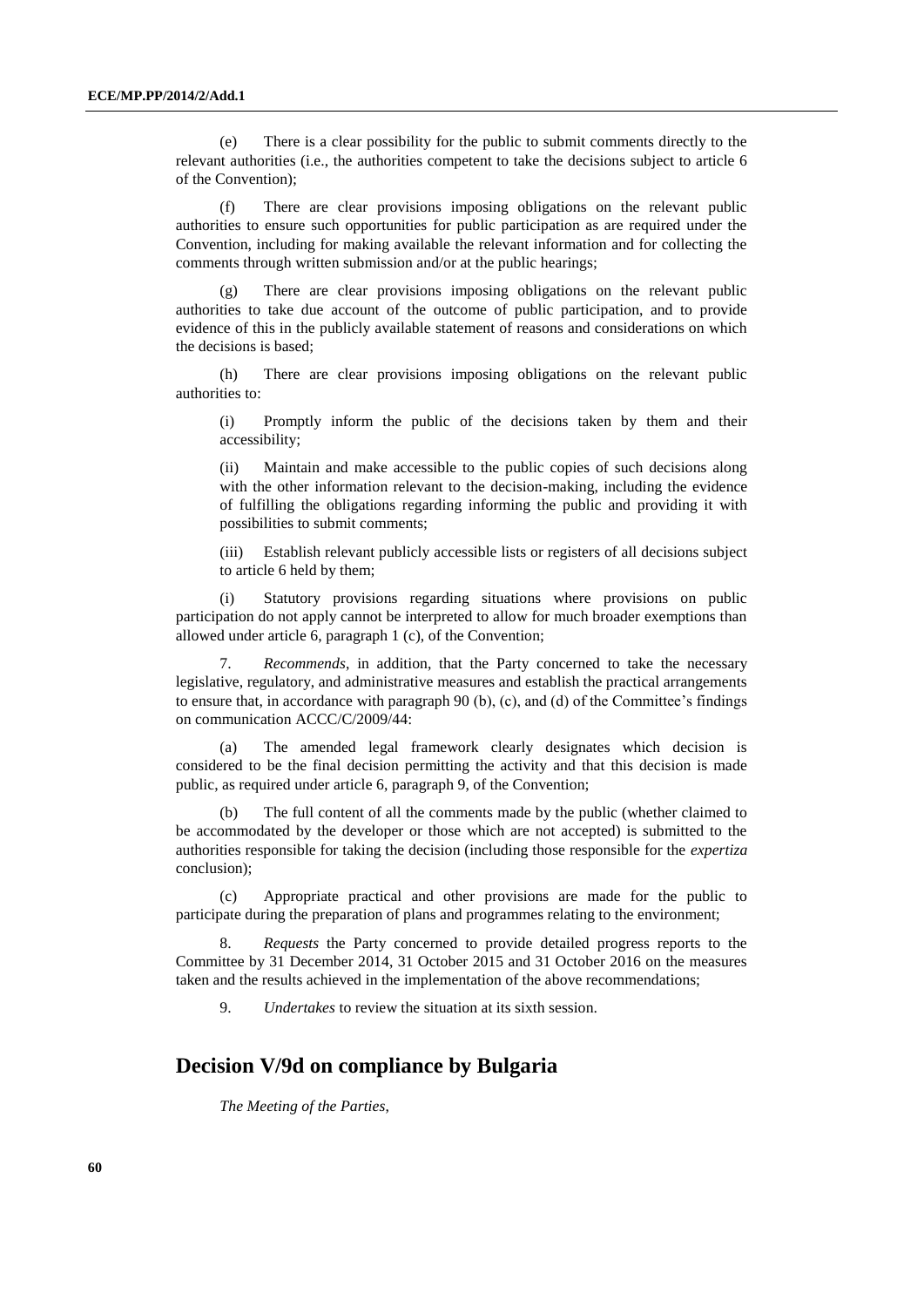(e) There is a clear possibility for the public to submit comments directly to the relevant authorities (i.e., the authorities competent to take the decisions subject to article 6 of the Convention);

(f) There are clear provisions imposing obligations on the relevant public authorities to ensure such opportunities for public participation as are required under the Convention, including for making available the relevant information and for collecting the comments through written submission and/or at the public hearings;

(g) There are clear provisions imposing obligations on the relevant public authorities to take due account of the outcome of public participation, and to provide evidence of this in the publicly available statement of reasons and considerations on which the decisions is based;

(h) There are clear provisions imposing obligations on the relevant public authorities to:

(i) Promptly inform the public of the decisions taken by them and their accessibility;

(ii) Maintain and make accessible to the public copies of such decisions along with the other information relevant to the decision-making, including the evidence of fulfilling the obligations regarding informing the public and providing it with possibilities to submit comments;

(iii) Establish relevant publicly accessible lists or registers of all decisions subject to article 6 held by them;

(i) Statutory provisions regarding situations where provisions on public participation do not apply cannot be interpreted to allow for much broader exemptions than allowed under article 6, paragraph 1 (c), of the Convention;

7. *Recommends*, in addition, that the Party concerned to take the necessary legislative, regulatory, and administrative measures and establish the practical arrangements to ensure that, in accordance with paragraph 90 (b), (c), and (d) of the Committee's findings on communication ACCC/C/2009/44:

(a) The amended legal framework clearly designates which decision is considered to be the final decision permitting the activity and that this decision is made public, as required under article 6, paragraph 9, of the Convention;

(b) The full content of all the comments made by the public (whether claimed to be accommodated by the developer or those which are not accepted) is submitted to the authorities responsible for taking the decision (including those responsible for the *expertiza* conclusion);

(c) Appropriate practical and other provisions are made for the public to participate during the preparation of plans and programmes relating to the environment;

8. *Requests* the Party concerned to provide detailed progress reports to the Committee by 31 December 2014, 31 October 2015 and 31 October 2016 on the measures taken and the results achieved in the implementation of the above recommendations;

9. *Undertakes* to review the situation at its sixth session.

## Decision V/9d on compliance by Bulgaria

*The Meeting of the Parties*,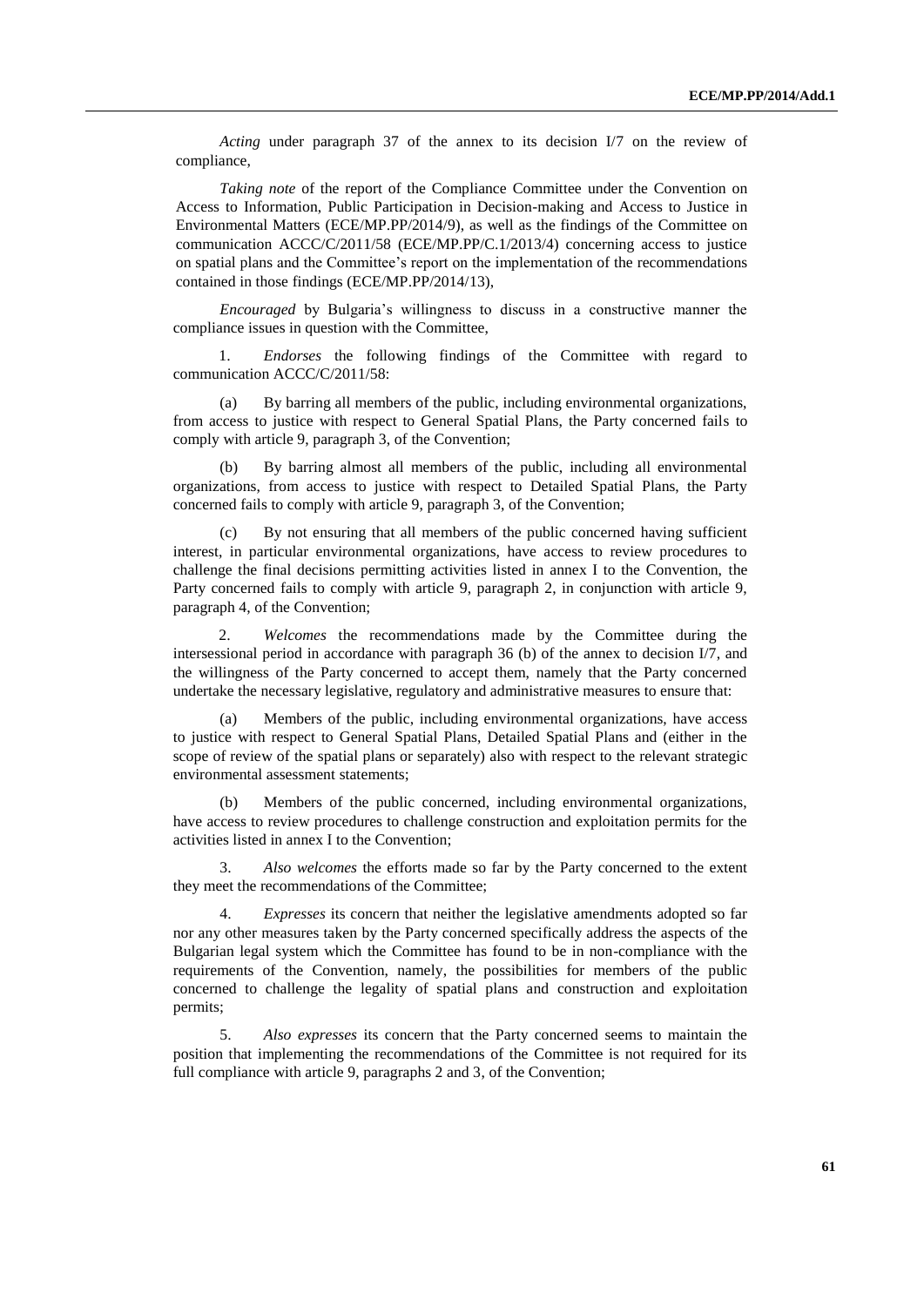*Acting* under paragraph 37 of the annex to its decision I/7 on the review of compliance,

*Taking note* of the report of the Compliance Committee under the Convention on Access to Information, Public Participation in Decision-making and Access to Justice in Environmental Matters (ECE/MP.PP/2014/9), as well as the findings of the Committee on communication ACCC/C/2011/58 (ECE/MP.PP/C.1/2013/4) concerning access to justice on spatial plans and the Committee's report on the implementation of the recommendations contained in those findings (ECE/MP.PP/2014/13),

*Encouraged* by Bulgaria's willingness to discuss in a constructive manner the compliance issues in question with the Committee,

1. *Endorses* the following findings of the Committee with regard to communication ACCC/C/2011/58:

(a) By barring all members of the public, including environmental organizations, from access to justice with respect to General Spatial Plans, the Party concerned fails to comply with article 9, paragraph 3, of the Convention;

(b) By barring almost all members of the public, including all environmental organizations, from access to justice with respect to Detailed Spatial Plans, the Party concerned fails to comply with article 9, paragraph 3, of the Convention;

(c) By not ensuring that all members of the public concerned having sufficient interest, in particular environmental organizations, have access to review procedures to challenge the final decisions permitting activities listed in annex I to the Convention, the Party concerned fails to comply with article 9, paragraph 2, in conjunction with article 9, paragraph 4, of the Convention;

2. *Welcomes* the recommendations made by the Committee during the intersessional period in accordance with paragraph 36 (b) of the annex to decision I/7, and the willingness of the Party concerned to accept them, namely that the Party concerned undertake the necessary legislative, regulatory and administrative measures to ensure that:

(a) Members of the public, including environmental organizations, have access to justice with respect to General Spatial Plans, Detailed Spatial Plans and (either in the scope of review of the spatial plans or separately) also with respect to the relevant strategic environmental assessment statements;

(b) Members of the public concerned, including environmental organizations, have access to review procedures to challenge construction and exploitation permits for the activities listed in annex I to the Convention;

3. *Also welcomes* the efforts made so far by the Party concerned to the extent they meet the recommendations of the Committee;

4. *Expresses* its concern that neither the legislative amendments adopted so far nor any other measures taken by the Party concerned specifically address the aspects of the Bulgarian legal system which the Committee has found to be in non-compliance with the requirements of the Convention, namely, the possibilities for members of the public concerned to challenge the legality of spatial plans and construction and exploitation permits;

5. *Also expresses* its concern that the Party concerned seems to maintain the position that implementing the recommendations of the Committee is not required for its full compliance with article 9, paragraphs 2 and 3, of the Convention;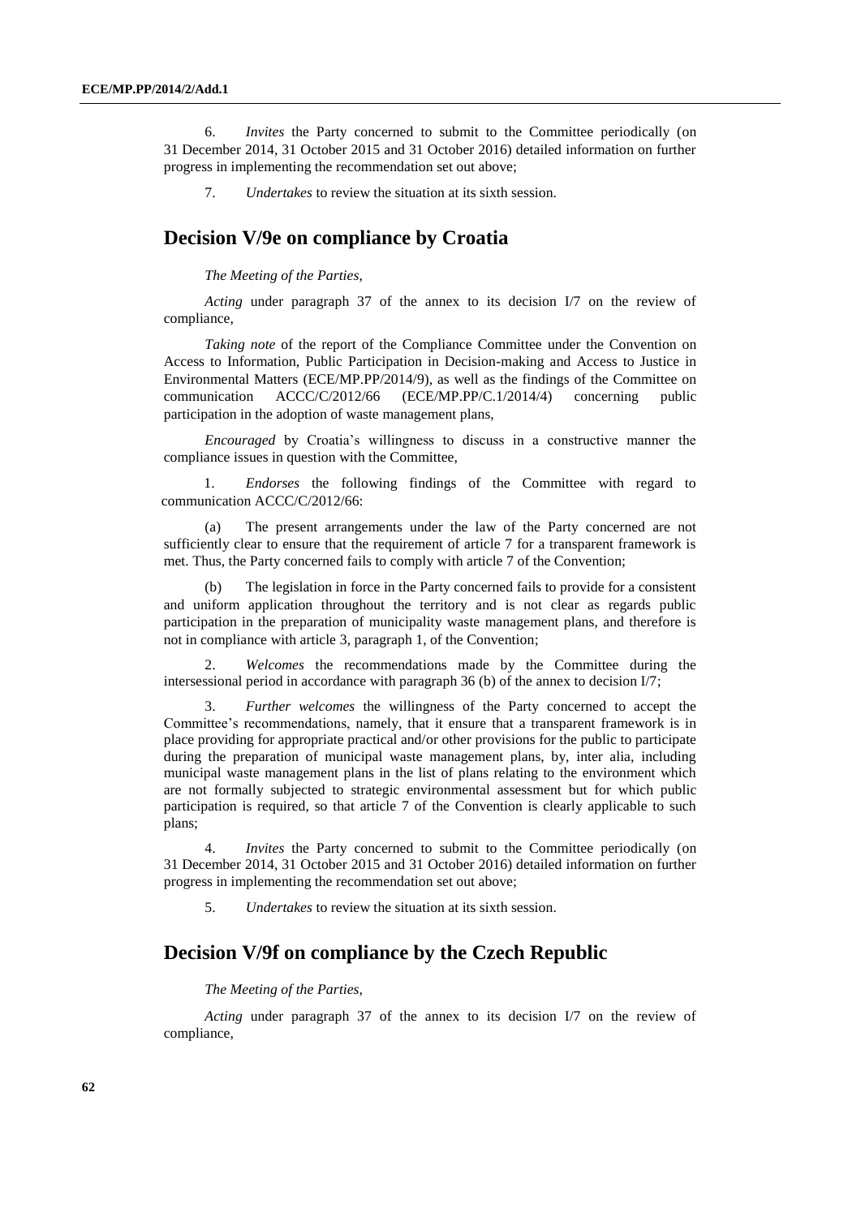6. *Invites* the Party concerned to submit to the Committee periodically (on 31 December 2014, 31 October 2015 and 31 October 2016) detailed information on further progress in implementing the recommendation set out above;

7. *Undertakes* to review the situation at its sixth session.

## Decision V/9e on compliance by Croatia

*The Meeting of the Parties,*

*Acting* under paragraph 37 of the annex to its decision I/7 on the review of compliance,

*Taking note* of the report of the Compliance Committee under the Convention on Access to Information, Public Participation in Decision-making and Access to Justice in Environmental Matters (ECE/MP.PP/2014/9), as well as the findings of the Committee on communication ACCC/C/2012/66 (ECE/MP.PP/C.1/2014/4) concerning public participation in the adoption of waste management plans,

*Encouraged* by Croatia's willingness to discuss in a constructive manner the compliance issues in question with the Committee,

1. *Endorses* the following findings of the Committee with regard to communication ACCC/C/2012/66:

(a) The present arrangements under the law of the Party concerned are not sufficiently clear to ensure that the requirement of article 7 for a transparent framework is met. Thus, the Party concerned fails to comply with article 7 of the Convention;

(b) The legislation in force in the Party concerned fails to provide for a consistent and uniform application throughout the territory and is not clear as regards public participation in the preparation of municipality waste management plans, and therefore is not in compliance with article 3, paragraph 1, of the Convention;

2. *Welcomes* the recommendations made by the Committee during the intersessional period in accordance with paragraph 36 (b) of the annex to decision I/7;

3. *Further welcomes* the willingness of the Party concerned to accept the Committee's recommendations, namely, that it ensure that a transparent framework is in place providing for appropriate practical and/or other provisions for the public to participate during the preparation of municipal waste management plans, by, inter alia, including municipal waste management plans in the list of plans relating to the environment which are not formally subjected to strategic environmental assessment but for which public participation is required, so that article 7 of the Convention is clearly applicable to such plans;

4. *Invites* the Party concerned to submit to the Committee periodically (on 31 December 2014, 31 October 2015 and 31 October 2016) detailed information on further progress in implementing the recommendation set out above;

5. *Undertakes* to review the situation at its sixth session.

## Decision V/9f on compliance by the Czech Republic

*The Meeting of the Parties,*

*Acting* under paragraph 37 of the annex to its decision I/7 on the review of compliance,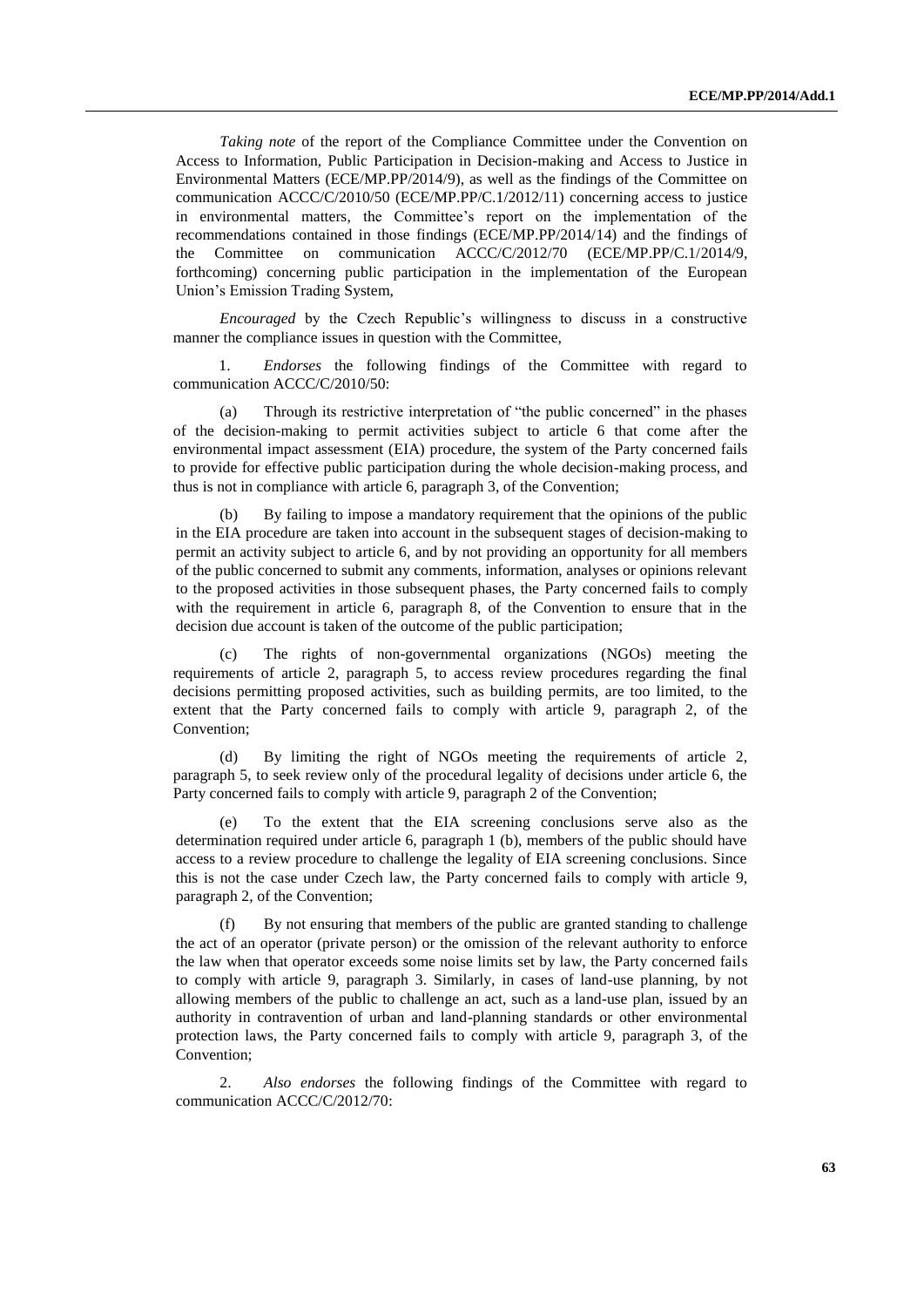*Taking note* of the report of the Compliance Committee under the Convention on Access to Information, Public Participation in Decision-making and Access to Justice in Environmental Matters (ECE/MP.PP/2014/9), as well as the findings of the Committee on communication ACCC/C/2010/50 (ECE/MP.PP/C.1/2012/11) concerning access to justice in environmental matters, the Committee's report on the implementation of the recommendations contained in those findings (ECE/MP.PP/2014/14) and the findings of the Committee on communication ACCC/C/2012/70 (ECE/MP.PP/C.1/2014/9, forthcoming) concerning public participation in the implementation of the European Union's Emission Trading System,

*Encouraged* by the Czech Republic's willingness to discuss in a constructive manner the compliance issues in question with the Committee,

1. *Endorses* the following findings of the Committee with regard to communication ACCC/C/2010/50:

(a) Through its restrictive interpretation of "the public concerned" in the phases of the decision-making to permit activities subject to article 6 that come after the environmental impact assessment (EIA) procedure, the system of the Party concerned fails to provide for effective public participation during the whole decision-making process, and thus is not in compliance with article 6, paragraph 3, of the Convention;

(b) By failing to impose a mandatory requirement that the opinions of the public in the EIA procedure are taken into account in the subsequent stages of decision-making to permit an activity subject to article 6, and by not providing an opportunity for all members of the public concerned to submit any comments, information, analyses or opinions relevant to the proposed activities in those subsequent phases, the Party concerned fails to comply with the requirement in article 6, paragraph 8, of the Convention to ensure that in the decision due account is taken of the outcome of the public participation;

(c) The rights of non-governmental organizations (NGOs) meeting the requirements of article 2, paragraph 5, to access review procedures regarding the final decisions permitting proposed activities, such as building permits, are too limited, to the extent that the Party concerned fails to comply with article 9, paragraph 2, of the Convention;

(d) By limiting the right of NGOs meeting the requirements of article 2, paragraph 5, to seek review only of the procedural legality of decisions under article 6, the Party concerned fails to comply with article 9, paragraph 2 of the Convention;

(e) To the extent that the EIA screening conclusions serve also as the determination required under article 6, paragraph 1 (b), members of the public should have access to a review procedure to challenge the legality of EIA screening conclusions. Since this is not the case under Czech law, the Party concerned fails to comply with article 9, paragraph 2, of the Convention;

(f) By not ensuring that members of the public are granted standing to challenge the act of an operator (private person) or the omission of the relevant authority to enforce the law when that operator exceeds some noise limits set by law, the Party concerned fails to comply with article 9, paragraph 3. Similarly, in cases of land-use planning, by not allowing members of the public to challenge an act, such as a land-use plan, issued by an authority in contravention of urban and land-planning standards or other environmental protection laws, the Party concerned fails to comply with article 9, paragraph 3, of the Convention;

2. *Also endorses* the following findings of the Committee with regard to communication ACCC/C/2012/70: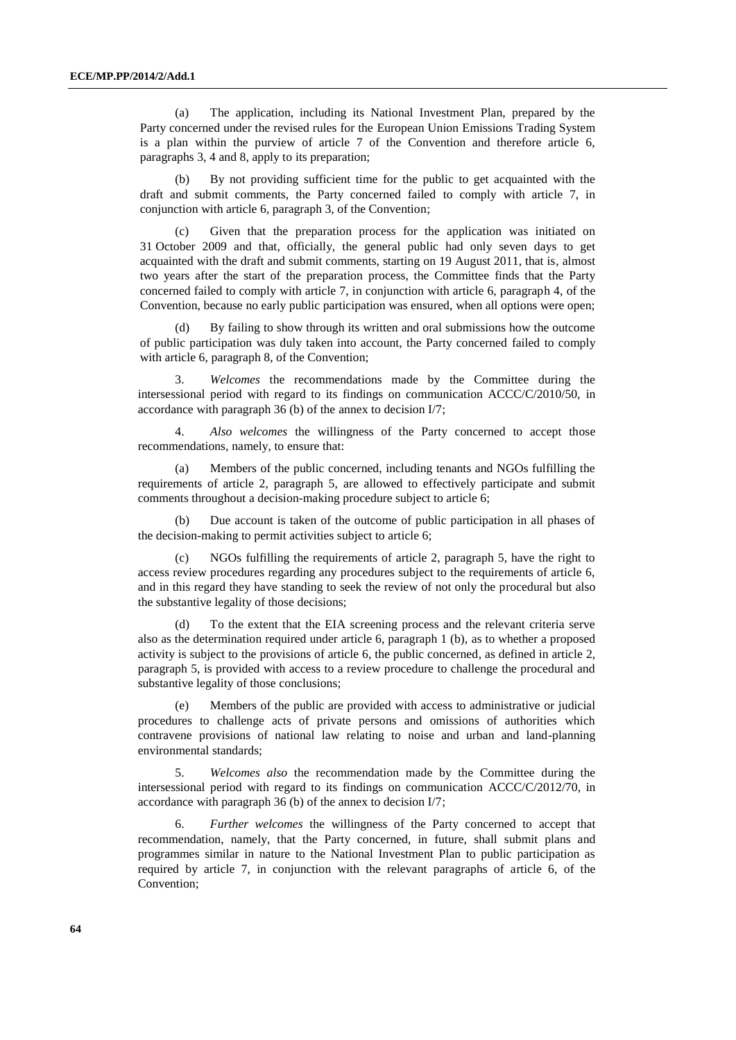(a) The application, including its National Investment Plan, prepared by the Party concerned under the revised rules for the European Union Emissions Trading System is a plan within the purview of article 7 of the Convention and therefore article 6, paragraphs 3, 4 and 8, apply to its preparation;

(b) By not providing sufficient time for the public to get acquainted with the draft and submit comments, the Party concerned failed to comply with article 7, in conjunction with article 6, paragraph 3, of the Convention;

(c) Given that the preparation process for the application was initiated on 31 October 2009 and that, officially, the general public had only seven days to get acquainted with the draft and submit comments, starting on 19 August 2011, that is, almost two years after the start of the preparation process, the Committee finds that the Party concerned failed to comply with article 7, in conjunction with article 6, paragraph 4, of the Convention, because no early public participation was ensured, when all options were open;

(d) By failing to show through its written and oral submissions how the outcome of public participation was duly taken into account, the Party concerned failed to comply with article 6, paragraph 8, of the Convention;

3. *Welcomes* the recommendations made by the Committee during the intersessional period with regard to its findings on communication ACCC/C/2010/50, in accordance with paragraph 36 (b) of the annex to decision I/7;

4. *Also welcomes* the willingness of the Party concerned to accept those recommendations, namely, to ensure that:

(a) Members of the public concerned, including tenants and NGOs fulfilling the requirements of article 2, paragraph 5, are allowed to effectively participate and submit comments throughout a decision-making procedure subject to article 6;

(b) Due account is taken of the outcome of public participation in all phases of the decision-making to permit activities subject to article 6;

(c) NGOs fulfilling the requirements of article 2, paragraph 5, have the right to access review procedures regarding any procedures subject to the requirements of article 6, and in this regard they have standing to seek the review of not only the procedural but also the substantive legality of those decisions;

(d) To the extent that the EIA screening process and the relevant criteria serve also as the determination required under article 6, paragraph 1 (b), as to whether a proposed activity is subject to the provisions of article 6, the public concerned, as defined in article 2, paragraph 5, is provided with access to a review procedure to challenge the procedural and substantive legality of those conclusions;

(e) Members of the public are provided with access to administrative or judicial procedures to challenge acts of private persons and omissions of authorities which contravene provisions of national law relating to noise and urban and land-planning environmental standards;

5. *Welcomes also* the recommendation made by the Committee during the intersessional period with regard to its findings on communication ACCC/C/2012/70, in accordance with paragraph 36 (b) of the annex to decision I/7;

6. *Further welcomes* the willingness of the Party concerned to accept that recommendation, namely, that the Party concerned, in future, shall submit plans and programmes similar in nature to the National Investment Plan to public participation as required by article 7, in conjunction with the relevant paragraphs of article 6, of the Convention;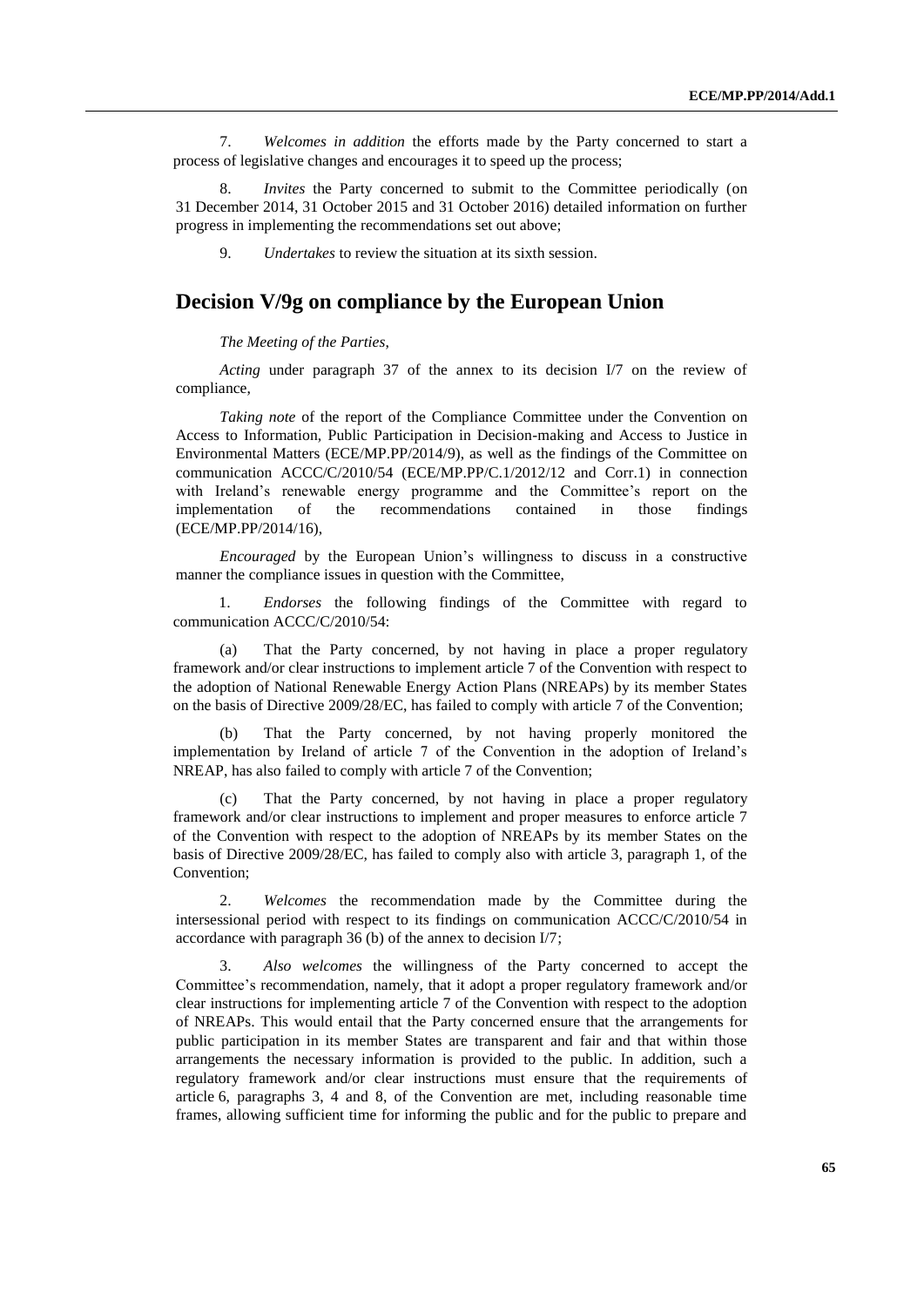7. *Welcomes in addition* the efforts made by the Party concerned to start a process of legislative changes and encourages it to speed up the process;

8. *Invites* the Party concerned to submit to the Committee periodically (on 31 December 2014, 31 October 2015 and 31 October 2016) detailed information on further progress in implementing the recommendations set out above;

9. *Undertakes* to review the situation at its sixth session.

## Decision V/9g on compliance by the European Union

*The Meeting of the Parties*,

*Acting* under paragraph 37 of the annex to its decision I/7 on the review of compliance,

*Taking note* of the report of the Compliance Committee under the Convention on Access to Information, Public Participation in Decision-making and Access to Justice in Environmental Matters (ECE/MP.PP/2014/9), as well as the findings of the Committee on communication ACCC/C/2010/54 (ECE/MP.PP/C.1/2012/12 and Corr.1) in connection with Ireland's renewable energy programme and the Committee's report on the implementation of the recommendations contained in those findings (ECE/MP.PP/2014/16),

*Encouraged* by the European Union's willingness to discuss in a constructive manner the compliance issues in question with the Committee,

1. *Endorses* the following findings of the Committee with regard to communication ACCC/C/2010/54:

(a) That the Party concerned, by not having in place a proper regulatory framework and/or clear instructions to implement article 7 of the Convention with respect to the adoption of National Renewable Energy Action Plans (NREAPs) by its member States on the basis of Directive 2009/28/EC, has failed to comply with article 7 of the Convention;

(b) That the Party concerned, by not having properly monitored the implementation by Ireland of article 7 of the Convention in the adoption of Ireland's NREAP, has also failed to comply with article 7 of the Convention;

(c) That the Party concerned, by not having in place a proper regulatory framework and/or clear instructions to implement and proper measures to enforce article 7 of the Convention with respect to the adoption of NREAPs by its member States on the basis of Directive 2009/28/EC, has failed to comply also with article 3, paragraph 1, of the Convention;

2. *Welcomes* the recommendation made by the Committee during the intersessional period with respect to its findings on communication ACCC/C/2010/54 in accordance with paragraph 36 (b) of the annex to decision I/7;

3. *Also welcomes* the willingness of the Party concerned to accept the Committee's recommendation, namely, that it adopt a proper regulatory framework and/or clear instructions for implementing article 7 of the Convention with respect to the adoption of NREAPs. This would entail that the Party concerned ensure that the arrangements for public participation in its member States are transparent and fair and that within those arrangements the necessary information is provided to the public. In addition, such a regulatory framework and/or clear instructions must ensure that the requirements of article 6, paragraphs 3, 4 and 8, of the Convention are met, including reasonable time frames, allowing sufficient time for informing the public and for the public to prepare and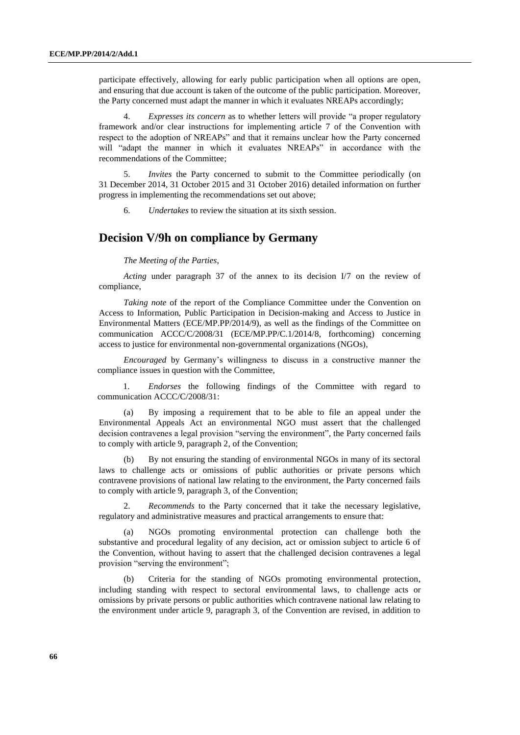participate effectively, allowing for early public participation when all options are open, and ensuring that due account is taken of the outcome of the public participation. Moreover, the Party concerned must adapt the manner in which it evaluates NREAPs accordingly;

4. *Expresses its concern* as to whether letters will provide "a proper regulatory framework and/or clear instructions for implementing article 7 of the Convention with respect to the adoption of NREAPs" and that it remains unclear how the Party concerned will "adapt the manner in which it evaluates NREAPs" in accordance with the recommendations of the Committee;

5. *Invites* the Party concerned to submit to the Committee periodically (on 31 December 2014, 31 October 2015 and 31 October 2016) detailed information on further progress in implementing the recommendations set out above;

6. *Undertakes* to review the situation at its sixth session.

## Decision V/9h on compliance by Germany

*The Meeting of the Parties,*

*Acting* under paragraph 37 of the annex to its decision I/7 on the review of compliance,

*Taking note* of the report of the Compliance Committee under the Convention on Access to Information, Public Participation in Decision-making and Access to Justice in Environmental Matters (ECE/MP.PP/2014/9), as well as the findings of the Committee on communication ACCC/C/2008/31 (ECE/MP.PP/C.1/2014/8, forthcoming) concerning access to justice for environmental non-governmental organizations (NGOs),

*Encouraged* by Germany's willingness to discuss in a constructive manner the compliance issues in question with the Committee,

1. *Endorses* the following findings of the Committee with regard to communication ACCC/C/2008/31:

(a) By imposing a requirement that to be able to file an appeal under the Environmental Appeals Act an environmental NGO must assert that the challenged decision contravenes a legal provision "serving the environment", the Party concerned fails to comply with article 9, paragraph 2, of the Convention;

(b) By not ensuring the standing of environmental NGOs in many of its sectoral laws to challenge acts or omissions of public authorities or private persons which contravene provisions of national law relating to the environment, the Party concerned fails to comply with article 9, paragraph 3, of the Convention;

2. *Recommends* to the Party concerned that it take the necessary legislative, regulatory and administrative measures and practical arrangements to ensure that:

(a) NGOs promoting environmental protection can challenge both the substantive and procedural legality of any decision, act or omission subject to article 6 of the Convention, without having to assert that the challenged decision contravenes a legal provision "serving the environment";

(b) Criteria for the standing of NGOs promoting environmental protection, including standing with respect to sectoral environmental laws, to challenge acts or omissions by private persons or public authorities which contravene national law relating to the environment under article 9, paragraph 3, of the Convention are revised, in addition to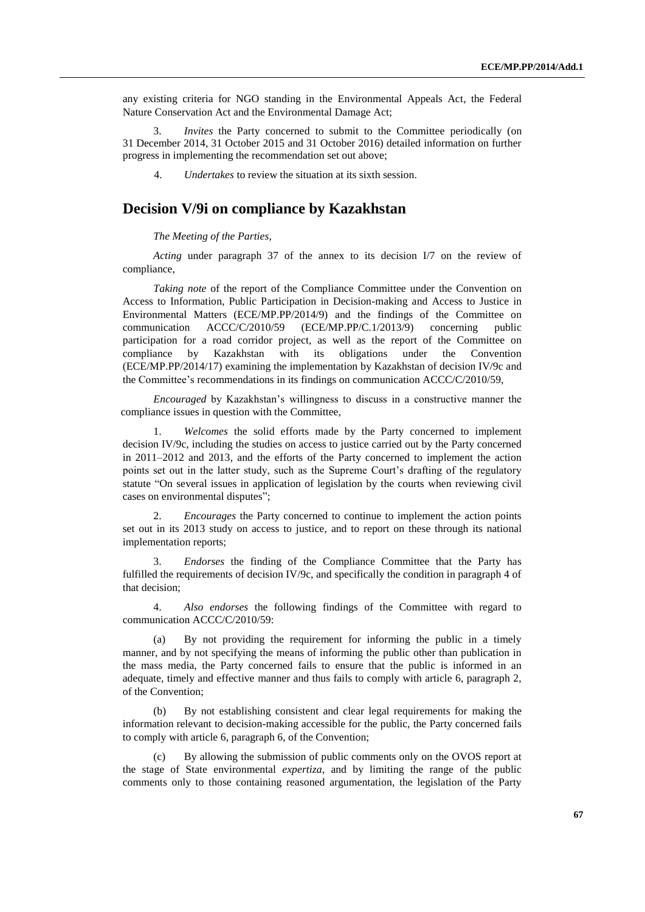any existing criteria for NGO standing in the Environmental Appeals Act, the Federal Nature Conservation Act and the Environmental Damage Act;

3. *Invites* the Party concerned to submit to the Committee periodically (on 31 December 2014, 31 October 2015 and 31 October 2016) detailed information on further progress in implementing the recommendation set out above;

4. *Undertakes* to review the situation at its sixth session.

## Decision V/9i on compliance by Kazakhstan

*The Meeting of the Parties*,

*Acting* under paragraph 37 of the annex to its decision I/7 on the review of compliance,

*Taking note* of the report of the Compliance Committee under the Convention on Access to Information, Public Participation in Decision-making and Access to Justice in Environmental Matters (ECE/MP.PP/2014/9) and the findings of the Committee on communication ACCC/C/2010/59 (ECE/MP.PP/C.1/2013/9) concerning public participation for a road corridor project, as well as the report of the Committee on compliance by Kazakhstan with its obligations under the Convention (ECE/MP.PP/2014/17) examining the implementation by Kazakhstan of decision IV/9c and the Committee's recommendations in its findings on communication ACCC/C/2010/59,

*Encouraged* by Kazakhstan's willingness to discuss in a constructive manner the compliance issues in question with the Committee,

1. *Welcomes* the solid efforts made by the Party concerned to implement decision IV/9c, including the studies on access to justice carried out by the Party concerned in 2011–2012 and 2013, and the efforts of the Party concerned to implement the action points set out in the latter study, such as the Supreme Court's drafting of the regulatory statute "On several issues in application of legislation by the courts when reviewing civil cases on environmental disputes";

2. *Encourages* the Party concerned to continue to implement the action points set out in its 2013 study on access to justice, and to report on these through its national implementation reports;

3. *Endorses* the finding of the Compliance Committee that the Party has fulfilled the requirements of decision IV/9c, and specifically the condition in paragraph 4 of that decision;

4. *Also endorses* the following findings of the Committee with regard to communication ACCC/C/2010/59:

(a) By not providing the requirement for informing the public in a timely manner, and by not specifying the means of informing the public other than publication in the mass media, the Party concerned fails to ensure that the public is informed in an adequate, timely and effective manner and thus fails to comply with article 6, paragraph 2, of the Convention;

(b) By not establishing consistent and clear legal requirements for making the information relevant to decision-making accessible for the public, the Party concerned fails to comply with article 6, paragraph 6, of the Convention;

(c) By allowing the submission of public comments only on the OVOS report at the stage of State environmental *expertiza*, and by limiting the range of the public comments only to those containing reasoned argumentation, the legislation of the Party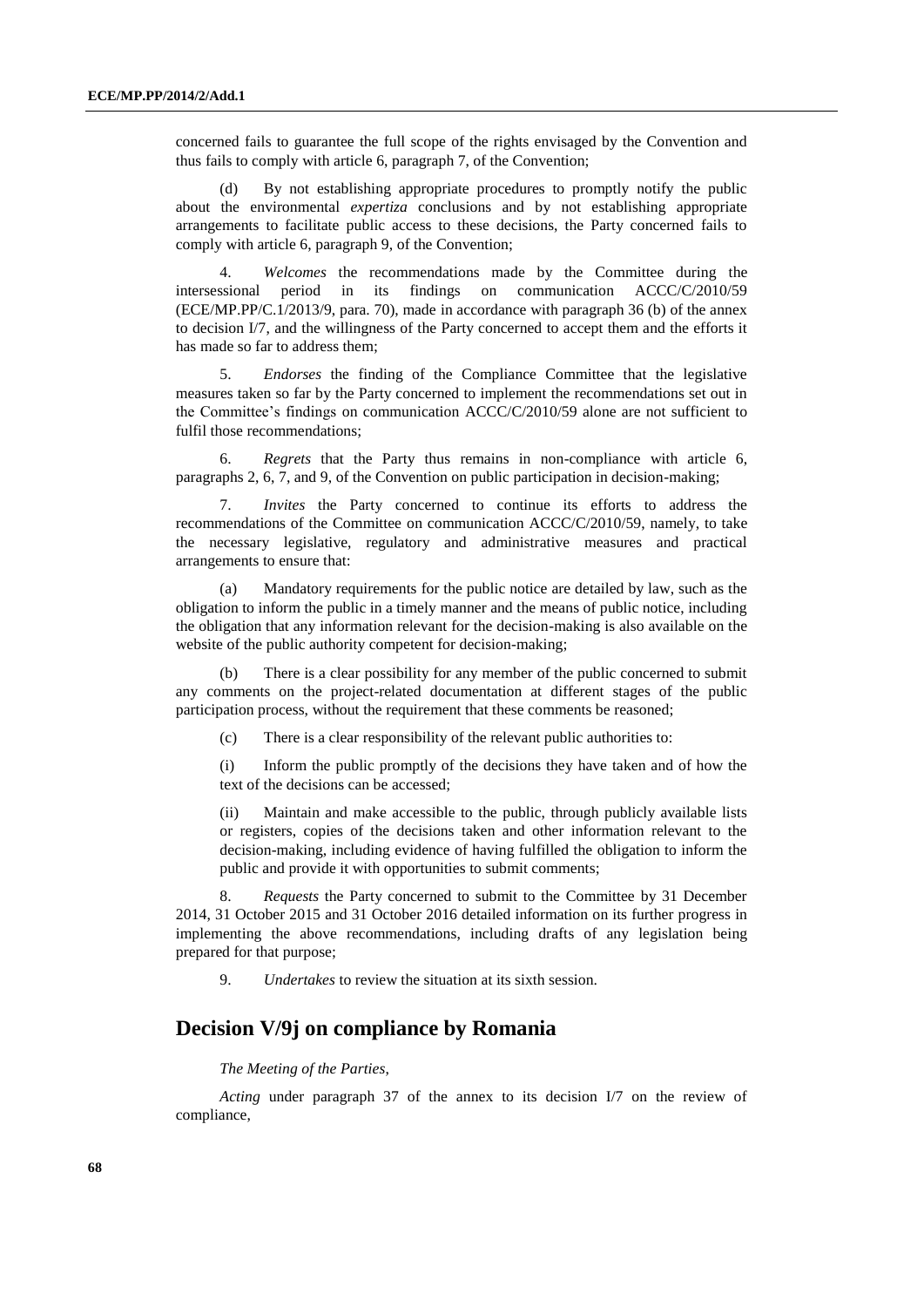concerned fails to guarantee the full scope of the rights envisaged by the Convention and thus fails to comply with article 6, paragraph 7, of the Convention;

(d) By not establishing appropriate procedures to promptly notify the public about the environmental *expertiza* conclusions and by not establishing appropriate arrangements to facilitate public access to these decisions, the Party concerned fails to comply with article 6, paragraph 9, of the Convention;

4. *Welcomes* the recommendations made by the Committee during the intersessional period in its findings on communication ACCC/C/2010/59 (ECE/MP.PP/C.1/2013/9, para. 70), made in accordance with paragraph 36 (b) of the annex to decision I/7, and the willingness of the Party concerned to accept them and the efforts it has made so far to address them;

5. *Endorses* the finding of the Compliance Committee that the legislative measures taken so far by the Party concerned to implement the recommendations set out in the Committee's findings on communication ACCC/C/2010/59 alone are not sufficient to fulfil those recommendations;

6. *Regrets* that the Party thus remains in non-compliance with article 6, paragraphs 2, 6, 7, and 9, of the Convention on public participation in decision-making;

7. *Invites* the Party concerned to continue its efforts to address the recommendations of the Committee on communication ACCC/C/2010/59, namely, to take the necessary legislative, regulatory and administrative measures and practical arrangements to ensure that:

(a) Mandatory requirements for the public notice are detailed by law, such as the obligation to inform the public in a timely manner and the means of public notice, including the obligation that any information relevant for the decision-making is also available on the website of the public authority competent for decision-making;

(b) There is a clear possibility for any member of the public concerned to submit any comments on the project-related documentation at different stages of the public participation process, without the requirement that these comments be reasoned;

(c) There is a clear responsibility of the relevant public authorities to:

(i) Inform the public promptly of the decisions they have taken and of how the text of the decisions can be accessed;

(ii) Maintain and make accessible to the public, through publicly available lists or registers, copies of the decisions taken and other information relevant to the decision-making, including evidence of having fulfilled the obligation to inform the public and provide it with opportunities to submit comments;

8. *Requests* the Party concerned to submit to the Committee by 31 December 2014, 31 October 2015 and 31 October 2016 detailed information on its further progress in implementing the above recommendations, including drafts of any legislation being prepared for that purpose;

9. *Undertakes* to review the situation at its sixth session.

## Decision V/9j on compliance by Romania

*The Meeting of the Parties*,

*Acting* under paragraph 37 of the annex to its decision I/7 on the review of compliance,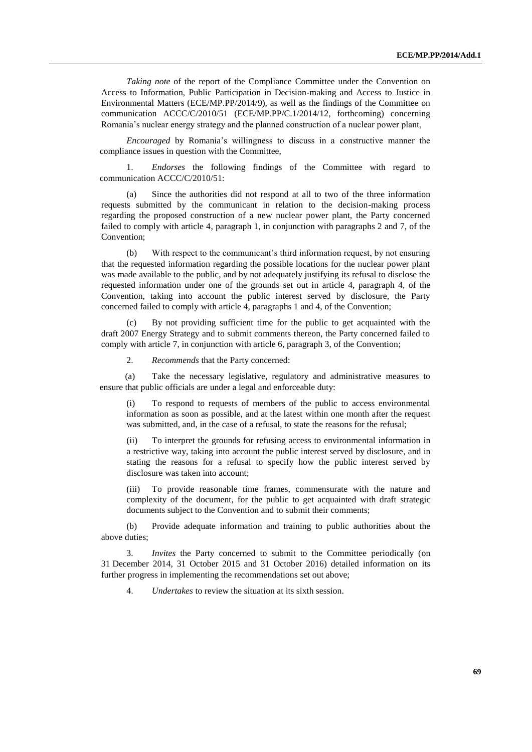*Taking note* of the report of the Compliance Committee under the Convention on Access to Information, Public Participation in Decision-making and Access to Justice in Environmental Matters (ECE/MP.PP/2014/9), as well as the findings of the Committee on communication ACCC/C/2010/51 (ECE/MP.PP/C.1/2014/12, forthcoming) concerning Romania's nuclear energy strategy and the planned construction of a nuclear power plant,

*Encouraged* by Romania's willingness to discuss in a constructive manner the compliance issues in question with the Committee,

1. *Endorses* the following findings of the Committee with regard to communication ACCC/C/2010/51:

(a) Since the authorities did not respond at all to two of the three information requests submitted by the communicant in relation to the decision-making process regarding the proposed construction of a new nuclear power plant, the Party concerned failed to comply with article 4, paragraph 1, in conjunction with paragraphs 2 and 7, of the Convention;

(b) With respect to the communicant's third information request, by not ensuring that the requested information regarding the possible locations for the nuclear power plant was made available to the public, and by not adequately justifying its refusal to disclose the requested information under one of the grounds set out in article 4, paragraph 4, of the Convention, taking into account the public interest served by disclosure, the Party concerned failed to comply with article 4, paragraphs 1 and 4, of the Convention;

(c) By not providing sufficient time for the public to get acquainted with the draft 2007 Energy Strategy and to submit comments thereon, the Party concerned failed to comply with article 7, in conjunction with article 6, paragraph 3, of the Convention;

2. *Recommends* that the Party concerned:

(a) Take the necessary legislative, regulatory and administrative measures to ensure that public officials are under a legal and enforceable duty:

(i) To respond to requests of members of the public to access environmental information as soon as possible, and at the latest within one month after the request was submitted, and, in the case of a refusal, to state the reasons for the refusal;

(ii) To interpret the grounds for refusing access to environmental information in a restrictive way, taking into account the public interest served by disclosure, and in stating the reasons for a refusal to specify how the public interest served by disclosure was taken into account;

(iii) To provide reasonable time frames, commensurate with the nature and complexity of the document, for the public to get acquainted with draft strategic documents subject to the Convention and to submit their comments;

(b) Provide adequate information and training to public authorities about the above duties;

3. *Invites* the Party concerned to submit to the Committee periodically (on 31 December 2014, 31 October 2015 and 31 October 2016) detailed information on its further progress in implementing the recommendations set out above;

4. *Undertakes* to review the situation at its sixth session.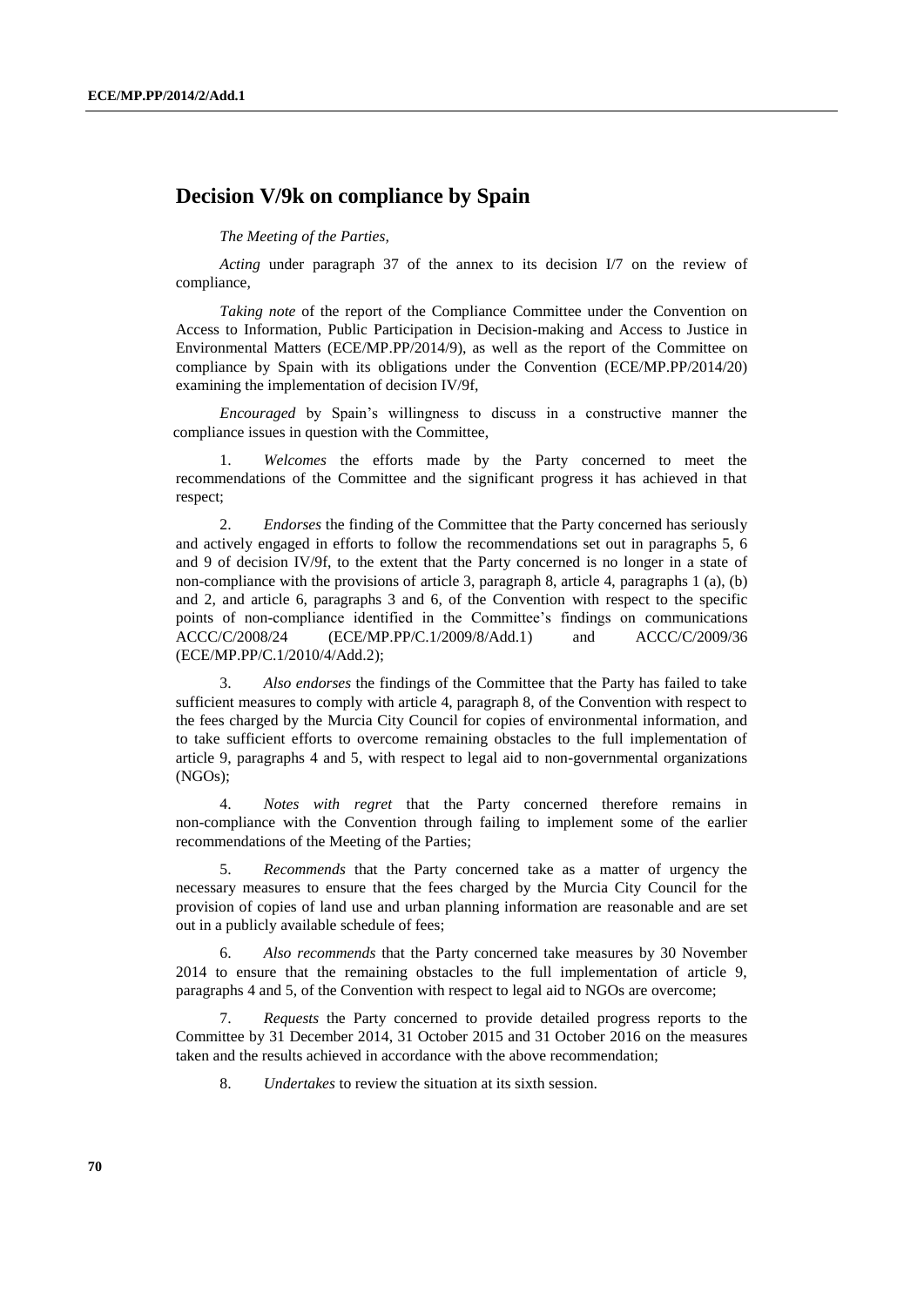## Decision V/9k on compliance by Spain

*The Meeting of the Parties,*

*Acting* under paragraph 37 of the annex to its decision I/7 on the review of compliance,

*Taking note* of the report of the Compliance Committee under the Convention on Access to Information, Public Participation in Decision-making and Access to Justice in Environmental Matters (ECE/MP.PP/2014/9), as well as the report of the Committee on compliance by Spain with its obligations under the Convention (ECE/MP.PP/2014/20) examining the implementation of decision IV/9f,

*Encouraged* by Spain's willingness to discuss in a constructive manner the compliance issues in question with the Committee,

1. *Welcomes* the efforts made by the Party concerned to meet the recommendations of the Committee and the significant progress it has achieved in that respect;

2. *Endorses* the finding of the Committee that the Party concerned has seriously and actively engaged in efforts to follow the recommendations set out in paragraphs 5, 6 and 9 of decision IV/9f, to the extent that the Party concerned is no longer in a state of non-compliance with the provisions of article 3, paragraph 8, article 4, paragraphs 1 (a), (b) and 2, and article 6, paragraphs 3 and 6, of the Convention with respect to the specific points of non-compliance identified in the Committee's findings on communications ACCC/C/2008/24 (ECE/MP.PP/C.1/2009/8/Add.1) and ACCC/C/2009/36 (ECE/MP.PP/C.1/2010/4/Add.2);

3. *Also endorses* the findings of the Committee that the Party has failed to take sufficient measures to comply with article 4, paragraph 8, of the Convention with respect to the fees charged by the Murcia City Council for copies of environmental information, and to take sufficient efforts to overcome remaining obstacles to the full implementation of article 9, paragraphs 4 and 5, with respect to legal aid to non-governmental organizations (NGOs);

4. *Notes with regret* that the Party concerned therefore remains in non-compliance with the Convention through failing to implement some of the earlier recommendations of the Meeting of the Parties;

5. *Recommends* that the Party concerned take as a matter of urgency the necessary measures to ensure that the fees charged by the Murcia City Council for the provision of copies of land use and urban planning information are reasonable and are set out in a publicly available schedule of fees;

6. *Also recommends* that the Party concerned take measures by 30 November 2014 to ensure that the remaining obstacles to the full implementation of article 9, paragraphs 4 and 5, of the Convention with respect to legal aid to NGOs are overcome;

7. *Requests* the Party concerned to provide detailed progress reports to the Committee by 31 December 2014, 31 October 2015 and 31 October 2016 on the measures taken and the results achieved in accordance with the above recommendation;

8. *Undertakes* to review the situation at its sixth session.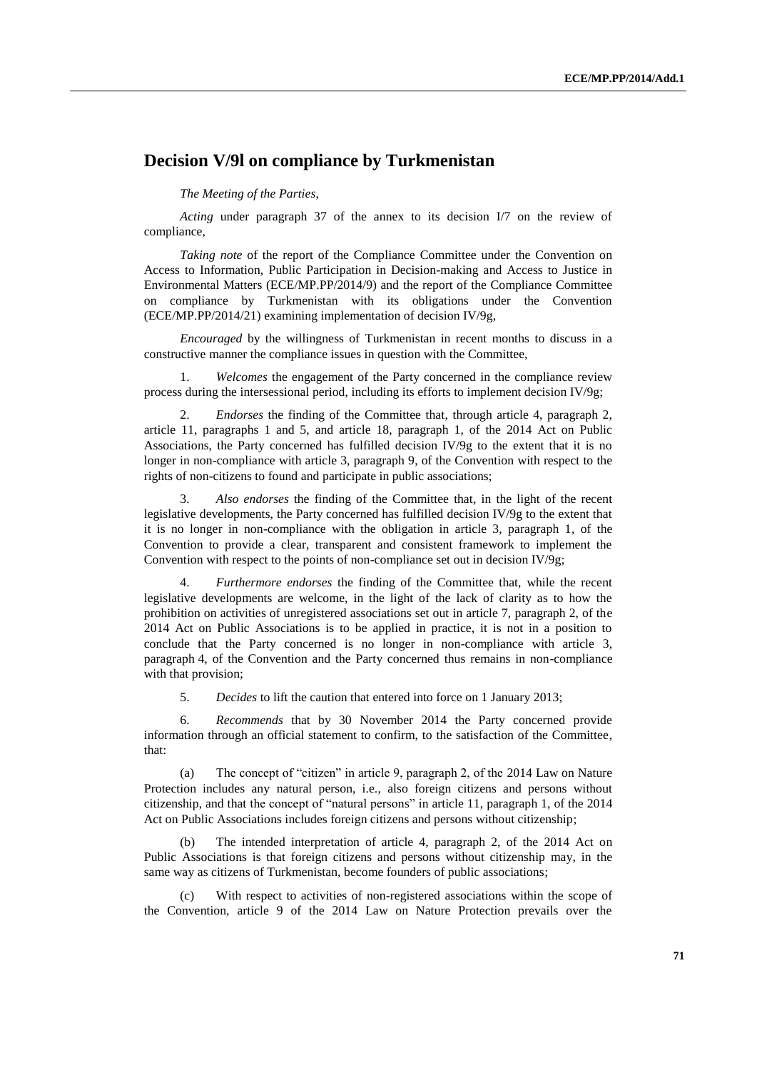## Decision V/9l on compliance by Turkmenistan

*The Meeting of the Parties,*

*Acting* under paragraph 37 of the annex to its decision I/7 on the review of compliance,

*Taking note* of the report of the Compliance Committee under the Convention on Access to Information, Public Participation in Decision-making and Access to Justice in Environmental Matters (ECE/MP.PP/2014/9) and the report of the Compliance Committee on compliance by Turkmenistan with its obligations under the Convention (ECE/MP.PP/2014/21) examining implementation of decision IV/9g,

*Encouraged* by the willingness of Turkmenistan in recent months to discuss in a constructive manner the compliance issues in question with the Committee,

1. *Welcomes* the engagement of the Party concerned in the compliance review process during the intersessional period, including its efforts to implement decision IV/9g;

2. *Endorses* the finding of the Committee that, through article 4, paragraph 2, article 11, paragraphs 1 and 5, and article 18, paragraph 1, of the 2014 Act on Public Associations, the Party concerned has fulfilled decision IV/9g to the extent that it is no longer in non-compliance with article 3, paragraph 9, of the Convention with respect to the rights of non-citizens to found and participate in public associations;

3. *Also endorses* the finding of the Committee that, in the light of the recent legislative developments, the Party concerned has fulfilled decision IV/9g to the extent that it is no longer in non-compliance with the obligation in article 3, paragraph 1, of the Convention to provide a clear, transparent and consistent framework to implement the Convention with respect to the points of non-compliance set out in decision IV/9g;

4. *Furthermore endorses* the finding of the Committee that, while the recent legislative developments are welcome, in the light of the lack of clarity as to how the prohibition on activities of unregistered associations set out in article 7, paragraph 2, of the 2014 Act on Public Associations is to be applied in practice, it is not in a position to conclude that the Party concerned is no longer in non-compliance with article 3, paragraph 4, of the Convention and the Party concerned thus remains in non-compliance with that provision;

5. *Decides* to lift the caution that entered into force on 1 January 2013;

6. *Recommends* that by 30 November 2014 the Party concerned provide information through an official statement to confirm, to the satisfaction of the Committee, that:

(a) The concept of "citizen" in article 9, paragraph 2, of the 2014 Law on Nature Protection includes any natural person, i.e., also foreign citizens and persons without citizenship, and that the concept of "natural persons" in article 11, paragraph 1, of the 2014 Act on Public Associations includes foreign citizens and persons without citizenship;

(b) The intended interpretation of article 4, paragraph 2, of the 2014 Act on Public Associations is that foreign citizens and persons without citizenship may, in the same way as citizens of Turkmenistan, become founders of public associations;

(c) With respect to activities of non-registered associations within the scope of the Convention, article 9 of the 2014 Law on Nature Protection prevails over the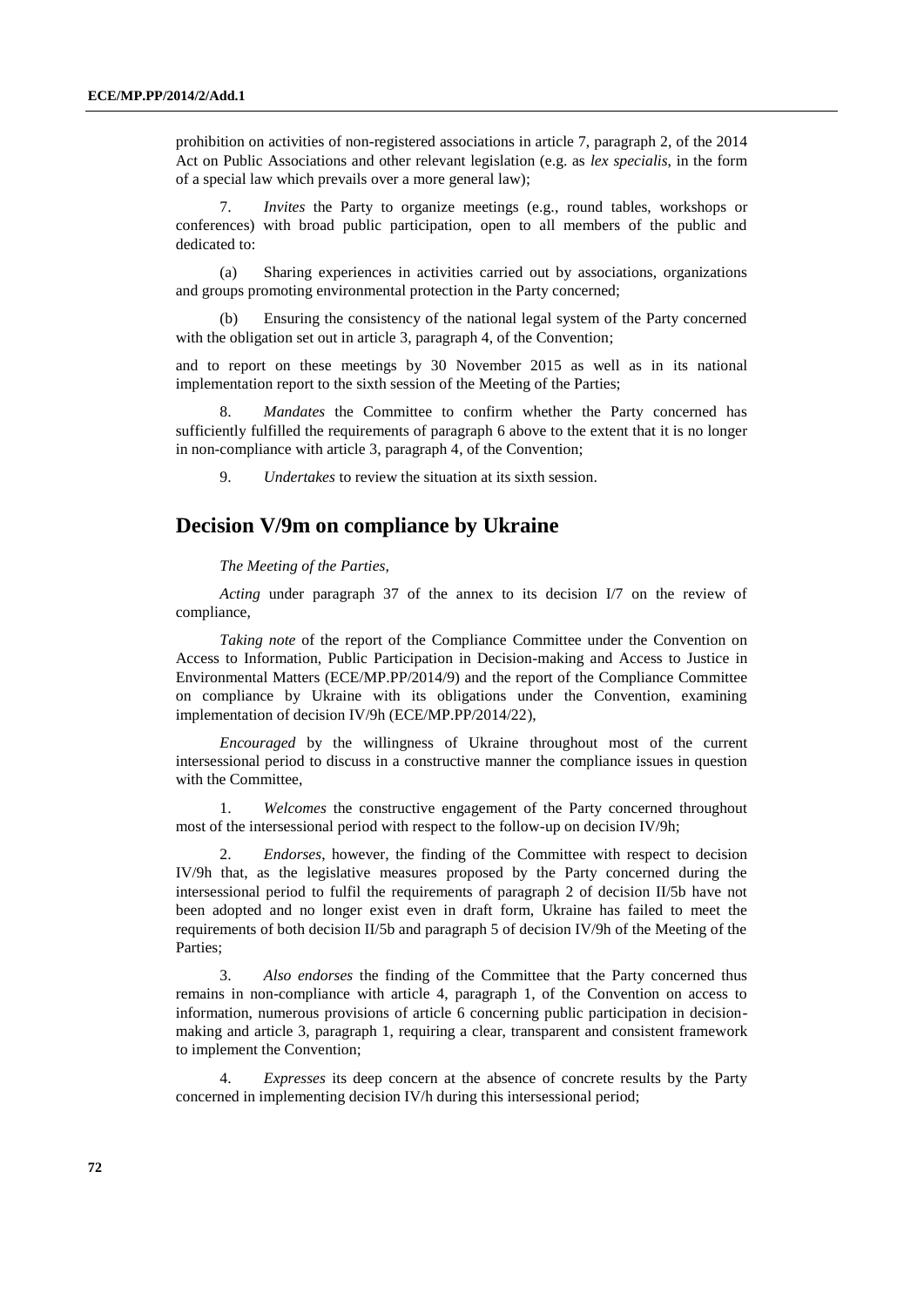prohibition on activities of non-registered associations in article 7, paragraph 2, of the 2014 Act on Public Associations and other relevant legislation (e.g. as *lex specialis*, in the form of a special law which prevails over a more general law);

7. *Invites* the Party to organize meetings (e.g., round tables, workshops or conferences) with broad public participation, open to all members of the public and dedicated to:

(a) Sharing experiences in activities carried out by associations, organizations and groups promoting environmental protection in the Party concerned;

(b) Ensuring the consistency of the national legal system of the Party concerned with the obligation set out in article 3, paragraph 4, of the Convention;

and to report on these meetings by 30 November 2015 as well as in its national implementation report to the sixth session of the Meeting of the Parties;

8. *Mandates* the Committee to confirm whether the Party concerned has sufficiently fulfilled the requirements of paragraph 6 above to the extent that it is no longer in non-compliance with article 3, paragraph 4, of the Convention;

9. *Undertakes* to review the situation at its sixth session.

## Decision V/9m on compliance by Ukraine

*The Meeting of the Parties*,

*Acting* under paragraph 37 of the annex to its decision I/7 on the review of compliance,

*Taking note* of the report of the Compliance Committee under the Convention on Access to Information, Public Participation in Decision-making and Access to Justice in Environmental Matters (ECE/MP.PP/2014/9) and the report of the Compliance Committee on compliance by Ukraine with its obligations under the Convention, examining implementation of decision IV/9h (ECE/MP.PP/2014/22),

*Encouraged* by the willingness of Ukraine throughout most of the current intersessional period to discuss in a constructive manner the compliance issues in question with the Committee,

1. *Welcomes* the constructive engagement of the Party concerned throughout most of the intersessional period with respect to the follow-up on decision IV/9h;

2. *Endorses*, however, the finding of the Committee with respect to decision IV/9h that, as the legislative measures proposed by the Party concerned during the intersessional period to fulfil the requirements of paragraph 2 of decision II/5b have not been adopted and no longer exist even in draft form, Ukraine has failed to meet the requirements of both decision II/5b and paragraph 5 of decision IV/9h of the Meeting of the Parties;

3. *Also endorses* the finding of the Committee that the Party concerned thus remains in non-compliance with article 4, paragraph 1, of the Convention on access to information, numerous provisions of article 6 concerning public participation in decision-making and article 3, paragraph 1, requiring a clear, transparent and consistent framework to implement the Convention;

4. *Expresses* its deep concern at the absence of concrete results by the Party concerned in implementing decision IV/h during this intersessional period;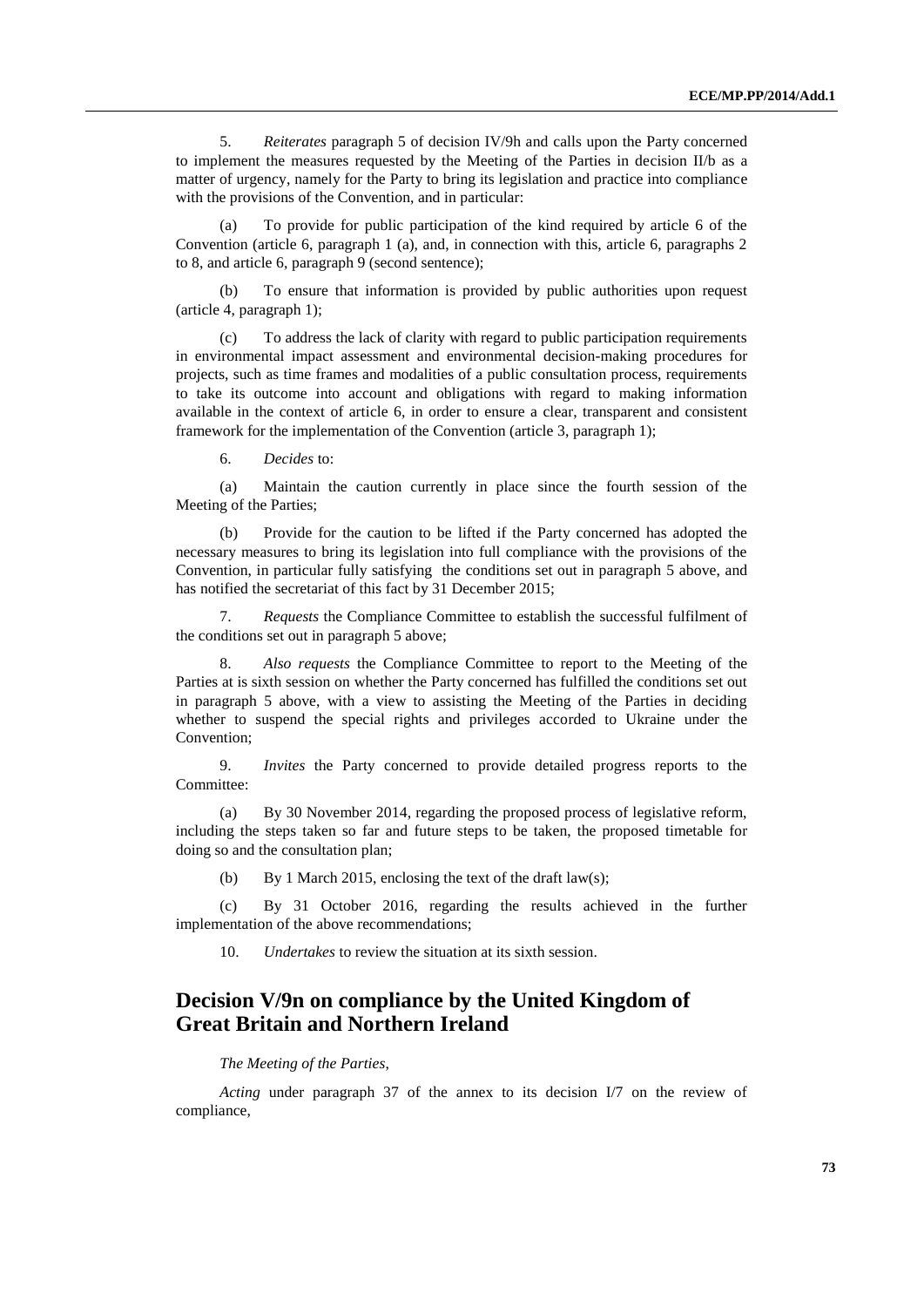5. *Reiterates* paragraph 5 of decision IV/9h and calls upon the Party concerned to implement the measures requested by the Meeting of the Parties in decision II/b as a matter of urgency, namely for the Party to bring its legislation and practice into compliance with the provisions of the Convention, and in particular:

(a) To provide for public participation of the kind required by article 6 of the Convention (article 6, paragraph 1 (a), and, in connection with this, article 6, paragraphs 2 to 8, and article 6, paragraph 9 (second sentence);

(b) To ensure that information is provided by public authorities upon request (article 4, paragraph 1);

(c) To address the lack of clarity with regard to public participation requirements in environmental impact assessment and environmental decision-making procedures for projects, such as time frames and modalities of a public consultation process, requirements to take its outcome into account and obligations with regard to making information available in the context of article 6, in order to ensure a clear, transparent and consistent framework for the implementation of the Convention (article 3, paragraph 1);

6. *Decides* to:

(a) Maintain the caution currently in place since the fourth session of the Meeting of the Parties;

(b) Provide for the caution to be lifted if the Party concerned has adopted the necessary measures to bring its legislation into full compliance with the provisions of the Convention, in particular fully satisfying the conditions set out in paragraph 5 above, and has notified the secretariat of this fact by 31 December 2015;

7. *Requests* the Compliance Committee to establish the successful fulfilment of the conditions set out in paragraph 5 above;

8. *Also requests* the Compliance Committee to report to the Meeting of the Parties at is sixth session on whether the Party concerned has fulfilled the conditions set out in paragraph 5 above, with a view to assisting the Meeting of the Parties in deciding whether to suspend the special rights and privileges accorded to Ukraine under the Convention;

9. *Invites* the Party concerned to provide detailed progress reports to the Committee:

(a) By 30 November 2014, regarding the proposed process of legislative reform, including the steps taken so far and future steps to be taken, the proposed timetable for doing so and the consultation plan;

(b) By 1 March 2015, enclosing the text of the draft law(s);

(c) By 31 October 2016, regarding the results achieved in the further implementation of the above recommendations;

10. *Undertakes* to review the situation at its sixth session.

## Decision V/9n on compliance by the United Kingdom of Great Britain and Northern Ireland

*The Meeting of the Parties,*

*Acting* under paragraph 37 of the annex to its decision I/7 on the review of compliance,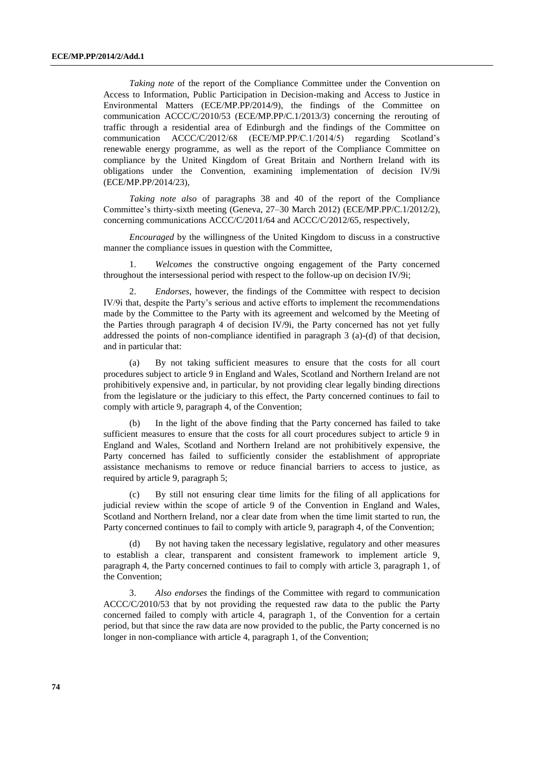*Taking note* of the report of the Compliance Committee under the Convention on Access to Information, Public Participation in Decision-making and Access to Justice in Environmental Matters (ECE/MP.PP/2014/9), the findings of the Committee on communication ACCC/C/2010/53 (ECE/MP.PP/C.1/2013/3) concerning the rerouting of traffic through a residential area of Edinburgh and the findings of the Committee on communication ACCC/C/2012/68 (ECE/MP.PP/C.1/2014/5) regarding Scotland's renewable energy programme, as well as the report of the Compliance Committee on compliance by the United Kingdom of Great Britain and Northern Ireland with its obligations under the Convention, examining implementation of decision IV/9i (ECE/MP.PP/2014/23),

*Taking note also* of paragraphs 38 and 40 of the report of the Compliance Committee's thirty-sixth meeting (Geneva, 27–30 March 2012) (ECE/MP.PP/C.1/2012/2), concerning communications ACCC/C/2011/64 and ACCC/C/2012/65, respectively,

*Encouraged* by the willingness of the United Kingdom to discuss in a constructive manner the compliance issues in question with the Committee,

1. *Welcomes* the constructive ongoing engagement of the Party concerned throughout the intersessional period with respect to the follow-up on decision IV/9i;

2. *Endorses*, however, the findings of the Committee with respect to decision IV/9i that, despite the Party's serious and active efforts to implement the recommendations made by the Committee to the Party with its agreement and welcomed by the Meeting of the Parties through paragraph 4 of decision IV/9i, the Party concerned has not yet fully addressed the points of non-compliance identified in paragraph 3 (a)-(d) of that decision, and in particular that:

(a) By not taking sufficient measures to ensure that the costs for all court procedures subject to article 9 in England and Wales, Scotland and Northern Ireland are not prohibitively expensive and, in particular, by not providing clear legally binding directions from the legislature or the judiciary to this effect, the Party concerned continues to fail to comply with article 9, paragraph 4, of the Convention;

(b) In the light of the above finding that the Party concerned has failed to take sufficient measures to ensure that the costs for all court procedures subject to article 9 in England and Wales, Scotland and Northern Ireland are not prohibitively expensive, the Party concerned has failed to sufficiently consider the establishment of appropriate assistance mechanisms to remove or reduce financial barriers to access to justice, as required by article 9, paragraph 5;

(c) By still not ensuring clear time limits for the filing of all applications for judicial review within the scope of article 9 of the Convention in England and Wales, Scotland and Northern Ireland, nor a clear date from when the time limit started to run, the Party concerned continues to fail to comply with article 9, paragraph 4, of the Convention;

(d) By not having taken the necessary legislative, regulatory and other measures to establish a clear, transparent and consistent framework to implement article 9, paragraph 4, the Party concerned continues to fail to comply with article 3, paragraph 1, of the Convention;

3. *Also endorses* the findings of the Committee with regard to communication ACCC/C/2010/53 that by not providing the requested raw data to the public the Party concerned failed to comply with article 4, paragraph 1, of the Convention for a certain period, but that since the raw data are now provided to the public, the Party concerned is no longer in non-compliance with article 4, paragraph 1, of the Convention;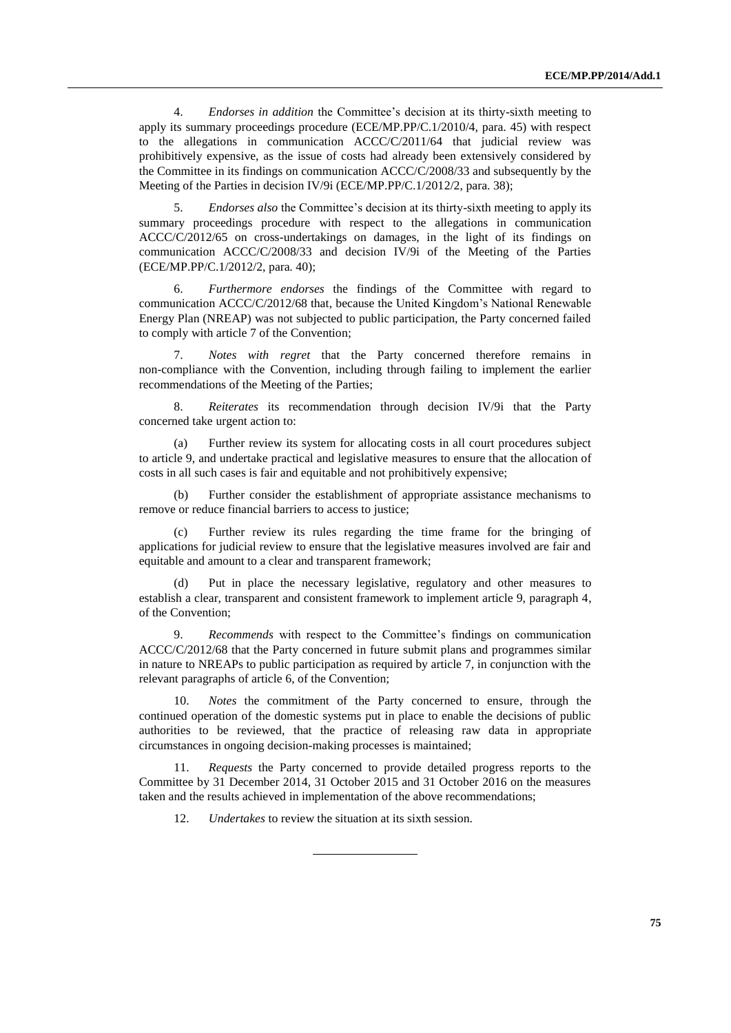4. *Endorses in addition* the Committee's decision at its thirty-sixth meeting to apply its summary proceedings procedure (ECE/MP.PP/C.1/2010/4, para. 45) with respect to the allegations in communication ACCC/C/2011/64 that judicial review was prohibitively expensive, as the issue of costs had already been extensively considered by the Committee in its findings on communication ACCC/C/2008/33 and subsequently by the Meeting of the Parties in decision IV/9i (ECE/MP.PP/C.1/2012/2, para. 38);

5. *Endorses also* the Committee's decision at its thirty-sixth meeting to apply its summary proceedings procedure with respect to the allegations in communication ACCC/C/2012/65 on cross-undertakings on damages, in the light of its findings on communication ACCC/C/2008/33 and decision IV/9i of the Meeting of the Parties (ECE/MP.PP/C.1/2012/2, para. 40);

6. *Furthermore endorses* the findings of the Committee with regard to communication ACCC/C/2012/68 that, because the United Kingdom's National Renewable Energy Plan (NREAP) was not subjected to public participation, the Party concerned failed to comply with article 7 of the Convention;

7. *Notes with regret* that the Party concerned therefore remains in non-compliance with the Convention, including through failing to implement the earlier recommendations of the Meeting of the Parties;

8. *Reiterates* its recommendation through decision IV/9i that the Party concerned take urgent action to:

(a) Further review its system for allocating costs in all court procedures subject to article 9, and undertake practical and legislative measures to ensure that the allocation of costs in all such cases is fair and equitable and not prohibitively expensive;

(b) Further consider the establishment of appropriate assistance mechanisms to remove or reduce financial barriers to access to justice;

(c) Further review its rules regarding the time frame for the bringing of applications for judicial review to ensure that the legislative measures involved are fair and equitable and amount to a clear and transparent framework;

(d) Put in place the necessary legislative, regulatory and other measures to establish a clear, transparent and consistent framework to implement article 9, paragraph 4, of the Convention;

9. *Recommends* with respect to the Committee's findings on communication ACCC/C/2012/68 that the Party concerned in future submit plans and programmes similar in nature to NREAPs to public participation as required by article 7, in conjunction with the relevant paragraphs of article 6, of the Convention;

10. *Notes* the commitment of the Party concerned to ensure, through the continued operation of the domestic systems put in place to enable the decisions of public authorities to be reviewed, that the practice of releasing raw data in appropriate circumstances in ongoing decision-making processes is maintained;

11. *Requests* the Party concerned to provide detailed progress reports to the Committee by 31 December 2014, 31 October 2015 and 31 October 2016 on the measures taken and the results achieved in implementation of the above recommendations;

12. *Undertakes* to review the situation at its sixth session.